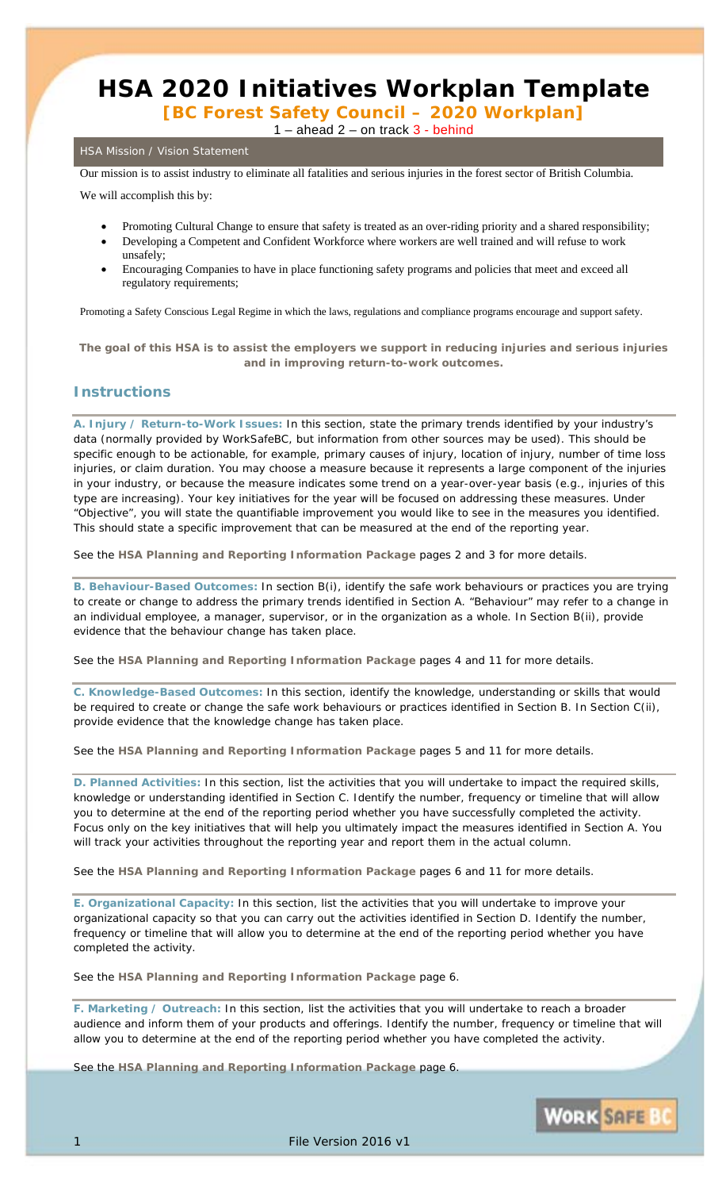# HSA 2020 Initiatives Workplan Template

**[BC Forest Safety Council – 2020 Workplan]**

1 – ahead 2 – on track 3 - behind

## HSA Mission / Vision Statement

Our mission is to assist industry to eliminate all fatalities and serious injuries in the forest sector of British Columbia.

We will accomplish this by:

- Promoting Cultural Change to ensure that safety is treated as an over-riding priority and a shared responsibility;
- Developing a Competent and Confident Workforce where workers are well trained and will refuse to work unsafely;
- Encouraging Companies to have in place functioning safety programs and policies that meet and exceed all regulatory requirements;

Promoting a Safety Conscious Legal Regime in which the laws, regulations and compliance programs encourage and support safety.

**The goal of this HSA is to assist the employers we support in reducing injuries and serious injuries and in improving return-to-work outcomes.**

## Instructions

**A. Injury / Return-to-Work Issues:** In this section, state the primary trends identified by your industry's data (normally provided by WorkSafeBC, but information from other sources may be used). This should be specific enough to be actionable, for example, primary causes of injury, location of injury, number of time loss injuries, or claim duration. You may choose a measure because it represents a large component of the injuries in your industry, or because the measure indicates some trend on a year-over-year basis (e.g., injuries of this type are increasing). Your key initiatives for the year will be focused on addressing these measures. Under "Objective", you will state the quantifiable improvement you would like to see in the measures you identified. This should state a specific improvement that can be measured at the end of the reporting year.

See the **HSA Planning and Reporting Information Package** pages 2 and 3 for more details.

**B. Behaviour-Based Outcomes:** In section B(i), identify the safe work behaviours or practices you are trying to create or change to address the primary trends identified in Section A. "Behaviour" may refer to a change in an individual employee, a manager, supervisor, or in the organization as a whole. In Section B(ii), provide evidence that the behaviour change has taken place.

See the **HSA Planning and Reporting Information Package** pages 4 and 11 for more details.

**C. Knowledge-Based Outcomes:** In this section, identify the knowledge, understanding or skills that would be required to create or change the safe work behaviours or practices identified in Section B. In Section C(ii), provide evidence that the knowledge change has taken place.

See the **HSA Planning and Reporting Information Package** pages 5 and 11 for more details.

**D. Planned Activities:** In this section, list the activities that you will undertake to impact the required skills, knowledge or understanding identified in Section C. Identify the number, frequency or timeline that will allow you to determine at the end of the reporting period whether you have successfully completed the activity. Focus only on the key initiatives that will help you ultimately impact the measures identified in Section A. You will track your activities throughout the reporting year and report them in the actual column.

See the **HSA Planning and Reporting Information Package** pages 6 and 11 for more details.

**E. Organizational Capacity:** In this section, list the activities that you will undertake to improve your organizational capacity so that you can carry out the activities identified in Section D. Identify the number, frequency or timeline that will allow you to determine at the end of the reporting period whether you have completed the activity.

See the **HSA Planning and Reporting Information Package** page 6.

**F. Marketing / Outreach:** In this section, list the activities that you will undertake to reach a broader audience and inform them of your products and offerings. Identify the number, frequency or timeline that will allow you to determine at the end of the reporting period whether you have completed the activity.

See the **HSA Planning and Reporting Information Package** page 6.

File Version 2016 v1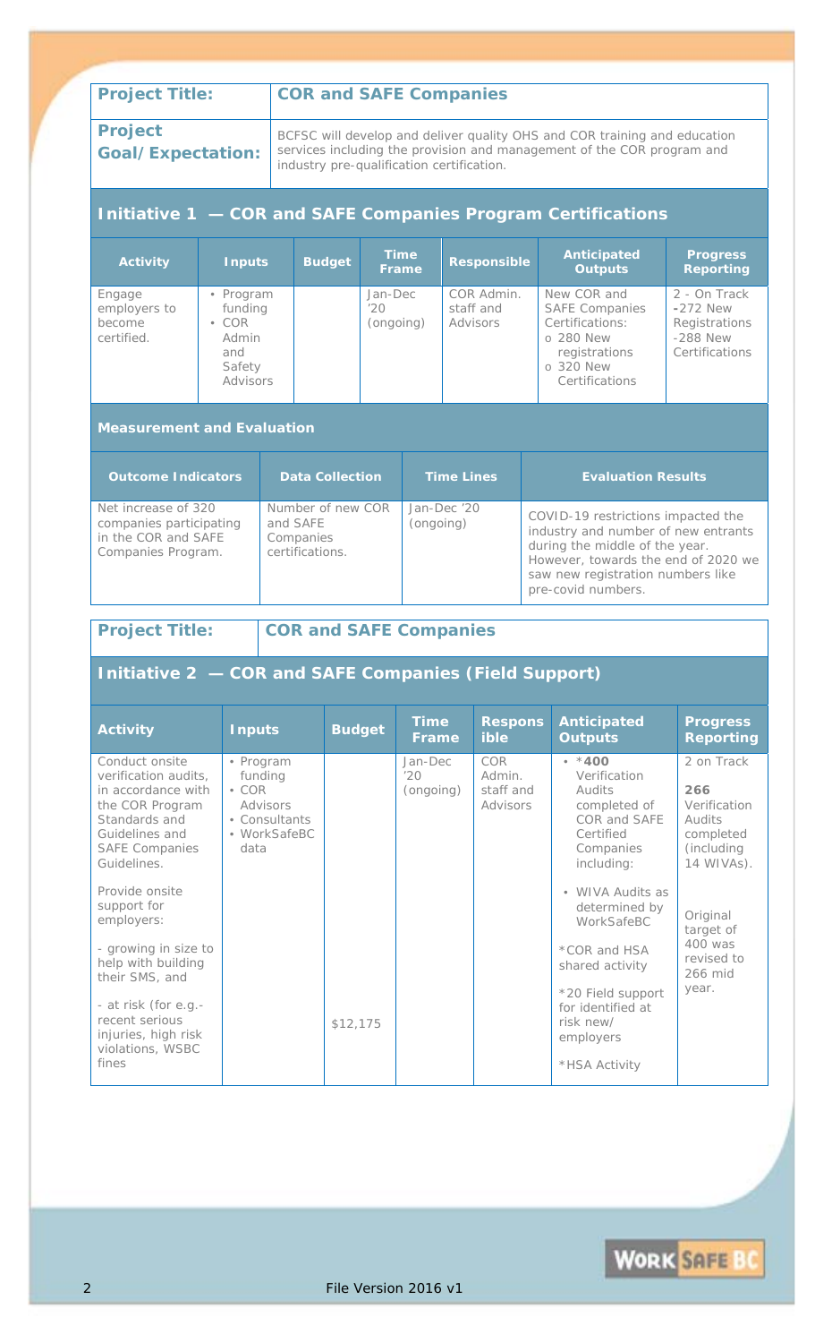| **Project Title:** | **COR and SAFE Companies** |
|---|---|
| **Project Goal/Expectation:** | BCFSC will develop and deliver quality OHS and COR training and education services including the provision and management of the COR program and industry pre-qualification certification. |

## Initiative 1 — COR and SAFE Companies Program Certifications

| Activity | Inputs | Budget | Time Frame | Responsible | Anticipated Outputs | Progress Reporting |
|---|---|---|---|---|---|---|
| Engage employers to become certified. | • Program funding<br>• COR Admin and Safety Advisors | | Jan-Dec '20 (ongoing) | COR Admin. staff and Advisors | New COR and SAFE Companies Certifications:<br>o 280 New registrations<br>o 320 New Certifications | 2 - On Track<br>-272 New Registrations<br>-288 New Certifications |

### Measurement and Evaluation

| Outcome Indicators | Data Collection | Time Lines | Evaluation Results |
|---|---|---|---|
| Net increase of 320 companies participating in the COR and SAFE Companies Program. | Number of new COR and SAFE Companies certifications. | Jan-Dec '20 (ongoing) | COVID-19 restrictions impacted the industry and number of new entrants during the middle of the year. However, towards the end of 2020 we saw new registration numbers like pre-covid numbers. |

| **Project Title:** | **COR and SAFE Companies** |
|---|---|

## Initiative 2 — COR and SAFE Companies (Field Support)

| Activity | Inputs | Budget | Time Frame | Responsible | Anticipated Outputs | Progress Reporting |
|---|---|---|---|---|---|---|
| Conduct onsite verification audits, in accordance with the COR Program Standards and Guidelines and SAFE Companies Guidelines.<br><br>Provide onsite support for employers:<br><br>- growing in size to help with building their SMS, and<br><br>- at risk (for e.g.- recent serious injuries, high risk violations, WSBC fines | • Program funding<br>• COR Advisors<br>• Consultants<br>• WorkSafeBC data | $12,175 | Jan-Dec '20 (ongoing) | COR Admin. staff and Advisors | • ***400** Verification Audits completed of COR and SAFE Certified Companies including:<br><br>• WIVA Audits as determined by WorkSafeBC<br><br>*COR and HSA shared activity<br><br>*20 Field support for identified at risk new/ employers<br><br>*HSA Activity | 2 on Track<br><br>**266** Verification Audits completed (including 14 WIVAs).<br><br>Original target of 400 was revised to 266 mid year. |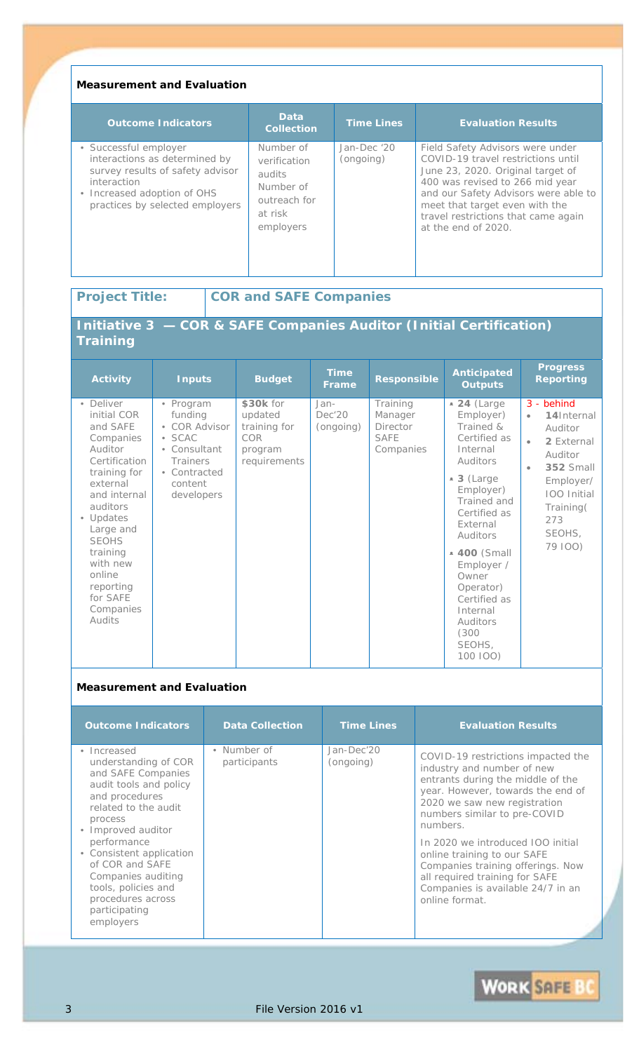**Measurement and Evaluation**

| Outcome Indicators | Data Collection | Time Lines | Evaluation Results |
|---|---|---|---|
| • Successful employer interactions as determined by survey results of safety advisor interaction<br>• Increased adoption of OHS practices by selected employers | Number of verification audits<br>Number of outreach for at risk employers | Jan-Dec '20 (ongoing) | Field Safety Advisors were under COVID-19 travel restrictions until June 23, 2020. Original target of 400 was revised to 266 mid year and our Safety Advisors were able to meet that target even with the travel restrictions that came again at the end of 2020. |

| **Project Title:** | **COR and SAFE Companies** |
|---|---|

## Initiative 3 — COR & SAFE Companies Auditor (Initial Certification) Training

| Activity | Inputs | Budget | Time Frame | Responsible | Anticipated Outputs | Progress Reporting |
|---|---|---|---|---|---|---|
| • Deliver initial COR and SAFE Companies Auditor Certification training for external and internal auditors<br>• Updates Large and SEOHS training with new online reporting for SAFE Companies Audits | • Program funding<br>• COR Advisor<br>• SCAC<br>• Consultant Trainers<br>• Contracted content developers | **$30k** for updated training for COR program requirements | Jan-Dec'20 (ongoing) | Training Manager Director SAFE Companies | • **24** (Large Employer) Trained & Certified as Internal Auditors<br>• **3** (Large Employer) Trained and Certified as External Auditors<br>• **400** (Small Employer / Owner Operator) Certified as Internal Auditors (300 SEOHS, 100 IOO) | 3 - behind<br>• **14**Internal Auditor<br>• **2** External Auditor<br>• **352** Small Employer/ IOO Initial Training( 273 SEOHS, 79 IOO) |

**Measurement and Evaluation**

| Outcome Indicators | Data Collection | Time Lines | Evaluation Results |
|---|---|---|---|
| • Increased understanding of COR and SAFE Companies audit tools and policy and procedures related to the audit process<br>• Improved auditor performance<br>• Consistent application of COR and SAFE Companies auditing tools, policies and procedures across participating employers | • Number of participants | Jan-Dec'20 (ongoing) | COVID-19 restrictions impacted the industry and number of new entrants during the middle of the year. However, towards the end of 2020 we saw new registration numbers similar to pre-COVID numbers.<br><br>In 2020 we introduced IOO initial online training to our SAFE Companies training offerings. Now all required training for SAFE Companies is available 24/7 in an online format. |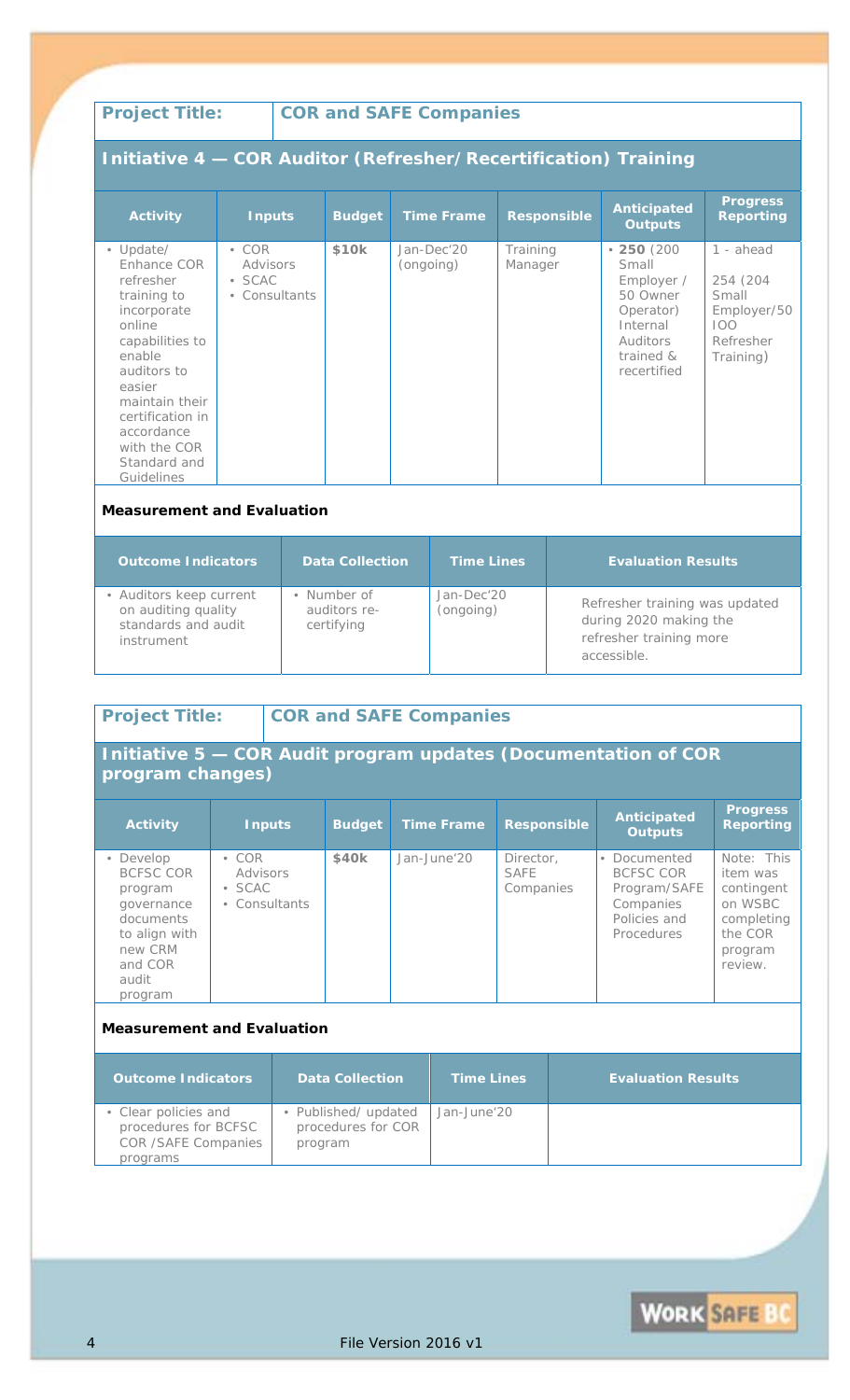| **Project Title:** | **COR and SAFE Companies** |
| --- | --- |

## Initiative 4 — COR Auditor (Refresher/Recertification) Training

| Activity | Inputs | Budget | Time Frame | Responsible | Anticipated Outputs | Progress Reporting |
| --- | --- | --- | --- | --- | --- | --- |
| • Update/ Enhance COR refresher training to incorporate online capabilities to enable auditors to easier maintain their certification in accordance with the COR Standard and Guidelines | • COR Advisors<br>• SCAC<br>• Consultants | **$10k** | Jan-Dec'20 (ongoing) | Training Manager | • **250** (200 Small Employer / 50 Owner Operator) Internal Auditors trained & recertified | 1 - ahead<br>254 (204 Small Employer/50 IOO Refresher Training) |

**Measurement and Evaluation**

| Outcome Indicators | Data Collection | Time Lines | Evaluation Results |
| --- | --- | --- | --- |
| • Auditors keep current on auditing quality standards and audit instrument | • Number of auditors re-certifying | Jan-Dec'20 (ongoing) | Refresher training was updated during 2020 making the refresher training more accessible. |

| **Project Title:** | **COR and SAFE Companies** |
| --- | --- |

## Initiative 5 — COR Audit program updates (Documentation of COR program changes)

| Activity | Inputs | Budget | Time Frame | Responsible | Anticipated Outputs | Progress Reporting |
| --- | --- | --- | --- | --- | --- | --- |
| • Develop BCFSC COR program governance documents to align with new CRM and COR audit program | • COR Advisors<br>• SCAC<br>• Consultants | **$40k** | Jan-June'20 | Director, SAFE Companies | • Documented BCFSC COR Program/SAFE Companies Policies and Procedures | Note: This item was contingent on WSBC completing the COR program review. |

**Measurement and Evaluation**

| Outcome Indicators | Data Collection | Time Lines | Evaluation Results |
| --- | --- | --- | --- |
| • Clear policies and procedures for BCFSC COR /SAFE Companies programs | • Published/ updated procedures for COR program | Jan-June'20 | |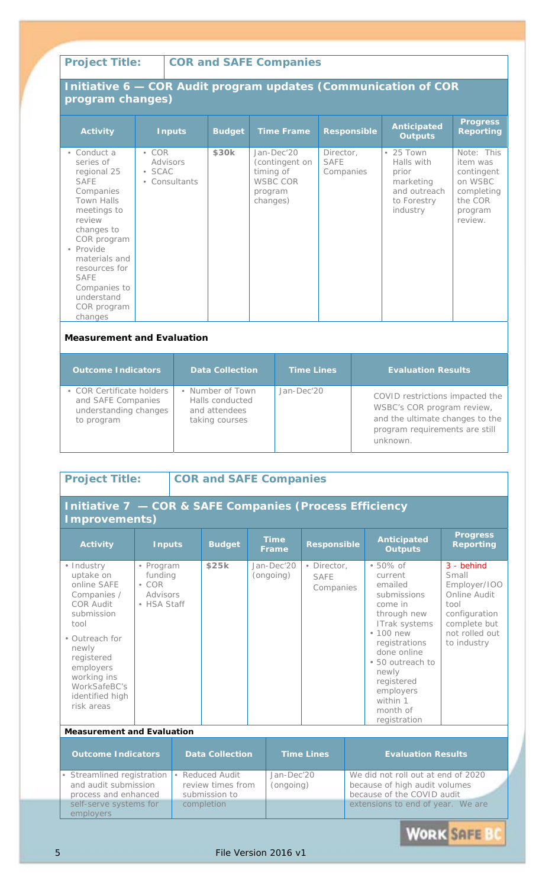| Project Title: | COR and SAFE Companies |
|---|---|

### Initiative 6 — COR Audit program updates (Communication of COR program changes)

| Activity | Inputs | Budget | Time Frame | Responsible | Anticipated Outputs | Progress Reporting |
|---|---|---|---|---|---|---|
| • Conduct a series of regional 25 SAFE Companies Town Halls meetings to review changes to COR program<br>• Provide materials and resources for SAFE Companies to understand COR program changes | • COR Advisors<br>• SCAC<br>• Consultants | $30k | Jan-Dec'20 (contingent on timing of WSBC COR program changes) | Director, SAFE Companies | • 25 Town Halls with prior marketing and outreach to Forestry industry | Note: This item was contingent on WSBC completing the COR program review. |

**Measurement and Evaluation**

| Outcome Indicators | Data Collection | Time Lines | Evaluation Results |
|---|---|---|---|
| • COR Certificate holders and SAFE Companies understanding changes to program | • Number of Town Halls conducted and attendees taking courses | Jan-Dec'20 | COVID restrictions impacted the WSBC's COR program review, and the ultimate changes to the program requirements are still unknown. |

| Project Title: | COR and SAFE Companies |
|---|---|

### Initiative 7 — COR & SAFE Companies (Process Efficiency Improvements)

| Activity | Inputs | Budget | Time Frame | Responsible | Anticipated Outputs | Progress Reporting |
|---|---|---|---|---|---|---|
| • Industry uptake on online SAFE Companies / COR Audit submission tool<br>• Outreach for newly registered employers working ins WorkSafeBC's identified high risk areas | • Program funding<br>• COR Advisors<br>• HSA Staff | $25k | Jan-Dec'20 (ongoing) | • Director, SAFE Companies | • 50% of current emailed submissions come in through new ITrak systems<br>• 100 new registrations done online<br>• 50 outreach to newly registered employers within 1 month of registration | 3 - behind Small Employer/IOO Online Audit tool configuration complete but not rolled out to industry |

**Measurement and Evaluation**

| Outcome Indicators | Data Collection | Time Lines | Evaluation Results |
|---|---|---|---|
| • Streamlined registration and audit submission process and enhanced self-serve systems for employers | • Reduced Audit review times from submission to completion | Jan-Dec'20 (ongoing) | We did not roll out at end of 2020 because of high audit volumes because of the COVID audit extensions to end of year. We are |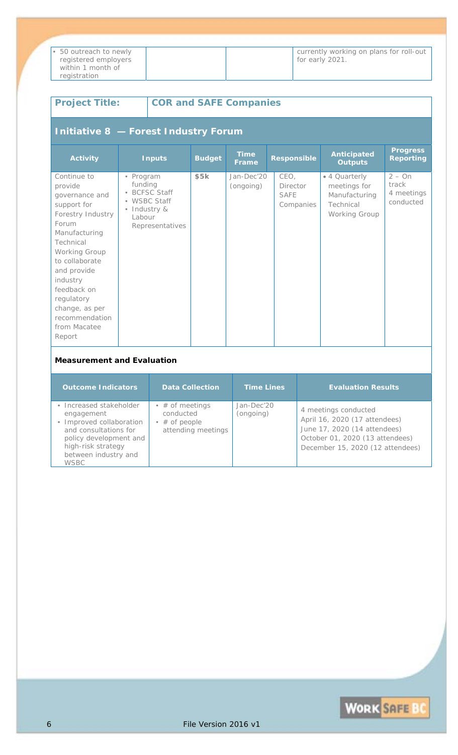| • 50 outreach to newly registered employers within 1 month of registration | | | currently working on plans for roll-out for early 2021. |
|---|---|---|---|

| **Project Title:** | **COR and SAFE Companies** |
|---|---|

## Initiative 8 — Forest Industry Forum

| Activity | Inputs | Budget | Time Frame | Responsible | Anticipated Outputs | Progress Reporting |
|---|---|---|---|---|---|---|
| Continue to provide governance and support for Forestry Industry Forum Manufacturing Technical Working Group to collaborate and provide industry feedback on regulatory change, as per recommendation from Macatee Report | • Program funding<br>• BCFSC Staff<br>• WSBC Staff<br>• Industry & Labour Representatives | **$5k** | Jan-Dec'20 (ongoing) | CEO, Director SAFE Companies | • 4 Quarterly meetings for Manufacturing Technical Working Group | 2 – On track<br>4 meetings conducted |

**Measurement and Evaluation**

| Outcome Indicators | Data Collection | Time Lines | Evaluation Results |
|---|---|---|---|
| • Increased stakeholder engagement<br>• Improved collaboration and consultations for policy development and high-risk strategy between industry and WSBC | • # of meetings conducted<br>• # of people attending meetings | Jan-Dec'20 (ongoing) | 4 meetings conducted<br>April 16, 2020 (17 attendees)<br>June 17, 2020 (14 attendees)<br>October 01, 2020 (13 attendees)<br>December 15, 2020 (12 attendees) |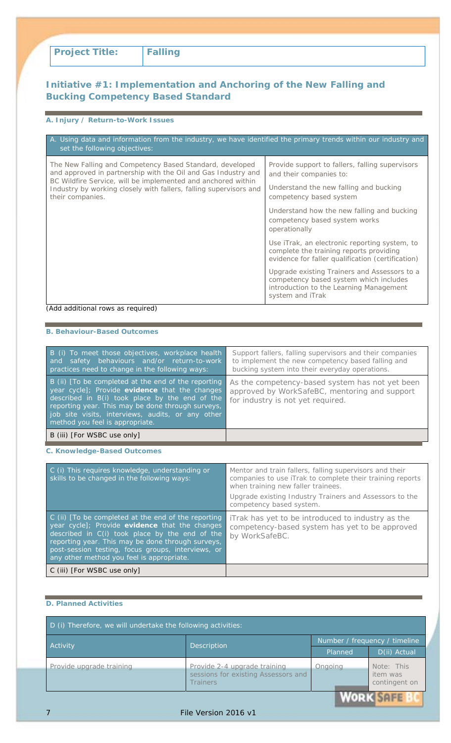| Project Title: | Falling |
|---|---|

## Initiative #1: Implementation and Anchoring of the New Falling and Bucking Competency Based Standard

### A. Injury / Return-to-Work Issues

| A. Using data and information from the industry, we have identified the primary trends within our industry and set the following objectives: | |
|---|---|
| The New Falling and Competency Based Standard, developed and approved in partnership with the Oil and Gas Industry and BC Wildfire Service, will be implemented and anchored within Industry by working closely with fallers, falling supervisors and their companies. | Provide support to fallers, falling supervisors and their companies to:<br><br>Understand the new falling and bucking competency based system<br><br>Understand how the new falling and bucking competency based system works operationally<br><br>Use iTrak, an electronic reporting system, to complete the training reports providing evidence for faller qualification (certification)<br><br>Upgrade existing Trainers and Assessors to a competency based system which includes introduction to the Learning Management system and iTrak |

(Add additional rows as required)

### B. Behaviour-Based Outcomes

| | |
|---|---|
| B (i) To meet those objectives, workplace health and safety behaviours and/or return-to-work practices need to change in the following ways: | Support fallers, falling supervisors and their companies to implement the new competency based falling and bucking system into their everyday operations. |
| B (ii) [To be completed at the end of the reporting year cycle]; Provide **evidence** that the changes described in B(i) took place by the end of the reporting year. This may be done through surveys, job site visits, interviews, audits, or any other method you feel is appropriate. | As the competency-based system has not yet been approved by WorkSafeBC, mentoring and support for industry is not yet required. |
| B (iii) [For WSBC use only] | |

### C. Knowledge-Based Outcomes

| | |
|---|---|
| C (i) This requires knowledge, understanding or skills to be changed in the following ways: | Mentor and train fallers, falling supervisors and their companies to use iTrak to complete their training reports when training new faller trainees.<br><br>Upgrade existing Industry Trainers and Assessors to the competency based system. |
| C (ii) [To be completed at the end of the reporting year cycle]; Provide **evidence** that the changes described in C(i) took place by the end of the reporting year. This may be done through surveys, post-session testing, focus groups, interviews, or any other method you feel is appropriate. | iTrak has yet to be introduced to industry as the competency-based system has yet to be approved by WorkSafeBC. |
| C (iii) [For WSBC use only] | |

### D. Planned Activities

| D (i) Therefore, we will undertake the following activities: | | | |
|---|---|---|---|
| Activity | Description | Number / frequency / timeline | |
| | | Planned | D(ii) Actual |
| Provide upgrade training | Provide 2-4 upgrade training sessions for existing Assessors and Trainers | Ongoing | Note: This item was contingent on |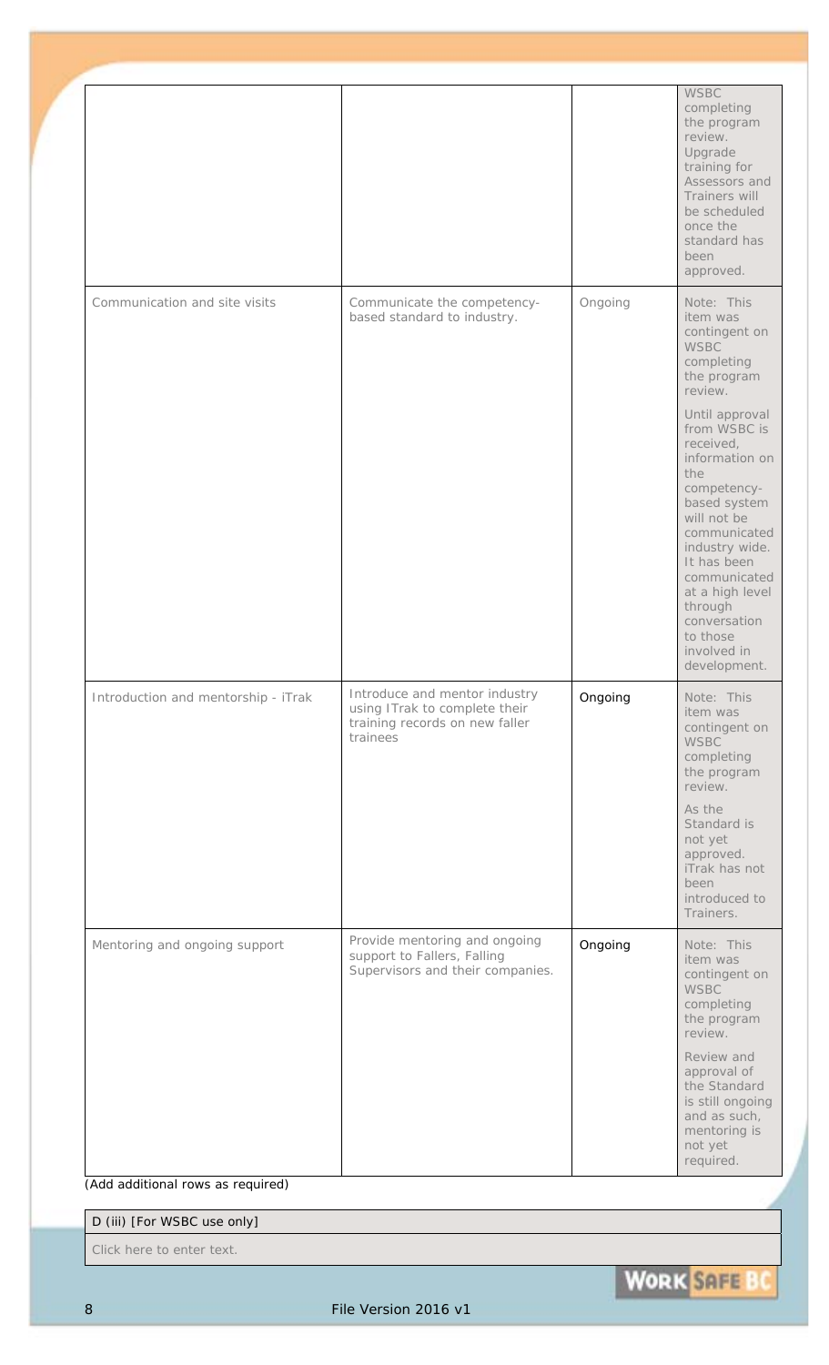| | | | |
|---|---|---|---|
| | | | WSBC completing the program review. Upgrade training for Assessors and Trainers will be scheduled once the standard has been approved. |
| Communication and site visits | Communicate the competency-based standard to industry. | Ongoing | Note: This item was contingent on WSBC completing the program review.<br><br>Until approval from WSBC is received, information on the competency-based system will not be communicated industry wide. It has been communicated at a high level through conversation to those involved in development. |
| Introduction and mentorship - iTrak | Introduce and mentor industry using ITrak to complete their training records on new faller trainees | Ongoing | Note: This item was contingent on WSBC completing the program review.<br><br>As the Standard is not yet approved. iTrak has not been introduced to Trainers. |
| Mentoring and ongoing support | Provide mentoring and ongoing support to Fallers, Falling Supervisors and their companies. | Ongoing | Note: This item was contingent on WSBC completing the program review.<br><br>Review and approval of the Standard is still ongoing and as such, mentoring is not yet required. |

*(Add additional rows as required)*

| D (iii) [For WSBC use only] |
|---|
| Click here to enter text. |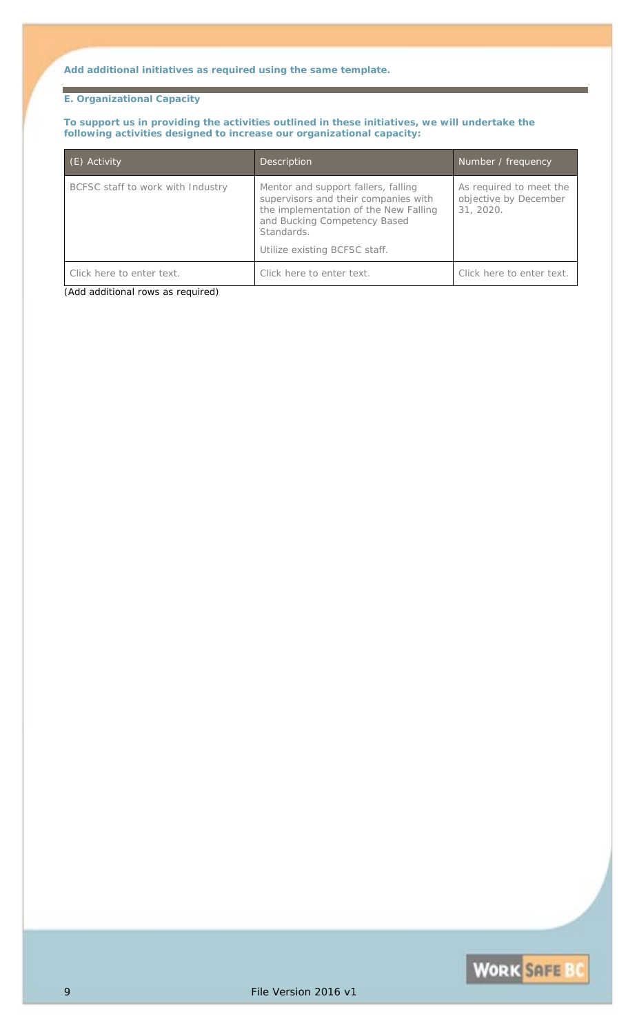**Add additional initiatives as required using the same template.**

## E. Organizational Capacity

**To support us in providing the activities outlined in these initiatives, we will undertake the following activities designed to increase our organizational capacity:**

| (E) Activity | Description | Number / frequency |
| --- | --- | --- |
| BCFSC staff to work with Industry | Mentor and support fallers, falling supervisors and their companies with the implementation of the New Falling and Bucking Competency Based Standards.<br><br>Utilize existing BCFSC staff. | As required to meet the objective by December 31, 2020. |
| Click here to enter text. | Click here to enter text. | Click here to enter text. |

*(Add additional rows as required)*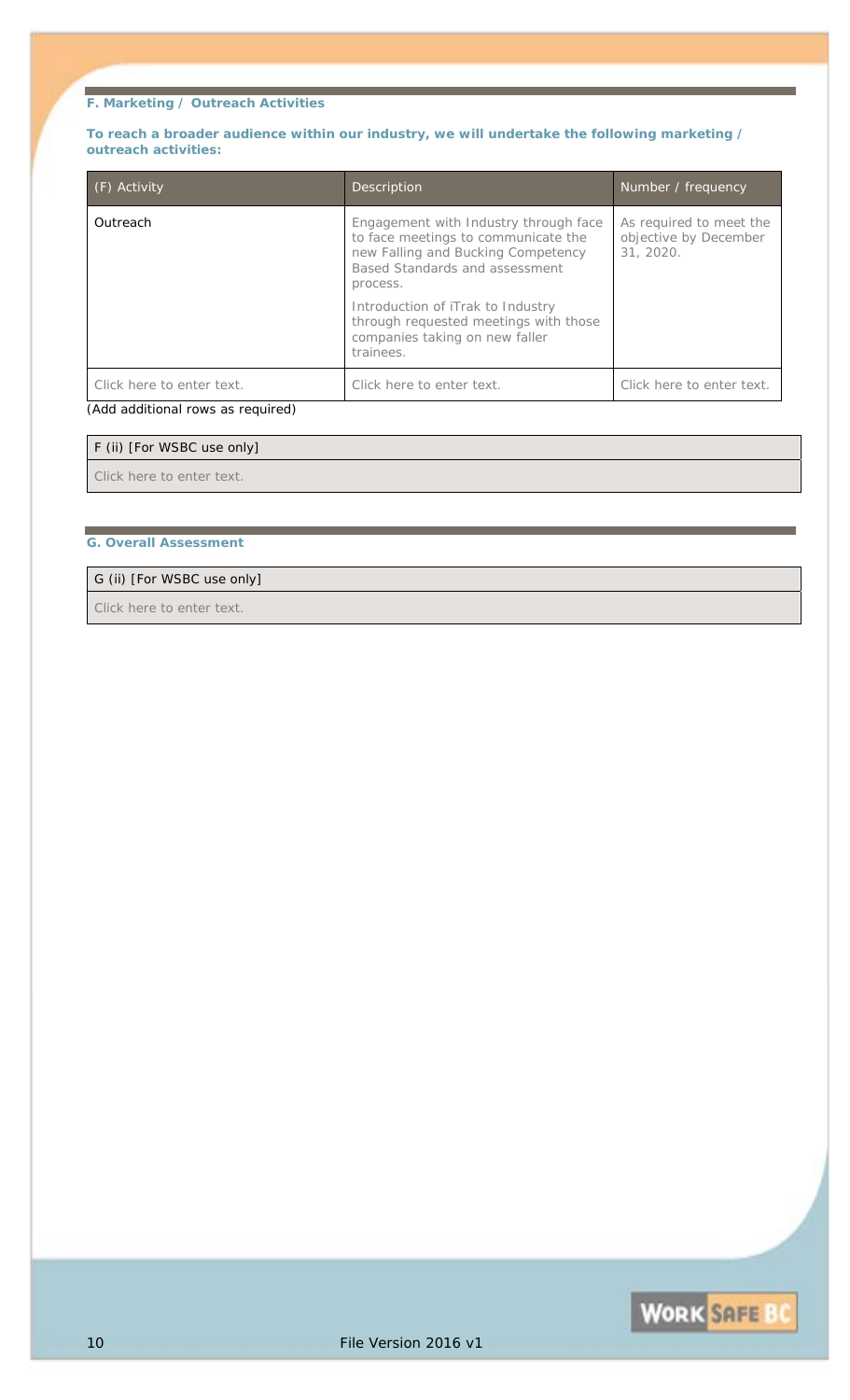### F. Marketing / Outreach Activities

**To reach a broader audience within our industry, we will undertake the following marketing / outreach activities:**

| (F) Activity | Description | Number / frequency |
|---|---|---|
| Outreach | Engagement with Industry through face to face meetings to communicate the new Falling and Bucking Competency Based Standards and assessment process.<br><br>Introduction of iTrak to Industry through requested meetings with those companies taking on new faller trainees. | As required to meet the objective by December 31, 2020. |
| Click here to enter text. | Click here to enter text. | Click here to enter text. |

(Add additional rows as required)

| F (ii) [For WSBC use only] |
|---|
| Click here to enter text. |

### G. Overall Assessment

| G (ii) [For WSBC use only] |
|---|
| Click here to enter text. |

File Version 2016 v1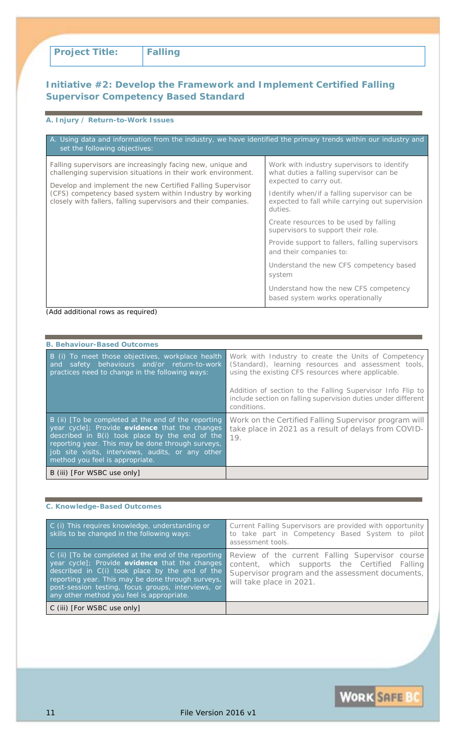| **Project Title:** | **Falling** |
|---|---|

## Initiative #2: Develop the Framework and Implement Certified Falling Supervisor Competency Based Standard

### A. Injury / Return-to-Work Issues

| A. Using data and information from the industry, we have identified the primary trends within our industry and set the following objectives: | |
|---|---|
| Falling supervisors are increasingly facing new, unique and challenging supervision situations in their work environment.<br><br>Develop and implement the new Certified Falling Supervisor (CFS) competency based system within Industry by working closely with fallers, falling supervisors and their companies. | Work with industry supervisors to identify what duties a falling supervisor can be expected to carry out.<br><br>Identify when/if a falling supervisor can be expected to fall while carrying out supervision duties.<br><br>Create resources to be used by falling supervisors to support their role.<br><br>Provide support to fallers, falling supervisors and their companies to:<br><br>Understand the new CFS competency based system<br><br>Understand how the new CFS competency based system works operationally |

*(Add additional rows as required)*

### B. Behaviour-Based Outcomes

| | |
|---|---|
| B (i) To meet those objectives, workplace health and safety behaviours and/or return-to-work practices need to change in the following ways: | Work with Industry to create the Units of Competency (Standard), learning resources and assessment tools, using the existing CFS resources where applicable.<br><br>Addition of section to the Falling Supervisor Info Flip to include section on falling supervision duties under different conditions. |
| B (ii) [To be completed at the end of the reporting year cycle]; Provide **evidence** that the changes described in B(i) took place by the end of the reporting year. This may be done through surveys, job site visits, interviews, audits, or any other method you feel is appropriate. | Work on the Certified Falling Supervisor program will take place in 2021 as a result of delays from COVID-19. |
| B (iii) [For WSBC use only] | |

### C. Knowledge-Based Outcomes

| | |
|---|---|
| C (i) This requires knowledge, understanding or skills to be changed in the following ways: | Current Falling Supervisors are provided with opportunity to take part in Competency Based System to pilot assessment tools. |
| C (ii) [To be completed at the end of the reporting year cycle]; Provide **evidence** that the changes described in C(i) took place by the end of the reporting year. This may be done through surveys, post-session testing, focus groups, interviews, or any other method you feel is appropriate. | Review of the current Falling Supervisor course content, which supports the Certified Falling Supervisor program and the assessment documents, will take place in 2021. |
| C (iii) [For WSBC use only] | |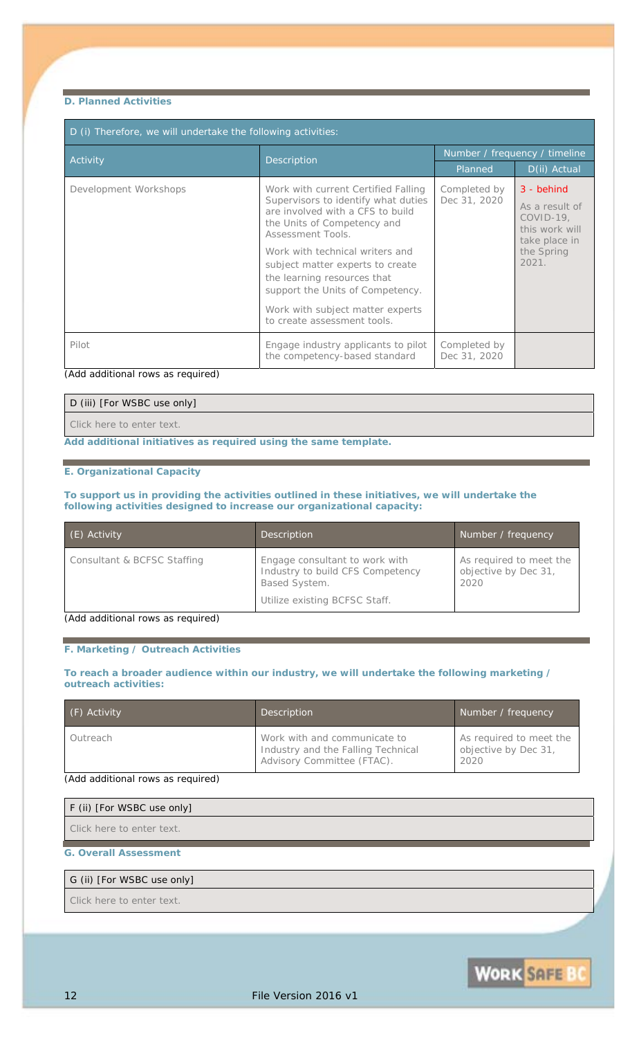### D. Planned Activities

| D (i) Therefore, we will undertake the following activities: | | | |
|---|---|---|---|
| Activity | Description | Number / frequency / timeline | |
| | | Planned | D(ii) Actual |
| Development Workshops | Work with current Certified Falling Supervisors to identify what duties are involved with a CFS to build the Units of Competency and Assessment Tools.<br><br>Work with technical writers and subject matter experts to create the learning resources that support the Units of Competency.<br><br>Work with subject matter experts to create assessment tools. | Completed by Dec 31, 2020 | 3 - behind<br><br>As a result of COVID-19, this work will take place in the Spring 2021. |
| Pilot | Engage industry applicants to pilot the competency-based standard | Completed by Dec 31, 2020 | |

(Add additional rows as required)

| D (iii) [For WSBC use only] |
|---|
| Click here to enter text. |

**Add additional initiatives as required using the same template.**

### E. Organizational Capacity

**To support us in providing the activities outlined in these initiatives, we will undertake the following activities designed to increase our organizational capacity:**

| (E) Activity | Description | Number / frequency |
|---|---|---|
| Consultant & BCFSC Staffing | Engage consultant to work with Industry to build CFS Competency Based System.<br><br>Utilize existing BCFSC Staff. | As required to meet the objective by Dec 31, 2020 |

(Add additional rows as required)

### F. Marketing / Outreach Activities

**To reach a broader audience within our industry, we will undertake the following marketing / outreach activities:**

| (F) Activity | Description | Number / frequency |
|---|---|---|
| Outreach | Work with and communicate to Industry and the Falling Technical Advisory Committee (FTAC). | As required to meet the objective by Dec 31, 2020 |

(Add additional rows as required)

| F (ii) [For WSBC use only] |
|---|
| Click here to enter text. |

### G. Overall Assessment

| G (ii) [For WSBC use only] |
|---|
| Click here to enter text. |

File Version 2016 v1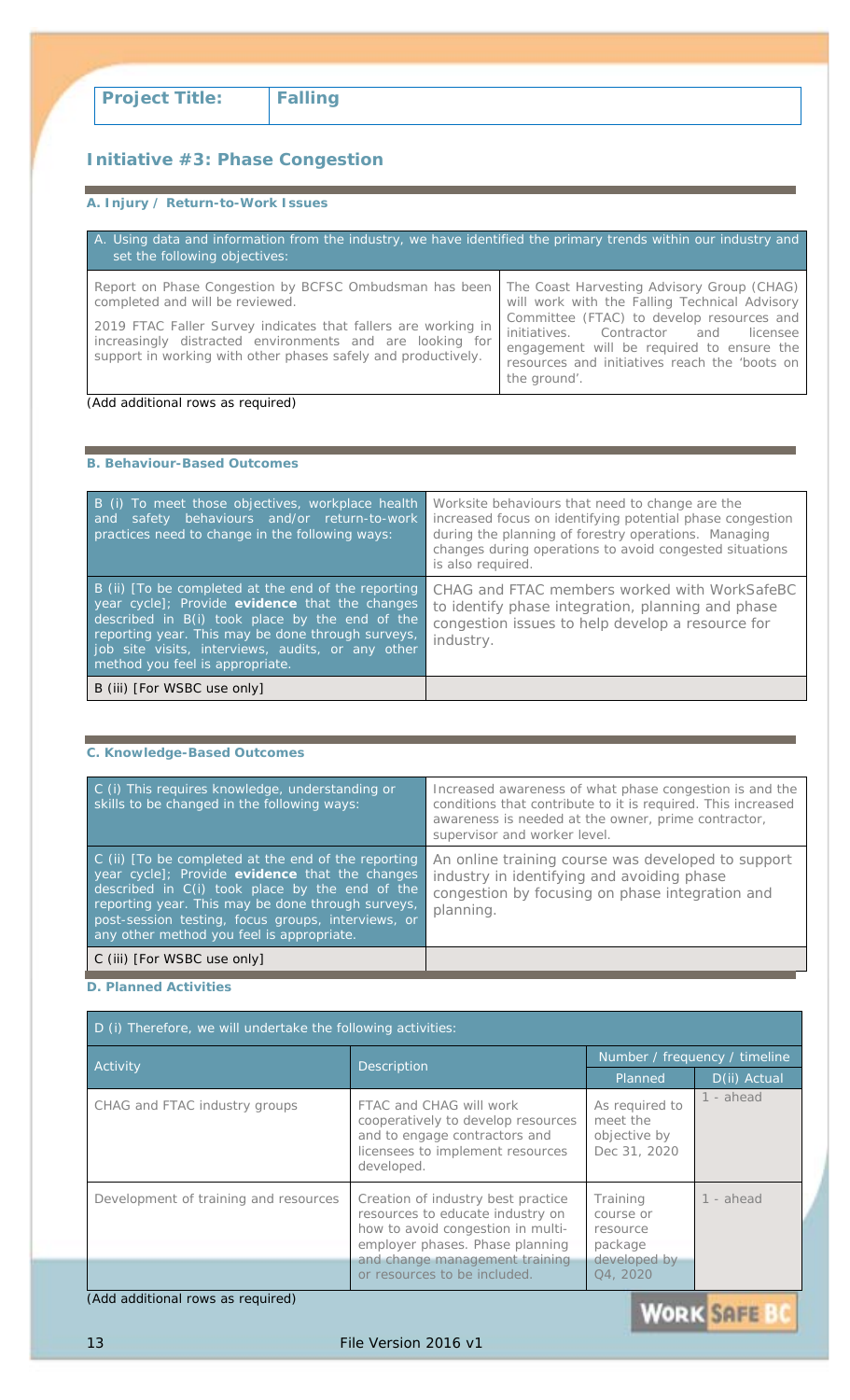| Project Title: | Falling |
|---|---|

## Initiative #3: Phase Congestion

### A. Injury / Return-to-Work Issues

| A. Using data and information from the industry, we have identified the primary trends within our industry and set the following objectives: | |
|---|---|
| Report on Phase Congestion by BCFSC Ombudsman has been completed and will be reviewed.<br><br>2019 FTAC Faller Survey indicates that fallers are working in increasingly distracted environments and are looking for support in working with other phases safely and productively. | The Coast Harvesting Advisory Group (CHAG) will work with the Falling Technical Advisory Committee (FTAC) to develop resources and initiatives. Contractor and licensee engagement will be required to ensure the resources and initiatives reach the 'boots on the ground'. |

(Add additional rows as required)

### B. Behaviour-Based Outcomes

| | |
|---|---|
| B (i) To meet those objectives, workplace health and safety behaviours and/or return-to-work practices need to change in the following ways: | Worksite behaviours that need to change are the increased focus on identifying potential phase congestion during the planning of forestry operations. Managing changes during operations to avoid congested situations is also required. |
| B (ii) [To be completed at the end of the reporting year cycle]; Provide **evidence** that the changes described in B(i) took place by the end of the reporting year. This may be done through surveys, job site visits, interviews, audits, or any other method you feel is appropriate. | CHAG and FTAC members worked with WorkSafeBC to identify phase integration, planning and phase congestion issues to help develop a resource for industry. |
| B (iii) [For WSBC use only] | |

### C. Knowledge-Based Outcomes

| | |
|---|---|
| C (i) This requires knowledge, understanding or skills to be changed in the following ways: | Increased awareness of what phase congestion is and the conditions that contribute to it is required. This increased awareness is needed at the owner, prime contractor, supervisor and worker level. |
| C (ii) [To be completed at the end of the reporting year cycle]; Provide **evidence** that the changes described in C(i) took place by the end of the reporting year. This may be done through surveys, post-session testing, focus groups, interviews, or any other method you feel is appropriate. | An online training course was developed to support industry in identifying and avoiding phase congestion by focusing on phase integration and planning. |
| C (iii) [For WSBC use only] | |

### D. Planned Activities

| D (i) Therefore, we will undertake the following activities: | | | |
|---|---|---|---|
| Activity | Description | Number / frequency / timeline | |
| | | Planned | D(ii) Actual |
| CHAG and FTAC industry groups | FTAC and CHAG will work cooperatively to develop resources and to engage contractors and licensees to implement resources developed. | As required to meet the objective by Dec 31, 2020 | 1 - ahead |
| Development of training and resources | Creation of industry best practice resources to educate industry on how to avoid congestion in multi-employer phases. Phase planning and change management training or resources to be included. | Training course or resource package developed by Q4, 2020 | 1 - ahead |

(Add additional rows as required)

File Version 2016 v1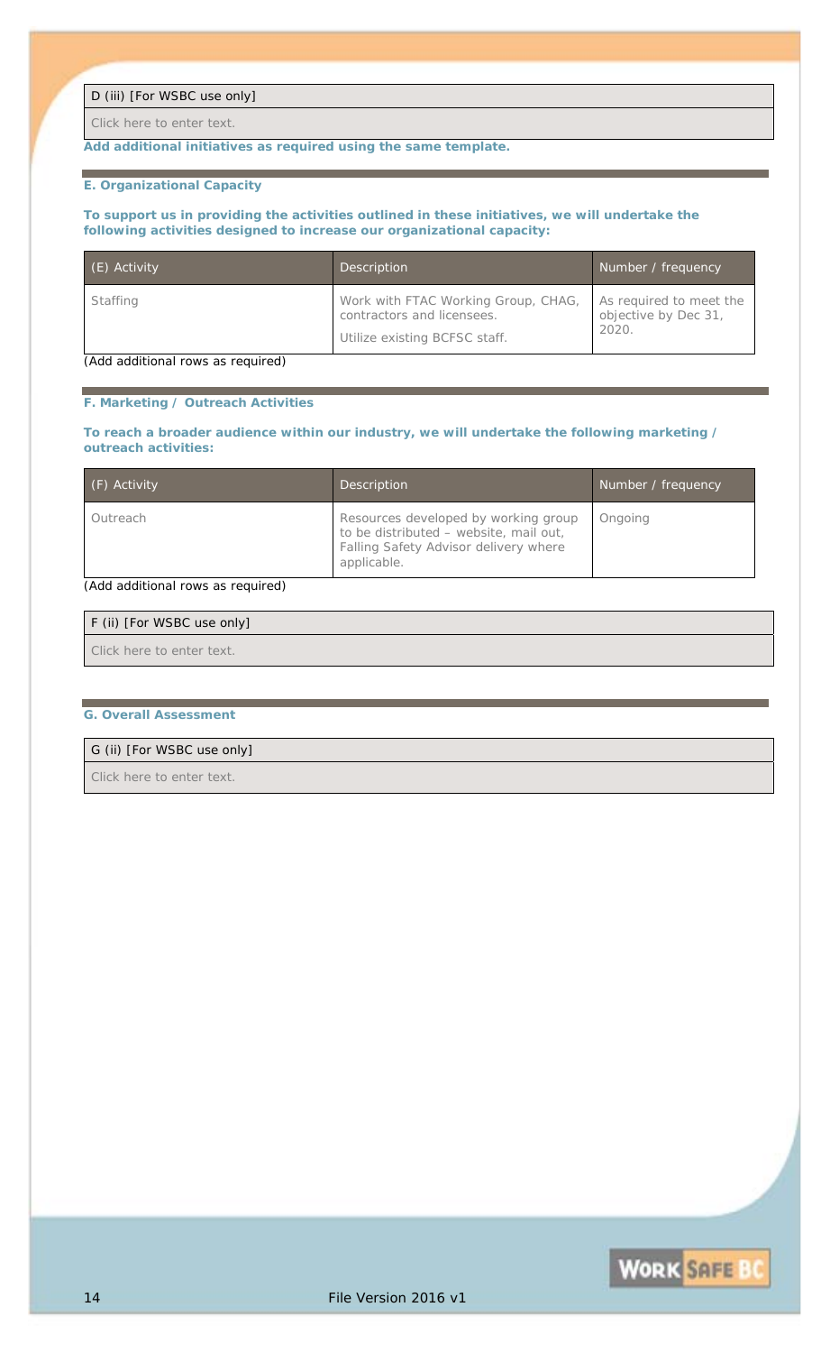| D (iii) [For WSBC use only] |
| --- |
| Click here to enter text. |

**Add additional initiatives as required using the same template.**

### E. Organizational Capacity

**To support us in providing the activities outlined in these initiatives, we will undertake the following activities designed to increase our organizational capacity:**

| (E) Activity | Description | Number / frequency |
| --- | --- | --- |
| Staffing | Work with FTAC Working Group, CHAG, contractors and licensees.<br><br>Utilize existing BCFSC staff. | As required to meet the objective by Dec 31, 2020. |

(Add additional rows as required)

### F. Marketing / Outreach Activities

**To reach a broader audience within our industry, we will undertake the following marketing / outreach activities:**

| (F) Activity | Description | Number / frequency |
| --- | --- | --- |
| Outreach | Resources developed by working group to be distributed – website, mail out, Falling Safety Advisor delivery where applicable. | Ongoing |

(Add additional rows as required)

| F (ii) [For WSBC use only] |
| --- |
| Click here to enter text. |

### G. Overall Assessment

| G (ii) [For WSBC use only] |
| --- |
| Click here to enter text. |

File Version 2016 v1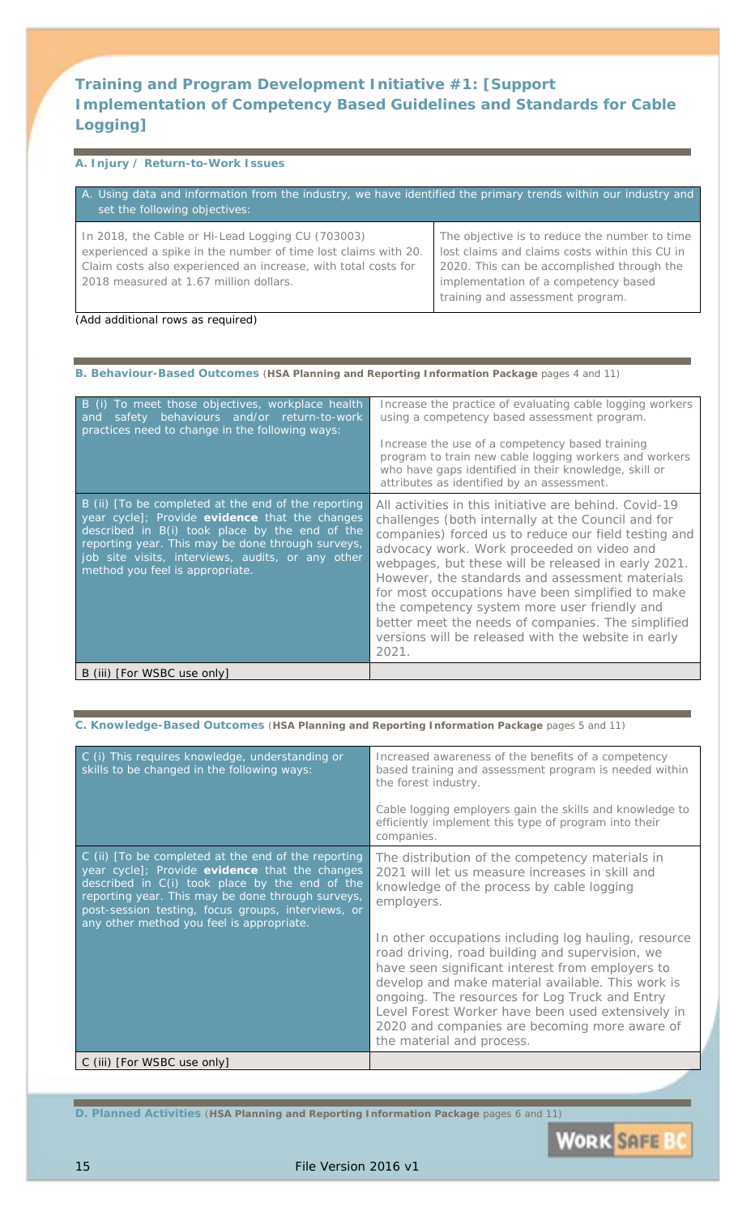## Training and Program Development Initiative #1: [Support Implementation of Competency Based Guidelines and Standards for Cable Logging]

### A. Injury / Return-to-Work Issues

| A. Using data and information from the industry, we have identified the primary trends within our industry and set the following objectives: | |
|---|---|
| In 2018, the Cable or Hi-Lead Logging CU (703003) experienced a spike in the number of time lost claims with 20. Claim costs also experienced an increase, with total costs for 2018 measured at 1.67 million dollars. | The objective is to reduce the number to time lost claims and claims costs within this CU in 2020. This can be accomplished through the implementation of a competency based training and assessment program. |

(Add additional rows as required)

### B. Behaviour-Based Outcomes (**HSA Planning and Reporting Information Package** pages 4 and 11)

| | |
|---|---|
| B (i) To meet those objectives, workplace health and safety behaviours and/or return-to-work practices need to change in the following ways: | Increase the practice of evaluating cable logging workers using a competency based assessment program.<br><br>Increase the use of a competency based training program to train new cable logging workers and workers who have gaps identified in their knowledge, skill or attributes as identified by an assessment. |
| B (ii) [To be completed at the end of the reporting year cycle]; Provide **evidence** that the changes described in B(i) took place by the end of the reporting year. This may be done through surveys, job site visits, interviews, audits, or any other method you feel is appropriate. | All activities in this initiative are behind. Covid-19 challenges (both internally at the Council and for companies) forced us to reduce our field testing and advocacy work. Work proceeded on video and webpages, but these will be released in early 2021. However, the standards and assessment materials for most occupations have been simplified to make the competency system more user friendly and better meet the needs of companies. The simplified versions will be released with the website in early 2021. |
| B (iii) [For WSBC use only] | |

### C. Knowledge-Based Outcomes (**HSA Planning and Reporting Information Package** pages 5 and 11)

| | |
|---|---|
| C (i) This requires knowledge, understanding or skills to be changed in the following ways: | Increased awareness of the benefits of a competency based training and assessment program is needed within the forest industry.<br><br>Cable logging employers gain the skills and knowledge to efficiently implement this type of program into their companies. |
| C (ii) [To be completed at the end of the reporting year cycle]; Provide **evidence** that the changes described in C(i) took place by the end of the reporting year. This may be done through surveys, post-session testing, focus groups, interviews, or any other method you feel is appropriate. | The distribution of the competency materials in 2021 will let us measure increases in skill and knowledge of the process by cable logging employers.<br><br>In other occupations including log hauling, resource road driving, road building and supervision, we have seen significant interest from employers to develop and make material available. This work is ongoing. The resources for Log Truck and Entry Level Forest Worker have been used extensively in 2020 and companies are becoming more aware of the material and process. |
| C (iii) [For WSBC use only] | |

### D. Planned Activities (**HSA Planning and Reporting Information Package** pages 6 and 11)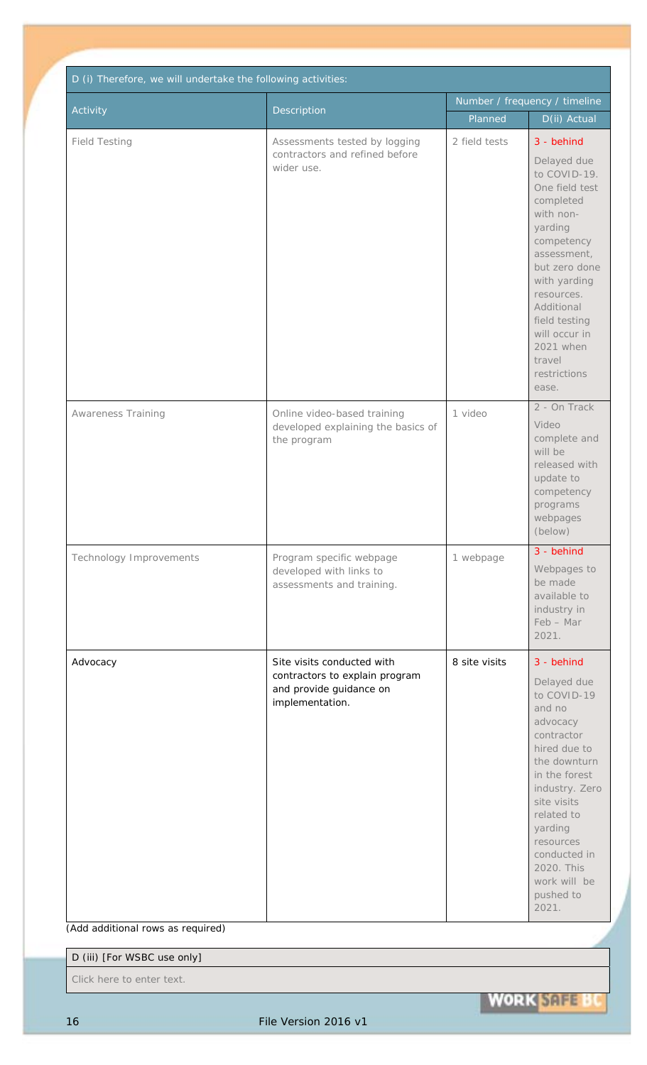| D (i) Therefore, we will undertake the following activities: | | | |
|---|---|---|---|
| Activity | Description | Number / frequency / timeline | |
| | | Planned | D(ii) Actual |
| Field Testing | Assessments tested by logging contractors and refined before wider use. | 2 field tests | 3 - behind<br><br>Delayed due to COVID-19. One field test completed with non-yarding competency assessment, but zero done with yarding resources. Additional field testing will occur in 2021 when travel restrictions ease. |
| Awareness Training | Online video-based training developed explaining the basics of the program | 1 video | 2 - On Track<br><br>Video complete and will be released with update to competency programs webpages (below) |
| Technology Improvements | Program specific webpage developed with links to assessments and training. | 1 webpage | 3 - behind<br><br>Webpages to be made available to industry in Feb – Mar 2021. |
| Advocacy | Site visits conducted with contractors to explain program and provide guidance on implementation. | 8 site visits | 3 - behind<br><br>Delayed due to COVID-19 and no advocacy contractor hired due to the downturn in the forest industry. Zero site visits related to yarding resources conducted in 2020. This work will be pushed to 2021. |

(Add additional rows as required)

| D (iii) [For WSBC use only] |
|---|
| Click here to enter text. |

File Version 2016 v1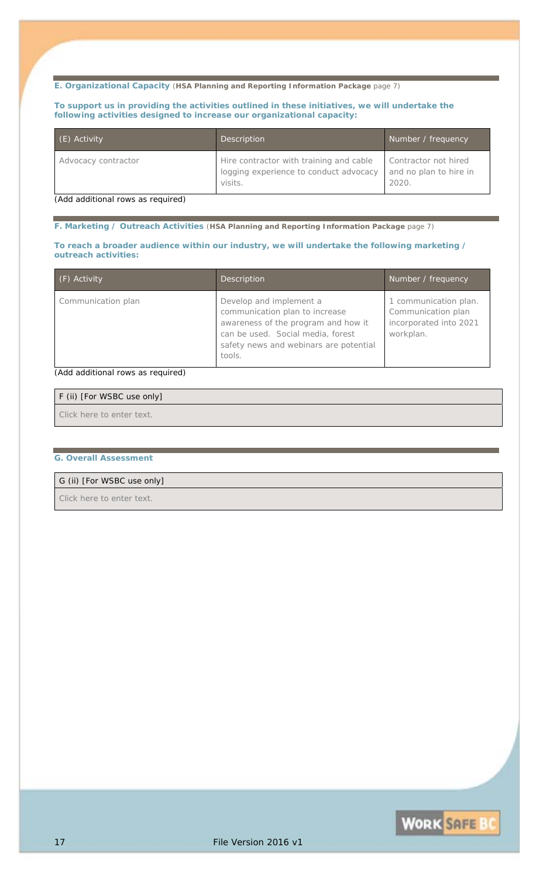## E. Organizational Capacity (**HSA Planning and Reporting Information Package** page 7)

**To support us in providing the activities outlined in these initiatives, we will undertake the following activities designed to increase our organizational capacity:**

| (E) Activity | Description | Number / frequency |
|---|---|---|
| Advocacy contractor | Hire contractor with training and cable logging experience to conduct advocacy visits. | Contractor not hired and no plan to hire in 2020. |

(Add additional rows as required)

## F. Marketing / Outreach Activities (**HSA Planning and Reporting Information Package** page 7)

**To reach a broader audience within our industry, we will undertake the following marketing / outreach activities:**

| (F) Activity | Description | Number / frequency |
|---|---|---|
| Communication plan | Develop and implement a communication plan to increase awareness of the program and how it can be used. Social media, forest safety news and webinars are potential tools. | 1 communication plan. Communication plan incorporated into 2021 workplan. |

(Add additional rows as required)

| F (ii) [For WSBC use only] |
|---|
| Click here to enter text. |

## G. Overall Assessment

| G (ii) [For WSBC use only] |
|---|
| Click here to enter text. |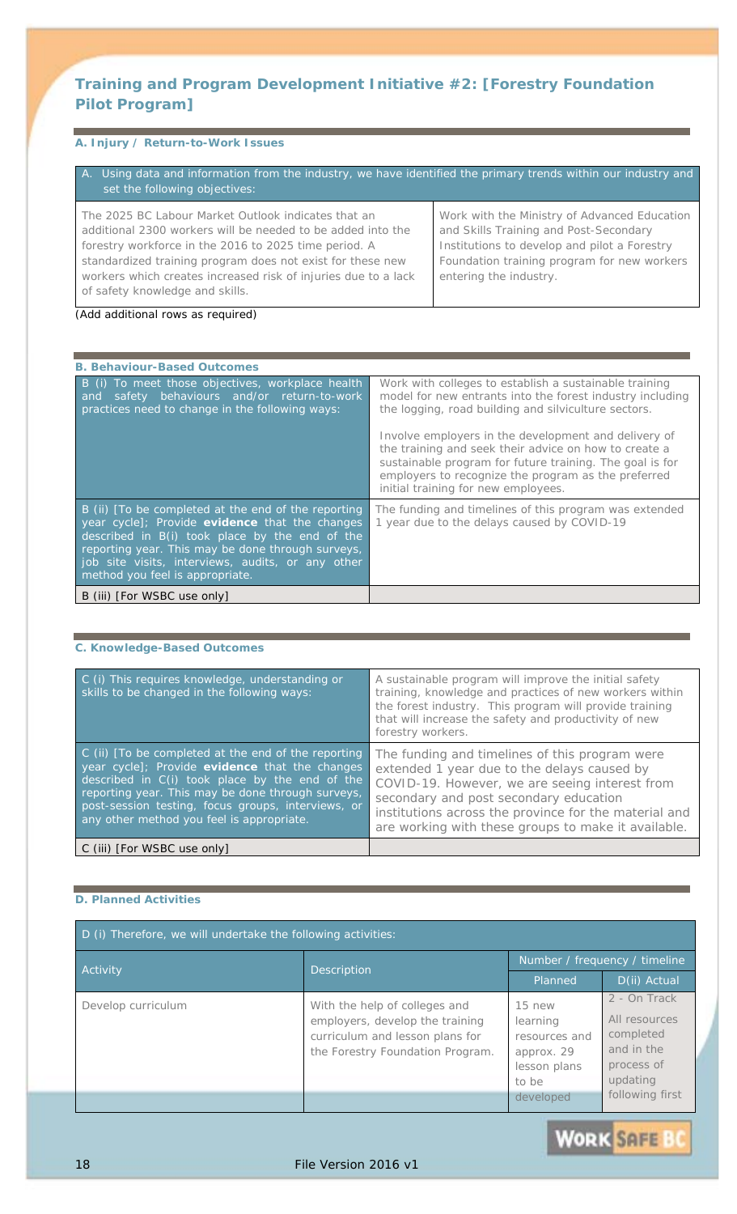## Training and Program Development Initiative #2: [Forestry Foundation Pilot Program]

### A. Injury / Return-to-Work Issues

| A. Using data and information from the industry, we have identified the primary trends within our industry and set the following objectives: | |
|---|---|
| The 2025 BC Labour Market Outlook indicates that an additional 2300 workers will be needed to be added into the forestry workforce in the 2016 to 2025 time period. A standardized training program does not exist for these new workers which creates increased risk of injuries due to a lack of safety knowledge and skills. | Work with the Ministry of Advanced Education and Skills Training and Post-Secondary Institutions to develop and pilot a Forestry Foundation training program for new workers entering the industry. |

(Add additional rows as required)

### B. Behaviour-Based Outcomes

| | |
|---|---|
| B (i) To meet those objectives, workplace health and safety behaviours and/or return-to-work practices need to change in the following ways: | Work with colleges to establish a sustainable training model for new entrants into the forest industry including the logging, road building and silviculture sectors.<br><br>Involve employers in the development and delivery of the training and seek their advice on how to create a sustainable program for future training. The goal is for employers to recognize the program as the preferred initial training for new employees. |
| B (ii) [To be completed at the end of the reporting year cycle]; Provide **evidence** that the changes described in B(i) took place by the end of the reporting year. This may be done through surveys, job site visits, interviews, audits, or any other method you feel is appropriate. | The funding and timelines of this program was extended 1 year due to the delays caused by COVID-19 |
| B (iii) [For WSBC use only] | |

### C. Knowledge-Based Outcomes

| | |
|---|---|
| C (i) This requires knowledge, understanding or skills to be changed in the following ways: | A sustainable program will improve the initial safety training, knowledge and practices of new workers within the forest industry. This program will provide training that will increase the safety and productivity of new forestry workers. |
| C (ii) [To be completed at the end of the reporting year cycle]; Provide **evidence** that the changes described in C(i) took place by the end of the reporting year. This may be done through surveys, post-session testing, focus groups, interviews, or any other method you feel is appropriate. | The funding and timelines of this program were extended 1 year due to the delays caused by COVID-19. However, we are seeing interest from secondary and post secondary education institutions across the province for the material and are working with these groups to make it available. |
| C (iii) [For WSBC use only] | |

### D. Planned Activities

D (i) Therefore, we will undertake the following activities:

| Activity | Description | Number / frequency / timeline | |
|---|---|---|---|
| | | Planned | D(ii) Actual |
| Develop curriculum | With the help of colleges and employers, develop the training curriculum and lesson plans for the Forestry Foundation Program. | 15 new learning resources and approx. 29 lesson plans to be developed | 2 - On Track<br><br>All resources completed and in the process of updating following first |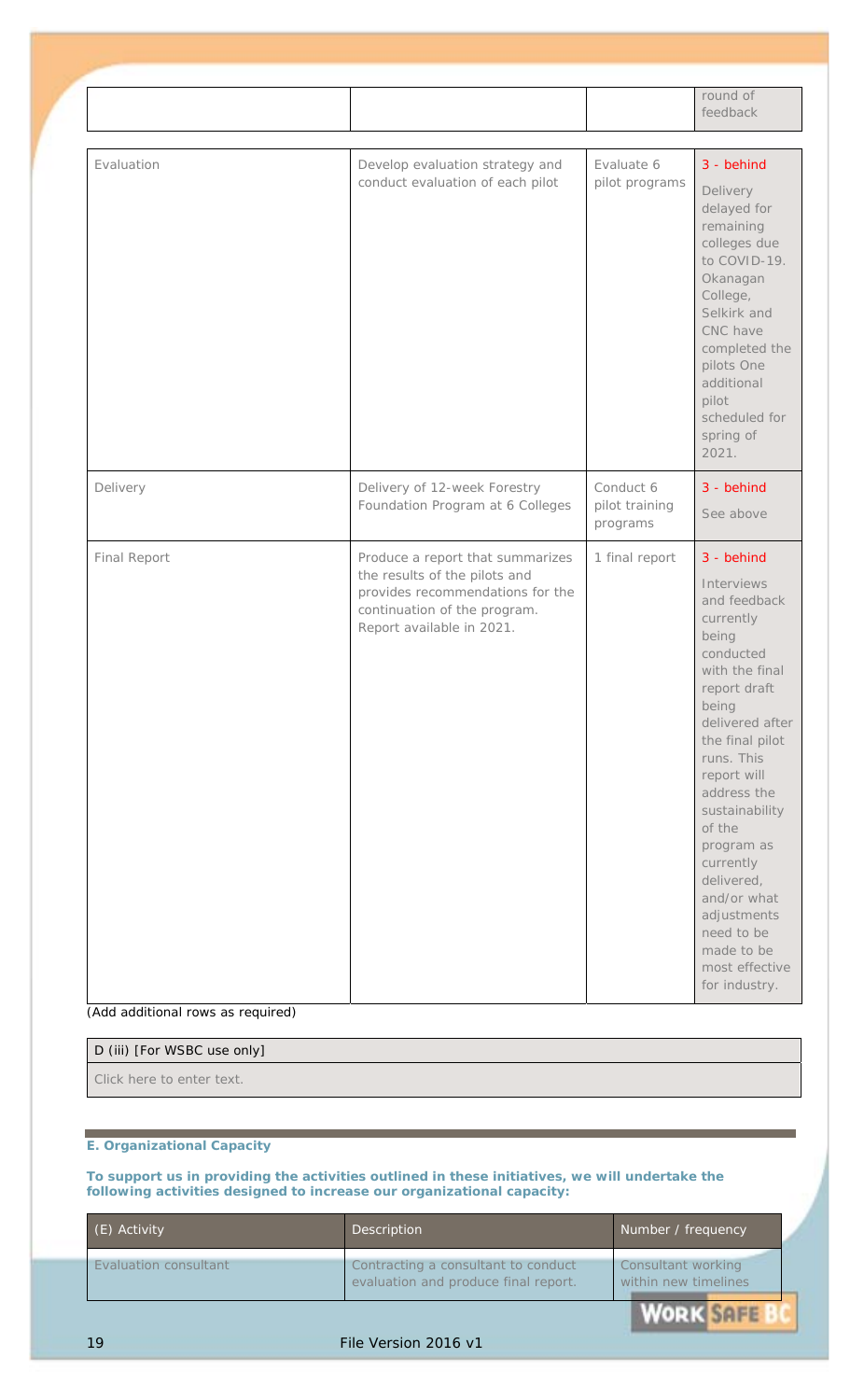| | | | round of feedback |
|---|---|---|---|
| Evaluation | Develop evaluation strategy and conduct evaluation of each pilot | Evaluate 6 pilot programs | 3 - behind<br>Delivery delayed for remaining colleges due to COVID-19. Okanagan College, Selkirk and CNC have completed the pilots One additional pilot scheduled for spring of 2021. |
| Delivery | Delivery of 12-week Forestry Foundation Program at 6 Colleges | Conduct 6 pilot training programs | 3 - behind<br>See above |
| Final Report | Produce a report that summarizes the results of the pilots and provides recommendations for the continuation of the program. Report available in 2021. | 1 final report | 3 - behind<br>Interviews and feedback currently being conducted with the final report draft being delivered after the final pilot runs. This report will address the sustainability of the program as currently delivered, and/or what adjustments need to be made to be most effective for industry. |

(Add additional rows as required)

| D (iii) [For WSBC use only] |
|---|
| Click here to enter text. |

**E. Organizational Capacity**

**To support us in providing the activities outlined in these initiatives, we will undertake the following activities designed to increase our organizational capacity:**

| (E) Activity | Description | Number / frequency |
|---|---|---|
| Evaluation consultant | Contracting a consultant to conduct evaluation and produce final report. | Consultant working within new timelines |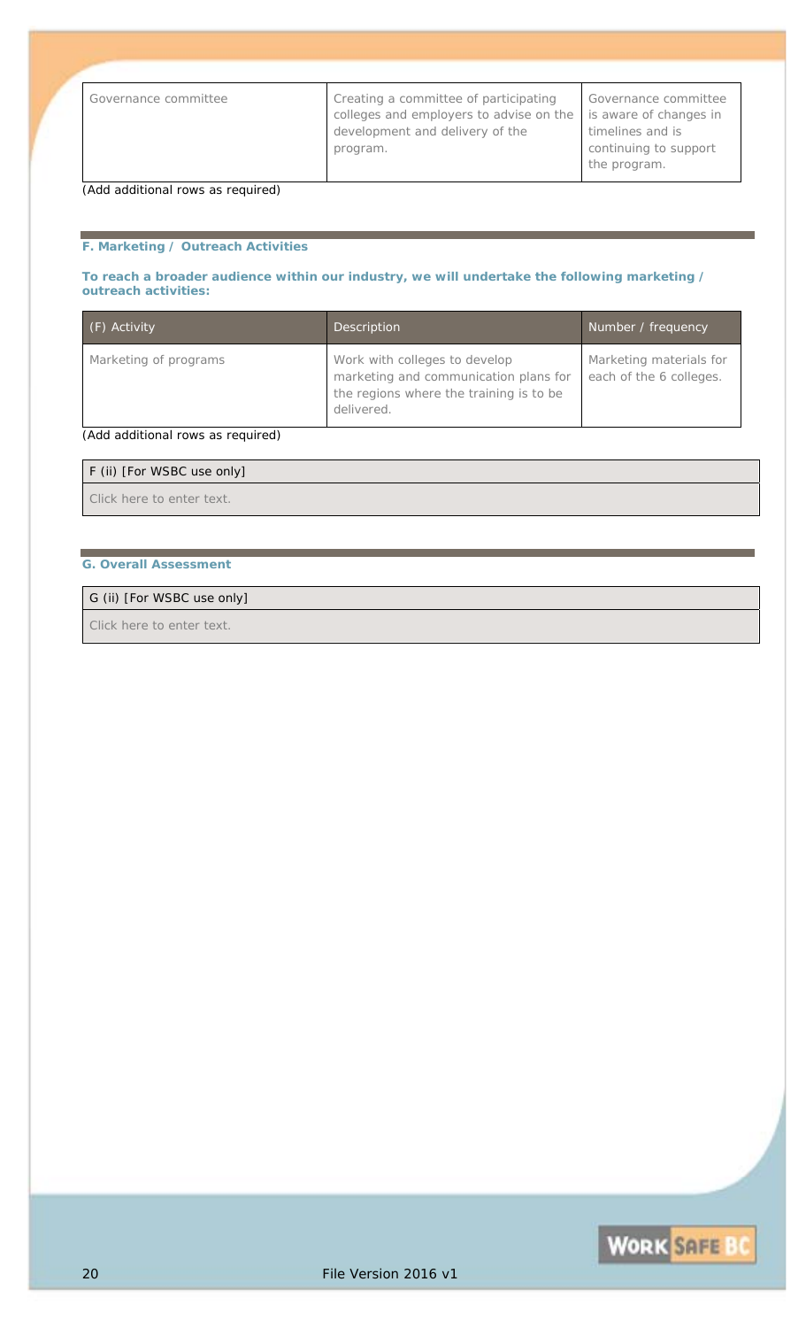| Governance committee | Creating a committee of participating colleges and employers to advise on the development and delivery of the program. | Governance committee is aware of changes in timelines and is continuing to support the program. |
|---|---|---|

(Add additional rows as required)

### F. Marketing / Outreach Activities

**To reach a broader audience within our industry, we will undertake the following marketing / outreach activities:**

| (F) Activity | Description | Number / frequency |
|---|---|---|
| Marketing of programs | Work with colleges to develop marketing and communication plans for the regions where the training is to be delivered. | Marketing materials for each of the 6 colleges. |

(Add additional rows as required)

| F (ii) [For WSBC use only] |
|---|
| Click here to enter text. |

### G. Overall Assessment

| G (ii) [For WSBC use only] |
|---|
| Click here to enter text. |

File Version 2016 v1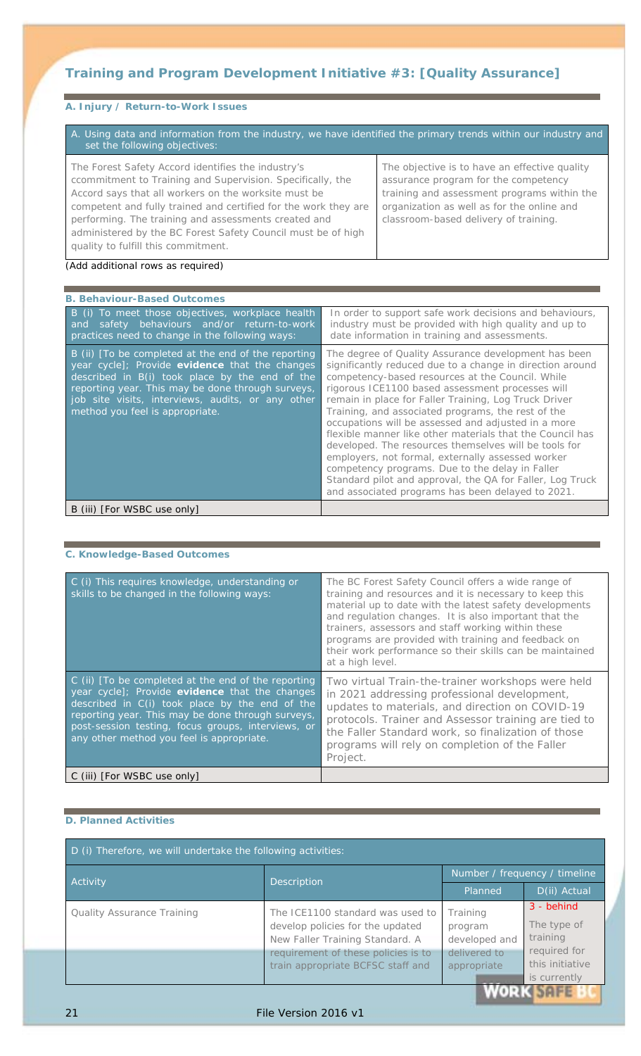## Training and Program Development Initiative #3: [Quality Assurance]

### A. Injury / Return-to-Work Issues

| A. Using data and information from the industry, we have identified the primary trends within our industry and set the following objectives: | |
|---|---|
| The Forest Safety Accord identifies the industry's ccommitment to Training and Supervision. Specifically, the Accord says that all workers on the worksite must be competent and fully trained and certified for the work they are performing. The training and assessments created and administered by the BC Forest Safety Council must be of high quality to fulfill this commitment. | The objective is to have an effective quality assurance program for the competency training and assessment programs within the organization as well as for the online and classroom-based delivery of training. |

(Add additional rows as required)

### B. Behaviour-Based Outcomes

| B (i) To meet those objectives, workplace health and safety behaviours and/or return-to-work practices need to change in the following ways: | In order to support safe work decisions and behaviours, industry must be provided with high quality and up to date information in training and assessments. |
|---|---|
| B (ii) [To be completed at the end of the reporting year cycle]; Provide **evidence** that the changes described in B(i) took place by the end of the reporting year. This may be done through surveys, job site visits, interviews, audits, or any other method you feel is appropriate. | The degree of Quality Assurance development has been significantly reduced due to a change in direction around competency-based resources at the Council. While rigorous ICE1100 based assessment processes will remain in place for Faller Training, Log Truck Driver Training, and associated programs, the rest of the occupations will be assessed and adjusted in a more flexible manner like other materials that the Council has developed. The resources themselves will be tools for employers, not formal, externally assessed worker competency programs. Due to the delay in Faller Standard pilot and approval, the QA for Faller, Log Truck and associated programs has been delayed to 2021. |
| B (iii) [For WSBC use only] | |

### C. Knowledge-Based Outcomes

| C (i) This requires knowledge, understanding or skills to be changed in the following ways: | The BC Forest Safety Council offers a wide range of training and resources and it is necessary to keep this material up to date with the latest safety developments and regulation changes. It is also important that the trainers, assessors and staff working within these programs are provided with training and feedback on their work performance so their skills can be maintained at a high level. |
|---|---|
| C (ii) [To be completed at the end of the reporting year cycle]; Provide **evidence** that the changes described in C(i) took place by the end of the reporting year. This may be done through surveys, post-session testing, focus groups, interviews, or any other method you feel is appropriate. | Two virtual Train-the-trainer workshops were held in 2021 addressing professional development, updates to materials, and direction on COVID-19 protocols. Trainer and Assessor training are tied to the Faller Standard work, so finalization of those programs will rely on completion of the Faller Project. |
| C (iii) [For WSBC use only] | |

### D. Planned Activities

| D (i) Therefore, we will undertake the following activities: | | | |
|---|---|---|---|
| Activity | Description | Number / frequency / timeline | |
| | | Planned | D(ii) Actual |
| Quality Assurance Training | The ICE1100 standard was used to develop policies for the updated New Faller Training Standard. A requirement of these policies is to train appropriate BCFSC staff and | Training program developed and delivered to appropriate | 3 - behind<br><br>The type of training required for this initiative is currently |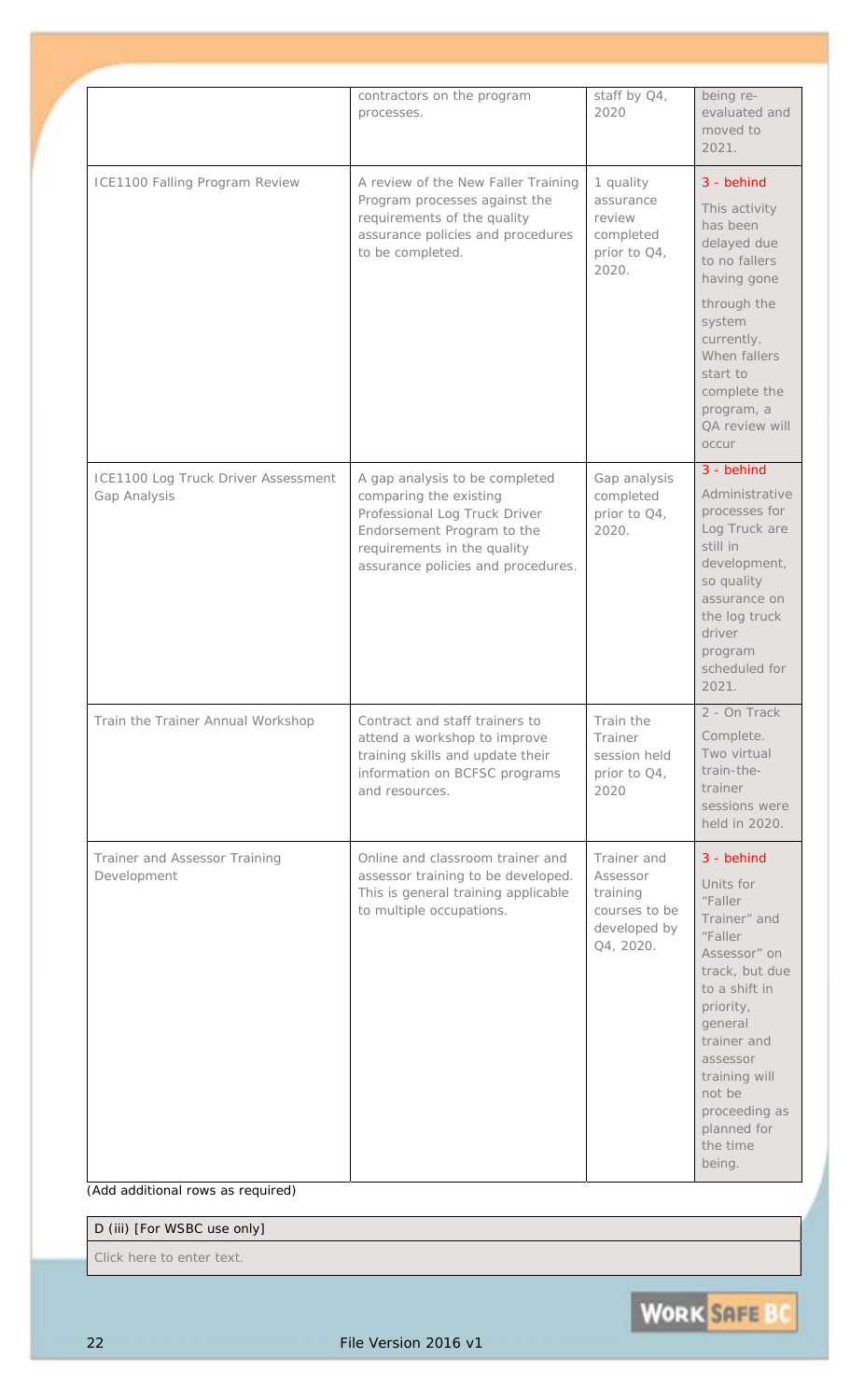|  |  |  |  |
|---|---|---|---|
|  | contractors on the program processes. | staff by Q4, 2020 | being re-evaluated and moved to 2021. |
| ICE1100 Falling Program Review | A review of the New Faller Training Program processes against the requirements of the quality assurance policies and procedures to be completed. | 1 quality assurance review completed prior to Q4, 2020. | 3 - behind<br><br>This activity has been delayed due to no fallers having gone through the system currently. When fallers start to complete the program, a QA review will occur |
| ICE1100 Log Truck Driver Assessment Gap Analysis | A gap analysis to be completed comparing the existing Professional Log Truck Driver Endorsement Program to the requirements in the quality assurance policies and procedures. | Gap analysis completed prior to Q4, 2020. | 3 - behind<br><br>Administrative processes for Log Truck are still in development, so quality assurance on the log truck driver program scheduled for 2021. |
| Train the Trainer Annual Workshop | Contract and staff trainers to attend a workshop to improve training skills and update their information on BCFSC programs and resources. | Train the Trainer session held prior to Q4, 2020 | 2 - On Track<br><br>Complete. Two virtual train-the-trainer sessions were held in 2020. |
| Trainer and Assessor Training Development | Online and classroom trainer and assessor training to be developed. This is general training applicable to multiple occupations. | Trainer and Assessor training courses to be developed by Q4, 2020. | 3 - behind<br><br>Units for "Faller Trainer" and "Faller Assessor" on track, but due to a shift in priority, general trainer and assessor training will not be proceeding as planned for the time being. |

(Add additional rows as required)

| D (iii) [For WSBC use only] |
|---|
| Click here to enter text. |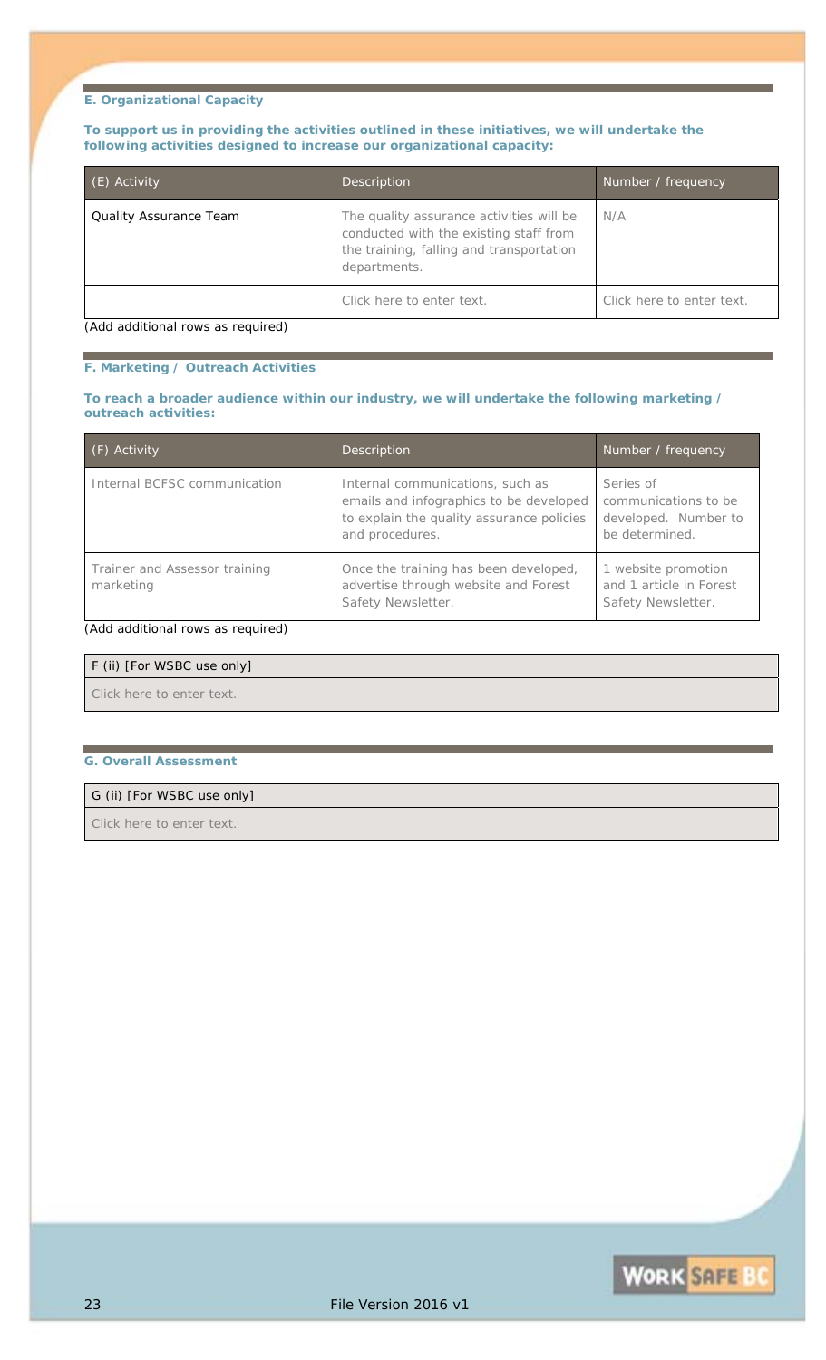### E. Organizational Capacity

**To support us in providing the activities outlined in these initiatives, we will undertake the following activities designed to increase our organizational capacity:**

| (E) Activity | Description | Number / frequency |
|---|---|---|
| Quality Assurance Team | The quality assurance activities will be conducted with the existing staff from the training, falling and transportation departments. | N/A |
| | Click here to enter text. | Click here to enter text. |

(Add additional rows as required)

### F. Marketing / Outreach Activities

**To reach a broader audience within our industry, we will undertake the following marketing / outreach activities:**

| (F) Activity | Description | Number / frequency |
|---|---|---|
| Internal BCFSC communication | Internal communications, such as emails and infographics to be developed to explain the quality assurance policies and procedures. | Series of communications to be developed. Number to be determined. |
| Trainer and Assessor training marketing | Once the training has been developed, advertise through website and Forest Safety Newsletter. | 1 website promotion and 1 article in Forest Safety Newsletter. |

(Add additional rows as required)

| F (ii) [For WSBC use only] |
|---|
| Click here to enter text. |

### G. Overall Assessment

| G (ii) [For WSBC use only] |
|---|
| Click here to enter text. |

File Version 2016 v1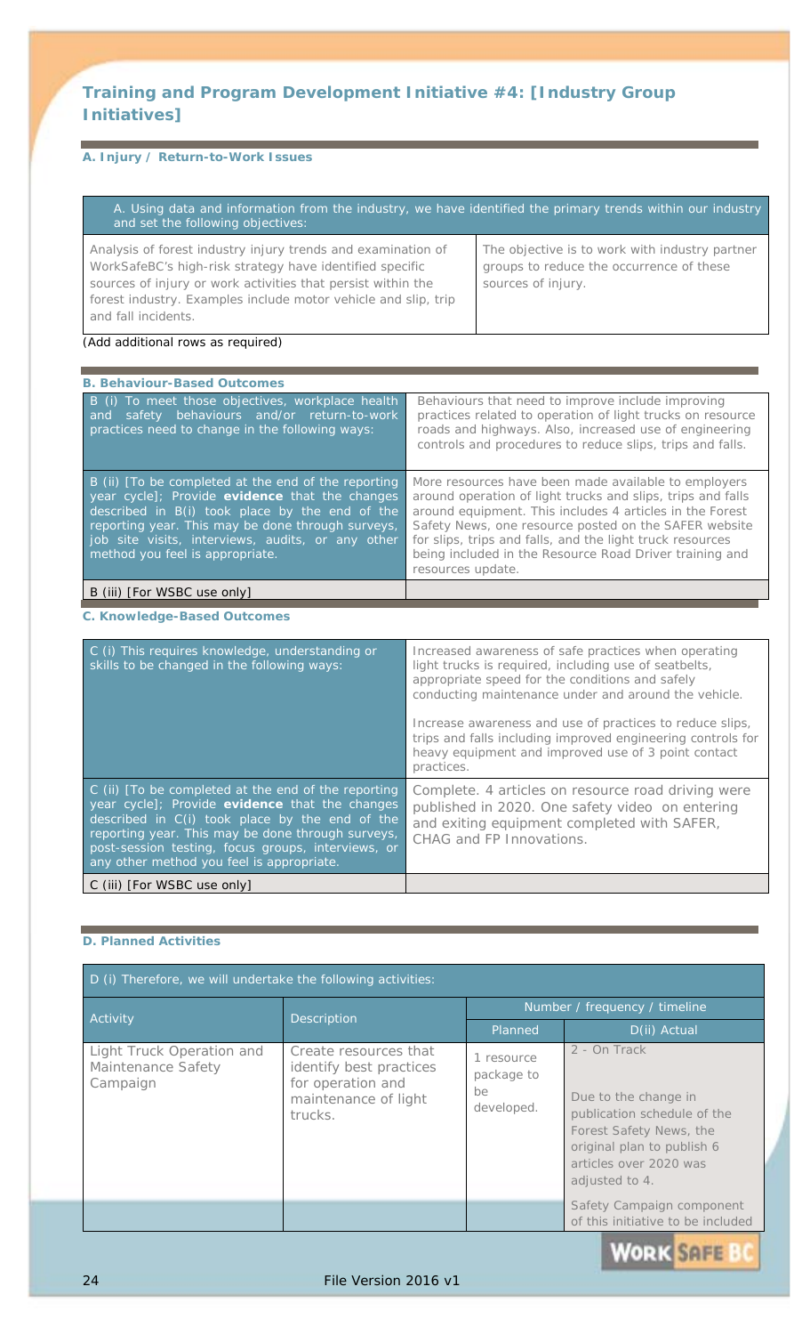## Training and Program Development Initiative #4: [Industry Group Initiatives]

### A. Injury / Return-to-Work Issues

| A. Using data and information from the industry, we have identified the primary trends within our industry and set the following objectives: | |
|---|---|
| Analysis of forest industry injury trends and examination of WorkSafeBC's high-risk strategy have identified specific sources of injury or work activities that persist within the forest industry. Examples include motor vehicle and slip, trip and fall incidents. | The objective is to work with industry partner groups to reduce the occurrence of these sources of injury. |

(Add additional rows as required)

### B. Behaviour-Based Outcomes

| | |
|---|---|
| B (i) To meet those objectives, workplace health and safety behaviours and/or return-to-work practices need to change in the following ways: | Behaviours that need to improve include improving practices related to operation of light trucks on resource roads and highways. Also, increased use of engineering controls and procedures to reduce slips, trips and falls. |
| B (ii) [To be completed at the end of the reporting year cycle]; Provide **evidence** that the changes described in B(i) took place by the end of the reporting year. This may be done through surveys, job site visits, interviews, audits, or any other method you feel is appropriate. | More resources have been made available to employers around operation of light trucks and slips, trips and falls around equipment. This includes 4 articles in the Forest Safety News, one resource posted on the SAFER website for slips, trips and falls, and the light truck resources being included in the Resource Road Driver training and resources update. |
| B (iii) [For WSBC use only] | |

### C. Knowledge-Based Outcomes

| | |
|---|---|
| C (i) This requires knowledge, understanding or skills to be changed in the following ways: | Increased awareness of safe practices when operating light trucks is required, including use of seatbelts, appropriate speed for the conditions and safely conducting maintenance under and around the vehicle.<br><br>Increase awareness and use of practices to reduce slips, trips and falls including improved engineering controls for heavy equipment and improved use of 3 point contact practices. |
| C (ii) [To be completed at the end of the reporting year cycle]; Provide **evidence** that the changes described in C(i) took place by the end of the reporting year. This may be done through surveys, job site visits, interviews, or post-session testing, focus groups, interviews, or any other method you feel is appropriate. | Complete. 4 articles on resource road driving were published in 2020. One safety video on entering and exiting equipment completed with SAFER, CHAG and FP Innovations. |
| C (iii) [For WSBC use only] | |

### D. Planned Activities

D (i) Therefore, we will undertake the following activities:

| Activity | Description | Number / frequency / timeline | |
|---|---|---|---|
| | | Planned | D(ii) Actual |
| Light Truck Operation and Maintenance Safety Campaign | Create resources that identify best practices for operation and maintenance of light trucks. | 1 resource package to be developed. | 2 - On Track<br><br>Due to the change in publication schedule of the Forest Safety News, the original plan to publish 6 articles over 2020 was adjusted to 4.<br><br>Safety Campaign component of this initiative to be included |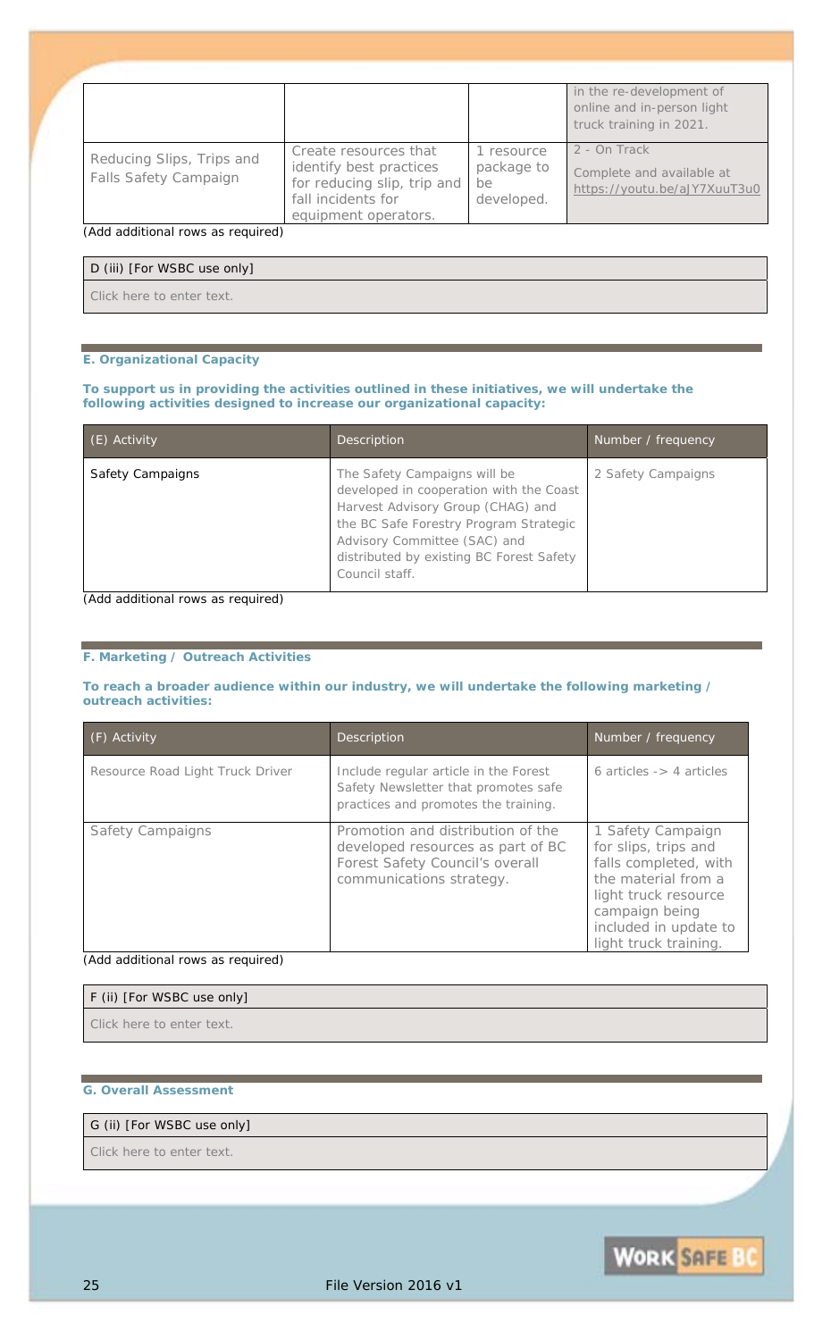| | | | in the re-development of online and in-person light truck training in 2021. |
|---|---|---|---|
| Reducing Slips, Trips and Falls Safety Campaign | Create resources that identify best practices for reducing slip, trip and fall incidents for equipment operators. | 1 resource package to be developed. | 2 - On Track<br><br>Complete and available at https://youtu.be/aJY7XuuT3u0 |

(Add additional rows as required)

| D (iii) [For WSBC use only] |
|---|
| Click here to enter text. |

### E. Organizational Capacity

**To support us in providing the activities outlined in these initiatives, we will undertake the following activities designed to increase our organizational capacity:**

| (E) Activity | Description | Number / frequency |
|---|---|---|
| Safety Campaigns | The Safety Campaigns will be developed in cooperation with the Coast Harvest Advisory Group (CHAG) and the BC Safe Forestry Program Strategic Advisory Committee (SAC) and distributed by existing BC Forest Safety Council staff. | 2 Safety Campaigns |

(Add additional rows as required)

### F. Marketing / Outreach Activities

**To reach a broader audience within our industry, we will undertake the following marketing / outreach activities:**

| (F) Activity | Description | Number / frequency |
|---|---|---|
| Resource Road Light Truck Driver | Include regular article in the Forest Safety Newsletter that promotes safe practices and promotes the training. | 6 articles -> 4 articles |
| Safety Campaigns | Promotion and distribution of the developed resources as part of BC Forest Safety Council's overall communications strategy. | 1 Safety Campaign for slips, trips and falls completed, with the material from a light truck resource campaign being included in update to light truck training. |

(Add additional rows as required)

| F (ii) [For WSBC use only] |
|---|
| Click here to enter text. |

### G. Overall Assessment

| G (ii) [For WSBC use only] |
|---|
| Click here to enter text. |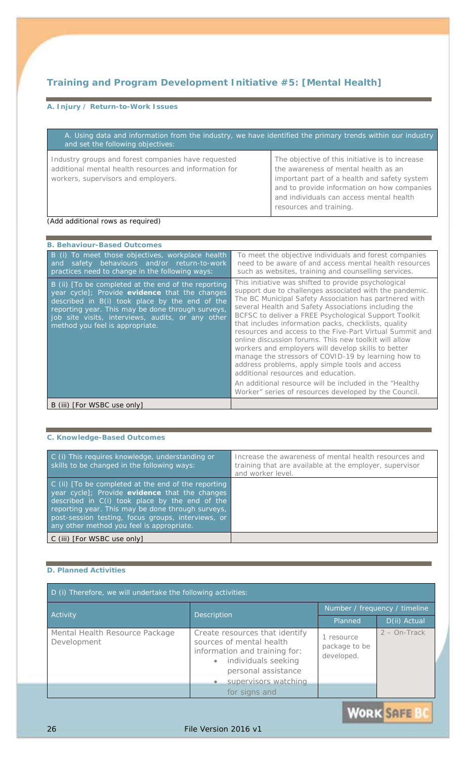## Training and Program Development Initiative #5: [Mental Health]

### A. Injury / Return-to-Work Issues

| A. Using data and information from the industry, we have identified the primary trends within our industry and set the following objectives: | |
|---|---|
| Industry groups and forest companies have requested additional mental health resources and information for workers, supervisors and employers. | The objective of this initiative is to increase the awareness of mental health as an important part of a health and safety system and to provide information on how companies and individuals can access mental health resources and training. |

(Add additional rows as required)

### B. Behaviour-Based Outcomes

| | |
|---|---|
| B (i) To meet those objectives, workplace health and safety behaviours and/or return-to-work practices need to change in the following ways: | To meet the objective individuals and forest companies need to be aware of and access mental health resources such as websites, training and counselling services. |
| B (ii) [To be completed at the end of the reporting year cycle]; Provide **evidence** that the changes described in B(i) took place by the end of the reporting year. This may be done through surveys, job site visits, interviews, audits, or any other method you feel is appropriate. | This initiative was shifted to provide psychological support due to challenges associated with the pandemic. The BC Municipal Safety Association has partnered with several Health and Safety Associations including the BCFSC to deliver a FREE Psychological Support Toolkit that includes information packs, checklists, quality resources and access to the Five-Part Virtual Summit and online discussion forums. This new toolkit will allow workers and employers will develop skills to better manage the stressors of COVID-19 by learning how to address problems, apply simple tools and access additional resources and education.<br><br>An additional resource will be included in the "Healthy Worker" series of resources developed by the Council. |
| B (iii) [For WSBC use only] | |

### C. Knowledge-Based Outcomes

| | |
|---|---|
| C (i) This requires knowledge, understanding or skills to be changed in the following ways: | Increase the awareness of mental health resources and training that are available at the employer, supervisor and worker level. |
| C (ii) [To be completed at the end of the reporting year cycle]; Provide **evidence** that the changes described in C(i) took place by the end of the reporting year. This may be done through surveys, post-session testing, focus groups, interviews, or any other method you feel is appropriate. | |
| C (iii) [For WSBC use only] | |

### D. Planned Activities

D (i) Therefore, we will undertake the following activities:

| Activity | Description | Number / frequency / timeline | |
|---|---|---|---|
| | | Planned | D(ii) Actual |
| Mental Health Resource Package Development | Create resources that identify sources of mental health information and training for:<br>• individuals seeking personal assistance<br>• supervisors watching for signs and | 1 resource package to be developed. | 2 – On-Track |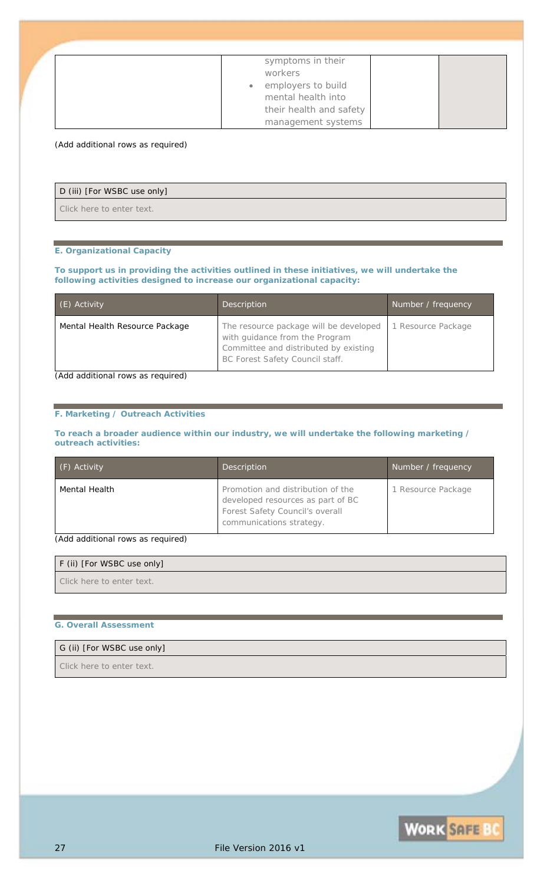| | symptoms in their workers<br>• employers to build mental health into their health and safety management systems | | |
|---|---|---|---|

(Add additional rows as required)

| D (iii) [For WSBC use only] |
|---|
| Click here to enter text. |

### E. Organizational Capacity

**To support us in providing the activities outlined in these initiatives, we will undertake the following activities designed to increase our organizational capacity:**

| (E) Activity | Description | Number / frequency |
|---|---|---|
| Mental Health Resource Package | The resource package will be developed with guidance from the Program Committee and distributed by existing BC Forest Safety Council staff. | 1 Resource Package |

(Add additional rows as required)

### F. Marketing / Outreach Activities

**To reach a broader audience within our industry, we will undertake the following marketing / outreach activities:**

| (F) Activity | Description | Number / frequency |
|---|---|---|
| Mental Health | Promotion and distribution of the developed resources as part of BC Forest Safety Council's overall communications strategy. | 1 Resource Package |

(Add additional rows as required)

| F (ii) [For WSBC use only] |
|---|
| Click here to enter text. |

### G. Overall Assessment

| G (ii) [For WSBC use only] |
|---|
| Click here to enter text. |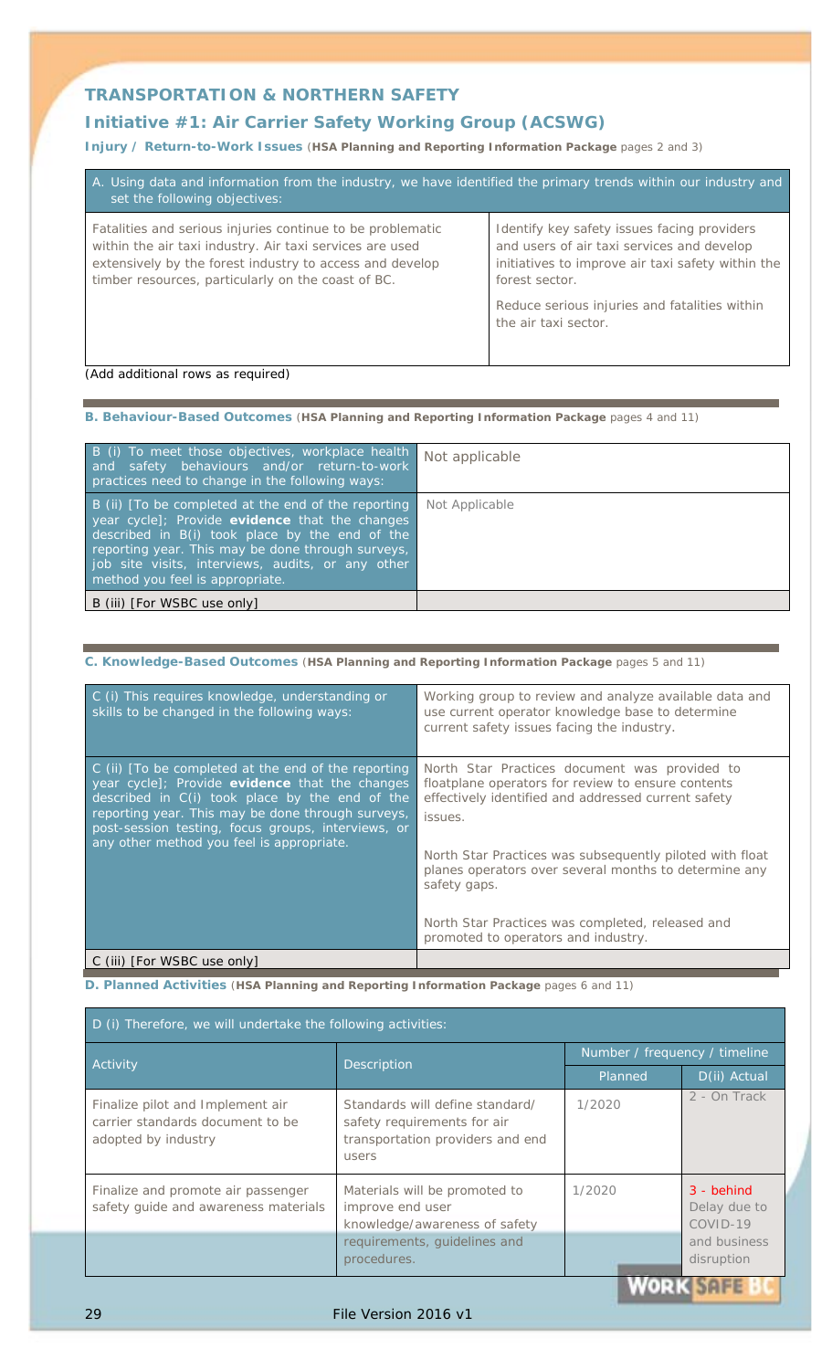## TRANSPORTATION & NORTHERN SAFETY

### Initiative #1: Air Carrier Safety Working Group (ACSWG)

**Injury / Return-to-Work Issues** (**HSA Planning and Reporting Information Package** pages 2 and 3)

| A. Using data and information from the industry, we have identified the primary trends within our industry and set the following objectives: | |
|---|---|
| Fatalities and serious injuries continue to be problematic within the air taxi industry. Air taxi services are used extensively by the forest industry to access and develop timber resources, particularly on the coast of BC. | Identify key safety issues facing providers and users of air taxi services and develop initiatives to improve air taxi safety within the forest sector.<br><br>Reduce serious injuries and fatalities within the air taxi sector. |

(Add additional rows as required)

**B. Behaviour-Based Outcomes** (**HSA Planning and Reporting Information Package** pages 4 and 11)

| | |
|---|---|
| B (i) To meet those objectives, workplace health and safety behaviours and/or return-to-work practices need to change in the following ways: | Not applicable |
| B (ii) [To be completed at the end of the reporting year cycle]; Provide **evidence** that the changes described in B(i) took place by the end of the reporting year. This may be done through surveys, job site visits, interviews, audits, or any other method you feel is appropriate. | Not Applicable |
| B (iii) [For WSBC use only] | |

**C. Knowledge-Based Outcomes** (**HSA Planning and Reporting Information Package** pages 5 and 11)

| | |
|---|---|
| C (i) This requires knowledge, understanding or skills to be changed in the following ways: | Working group to review and analyze available data and use current operator knowledge base to determine current safety issues facing the industry. |
| C (ii) [To be completed at the end of the reporting year cycle]; Provide **evidence** that the changes described in C(i) took place by the end of the reporting year. This may be done through surveys, post-session testing, focus groups, interviews, or any other method you feel is appropriate. | North Star Practices document was provided to floatplane operators for review to ensure contents effectively identified and addressed current safety issues.<br><br>North Star Practices was subsequently piloted with float planes operators over several months to determine any safety gaps.<br><br>North Star Practices was completed, released and promoted to operators and industry. |
| C (iii) [For WSBC use only] | |

**D. Planned Activities** (**HSA Planning and Reporting Information Package** pages 6 and 11)

| D (i) Therefore, we will undertake the following activities: | | | |
|---|---|---|---|
| Activity | Description | Number / frequency / timeline | |
| | | Planned | D(ii) Actual |
| Finalize pilot and Implement air carrier standards document to be adopted by industry | Standards will define standard/ safety requirements for air transportation providers and end users | 1/2020 | 2 - On Track |
| Finalize and promote air passenger safety guide and awareness materials | Materials will be promoted to improve end user knowledge/awareness of safety requirements, guidelines and procedures. | 1/2020 | 3 - behind Delay due to COVID-19 and business disruption |

File Version 2016 v1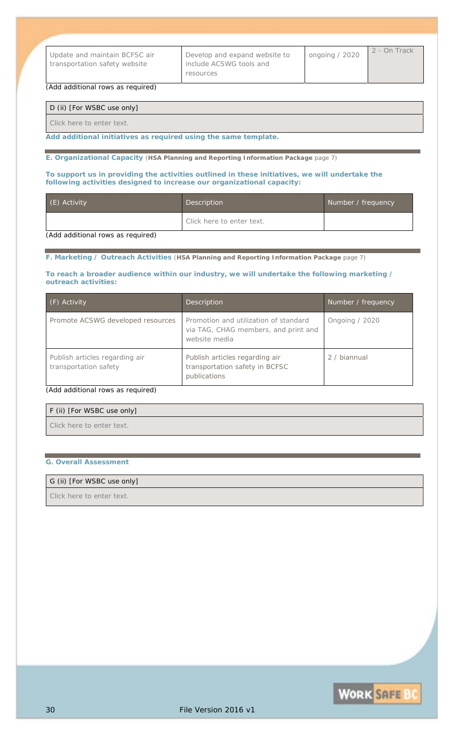| Update and maintain BCFSC air transportation safety website | Develop and expand website to include ACSWG tools and resources | ongoing / 2020 | 2 - On Track |
|---|---|---|---|

(Add additional rows as required)

| D (ii) [For WSBC use only] |
|---|
| Click here to enter text. |

**Add additional initiatives as required using the same template.**

**E. Organizational Capacity** (**HSA Planning and Reporting Information Package** page 7)

**To support us in providing the activities outlined in these initiatives, we will undertake the following activities designed to increase our organizational capacity:**

| (E) Activity | Description | Number / frequency |
|---|---|---|
| | Click here to enter text. | |

(Add additional rows as required)

**F. Marketing / Outreach Activities** (**HSA Planning and Reporting Information Package** page 7)

**To reach a broader audience within our industry, we will undertake the following marketing / outreach activities:**

| (F) Activity | Description | Number / frequency |
|---|---|---|
| Promote ACSWG developed resources | Promotion and utilization of standard via TAG, CHAG members, and print and website media | Ongoing / 2020 |
| Publish articles regarding air transportation safety | Publish articles regarding air transportation safety in BCFSC publications | 2 / biannual |

(Add additional rows as required)

| F (ii) [For WSBC use only] |
|---|
| Click here to enter text. |

**G. Overall Assessment**

| G (ii) [For WSBC use only] |
|---|
| Click here to enter text. |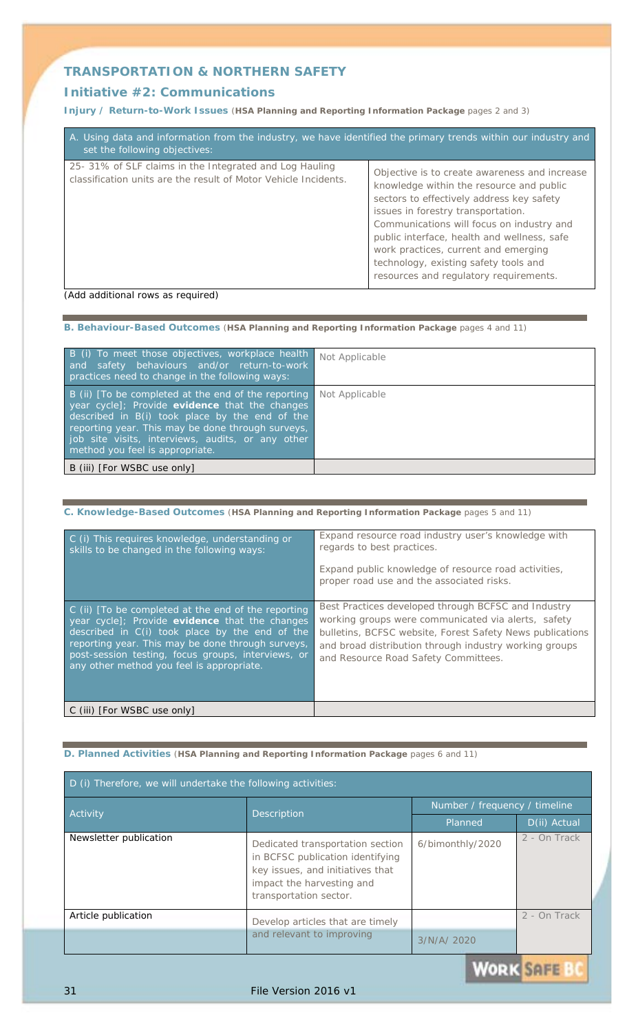## TRANSPORTATION & NORTHERN SAFETY

### Initiative #2: Communications

**Injury / Return-to-Work Issues** (**HSA Planning and Reporting Information Package** pages 2 and 3)

| A. Using data and information from the industry, we have identified the primary trends within our industry and set the following objectives: | |
|---|---|
| 25- 31% of SLF claims in the Integrated and Log Hauling classification units are the result of Motor Vehicle Incidents. | Objective is to create awareness and increase knowledge within the resource and public sectors to effectively address key safety issues in forestry transportation. Communications will focus on industry and public interface, health and wellness, safe work practices, current and emerging technology, existing safety tools and resources and regulatory requirements. |

(Add additional rows as required)

**B. Behaviour-Based Outcomes** (**HSA Planning and Reporting Information Package** pages 4 and 11)

| | |
|---|---|
| B (i) To meet those objectives, workplace health and safety behaviours and/or return-to-work practices need to change in the following ways: | Not Applicable |
| B (ii) [To be completed at the end of the reporting year cycle]; Provide **evidence** that the changes described in B(i) took place by the end of the reporting year. This may be done through surveys, job site visits, interviews, audits, or any other method you feel is appropriate. | Not Applicable |
| B (iii) [For WSBC use only] | |

**C. Knowledge-Based Outcomes** (**HSA Planning and Reporting Information Package** pages 5 and 11)

| | |
|---|---|
| C (i) This requires knowledge, understanding or skills to be changed in the following ways: | Expand resource road industry user's knowledge with regards to best practices.<br><br>Expand public knowledge of resource road activities, proper road use and the associated risks. |
| C (ii) [To be completed at the end of the reporting year cycle]; Provide **evidence** that the changes described in C(i) took place by the end of the reporting year. This may be done through surveys, post-session testing, focus groups, interviews, or any other method you feel is appropriate. | Best Practices developed through BCFSC and Industry working groups were communicated via alerts, safety bulletins, BCFSC website, Forest Safety News publications and broad distribution through industry working groups and Resource Road Safety Committees. |
| C (iii) [For WSBC use only] | |

**D. Planned Activities** (**HSA Planning and Reporting Information Package** pages 6 and 11)

| D (i) Therefore, we will undertake the following activities: | | | |
|---|---|---|---|
| Activity | Description | Number / frequency / timeline | |
| | | Planned | D(ii) Actual |
| Newsletter publication | Dedicated transportation section in BCFSC publication identifying key issues, and initiatives that impact the harvesting and transportation sector. | 6/bimonthly/2020 | 2 - On Track |
| Article publication | Develop articles that are timely and relevant to improving | 3/N/A/ 2020 | 2 - On Track |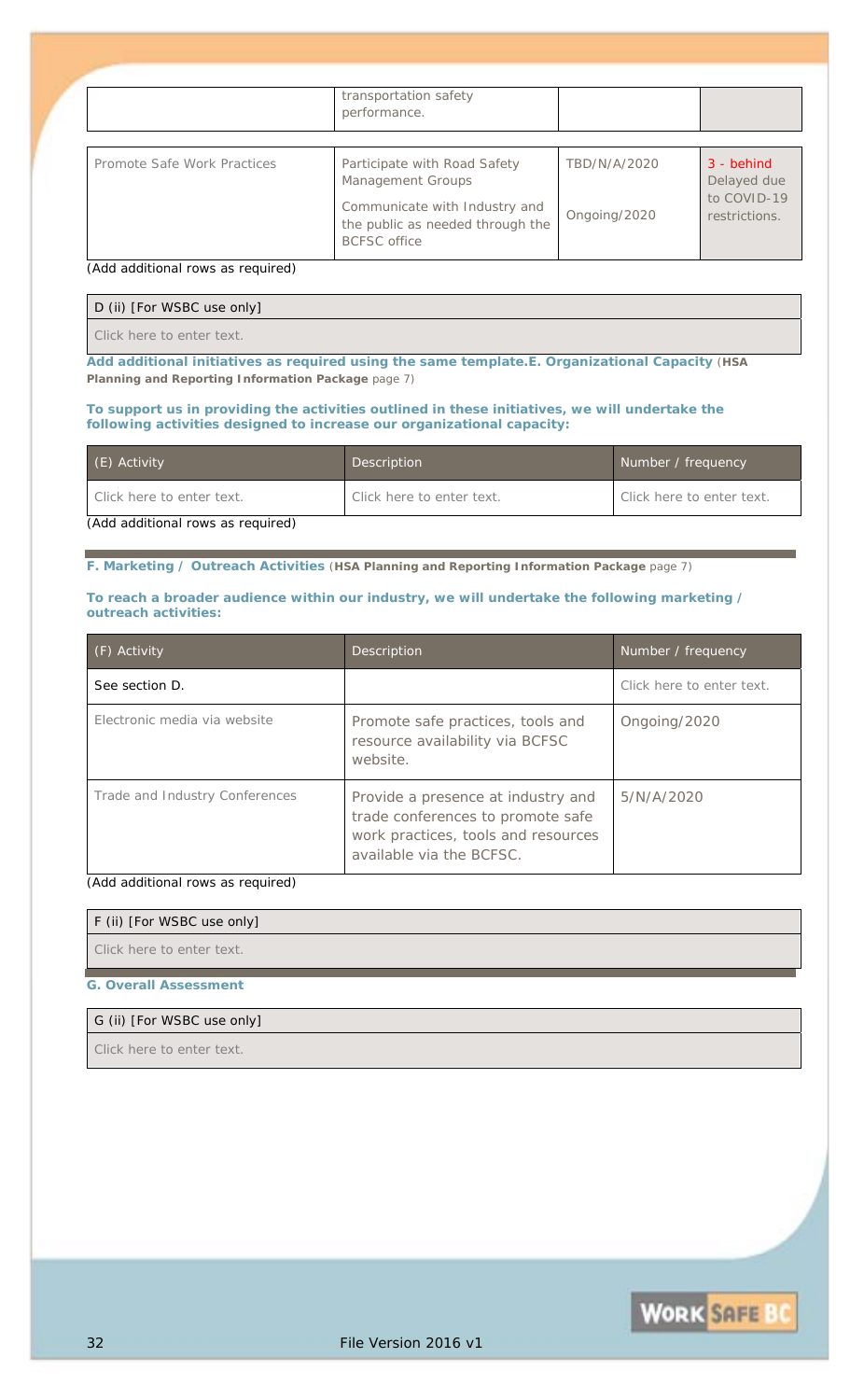| | transportation safety performance. | | |
|---|---|---|---|
| Promote Safe Work Practices | Participate with Road Safety Management Groups<br><br>Communicate with Industry and the public as needed through the BCFSC office | TBD/N/A/2020<br><br>Ongoing/2020 | 3 - behind Delayed due to COVID-19 restrictions. |

(Add additional rows as required)

| D (ii) [For WSBC use only] |
|---|
| Click here to enter text. |

**Add additional initiatives as required using the same template.E. Organizational Capacity** (**HSA Planning and Reporting Information Package** page 7)

**To support us in providing the activities outlined in these initiatives, we will undertake the following activities designed to increase our organizational capacity:**

| (E) Activity | Description | Number / frequency |
|---|---|---|
| Click here to enter text. | Click here to enter text. | Click here to enter text. |

(Add additional rows as required)

**F. Marketing / Outreach Activities** (**HSA Planning and Reporting Information Package** page 7)

**To reach a broader audience within our industry, we will undertake the following marketing / outreach activities:**

| (F) Activity | Description | Number / frequency |
|---|---|---|
| See section D. | | Click here to enter text. |
| Electronic media via website | Promote safe practices, tools and resource availability via BCFSC website. | Ongoing/2020 |
| Trade and Industry Conferences | Provide a presence at industry and trade conferences to promote safe work practices, tools and resources available via the BCFSC. | 5/N/A/2020 |

(Add additional rows as required)

| F (ii) [For WSBC use only] |
|---|
| Click here to enter text. |

**G. Overall Assessment**

| G (ii) [For WSBC use only] |
|---|
| Click here to enter text. |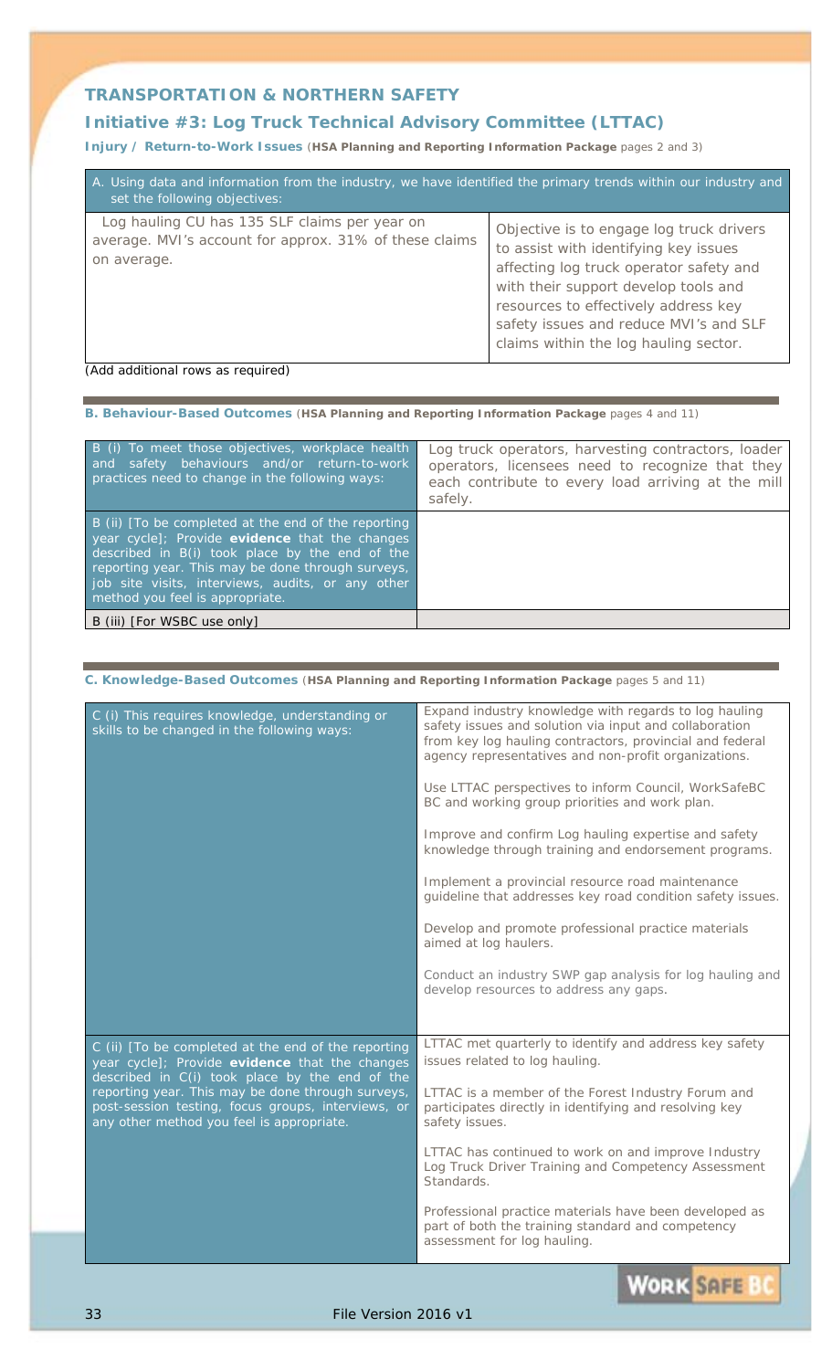## TRANSPORTATION & NORTHERN SAFETY

### Initiative #3: Log Truck Technical Advisory Committee (LTTAC)

**Injury / Return-to-Work Issues** (**HSA Planning and Reporting Information Package** pages 2 and 3)

| A. Using data and information from the industry, we have identified the primary trends within our industry and set the following objectives: | |
|---|---|
| Log hauling CU has 135 SLF claims per year on average. MVI's account for approx. 31% of these claims on average. | Objective is to engage log truck drivers to assist with identifying key issues affecting log truck operator safety and with their support develop tools and resources to effectively address key safety issues and reduce MVI's and SLF claims within the log hauling sector. |

(Add additional rows as required)

**B. Behaviour-Based Outcomes** (**HSA Planning and Reporting Information Package** pages 4 and 11)

| | |
|---|---|
| B (i) To meet those objectives, workplace health and safety behaviours and/or return-to-work practices need to change in the following ways: | Log truck operators, harvesting contractors, loader operators, licensees need to recognize that they each contribute to every load arriving at the mill safely. |
| B (ii) [To be completed at the end of the reporting year cycle]; Provide **evidence** that the changes described in B(i) took place by the end of the reporting year. This may be done through surveys, job site visits, interviews, audits, or any other method you feel is appropriate. | |
| B (iii) [For WSBC use only] | |

**C. Knowledge-Based Outcomes** (**HSA Planning and Reporting Information Package** pages 5 and 11)

| | |
|---|---|
| C (i) This requires knowledge, understanding or skills to be changed in the following ways: | Expand industry knowledge with regards to log hauling safety issues and solution via input and collaboration from key log hauling contractors, provincial and federal agency representatives and non-profit organizations.<br><br>Use LTTAC perspectives to inform Council, WorkSafeBC BC and working group priorities and work plan.<br><br>Improve and confirm Log hauling expertise and safety knowledge through training and endorsement programs.<br><br>Implement a provincial resource road maintenance guideline that addresses key road condition safety issues.<br><br>Develop and promote professional practice materials aimed at log haulers.<br><br>Conduct an industry SWP gap analysis for log hauling and develop resources to address any gaps. |
| C (ii) [To be completed at the end of the reporting year cycle]; Provide **evidence** that the changes described in C(i) took place by the end of the reporting year. This may be done through surveys, post-session testing, focus groups, interviews, or any other method you feel is appropriate. | LTTAC met quarterly to identify and address key safety issues related to log hauling.<br><br>LTTAC is a member of the Forest Industry Forum and participates directly in identifying and resolving key safety issues.<br><br>LTTAC has continued to work on and improve Industry Log Truck Driver Training and Competency Assessment Standards.<br><br>Professional practice materials have been developed as part of both the training standard and competency assessment for log hauling. |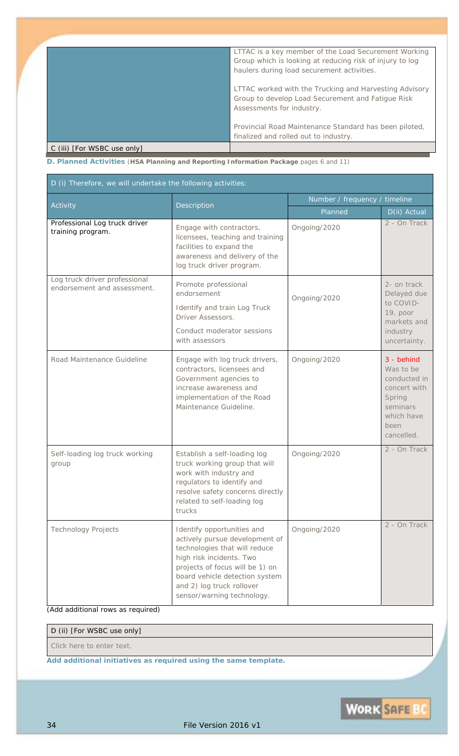| | |
|---|---|
| | LTTAC is a key member of the Load Securement Working Group which is looking at reducing risk of injury to log haulers during load securement activities.<br><br>LTTAC worked with the Trucking and Harvesting Advisory Group to develop Load Securement and Fatigue Risk Assessments for industry.<br><br>Provincial Road Maintenance Standard has been piloted, finalized and rolled out to industry. |
| C (iii) [For WSBC use only] | |

**D. Planned Activities** (**HSA Planning and Reporting Information Package** pages 6 and 11)

| D (i) Therefore, we will undertake the following activities: | | | |
|---|---|---|---|
| Activity | Description | Number / frequency / timeline | |
| | | Planned | D(ii) Actual |
| Professional Log truck driver training program. | Engage with contractors, licensees, teaching and training facilities to expand the awareness and delivery of the log truck driver program. | Ongoing/2020 | 2 - On Track |
| Log truck driver professional endorsement and assessment. | Promote professional endorsement<br><br>Identify and train Log Truck Driver Assessors.<br><br>Conduct moderator sessions with assessors | Ongoing/2020 | 2- on track Delayed due to COVID-19, poor markets and industry uncertainty. |
| Road Maintenance Guideline | Engage with log truck drivers, contractors, licensees and Government agencies to increase awareness and implementation of the Road Maintenance Guideline. | Ongoing/2020 | 3 - behind Was to be conducted in concert with Spring seminars which have been cancelled. |
| Self-loading log truck working group | Establish a self-loading log truck working group that will work with industry and regulators to identify and resolve safety concerns directly related to self-loading log trucks | Ongoing/2020 | 2 - On Track |
| Technology Projects | Identify opportunities and actively pursue development of technologies that will reduce high risk incidents. Two projects of focus will be 1) on board vehicle detection system and 2) log truck rollover sensor/warning technology. | Ongoing/2020 | 2 - On Track |

(Add additional rows as required)

| D (ii) [For WSBC use only] |
|---|
| Click here to enter text. |

**Add additional initiatives as required using the same template.**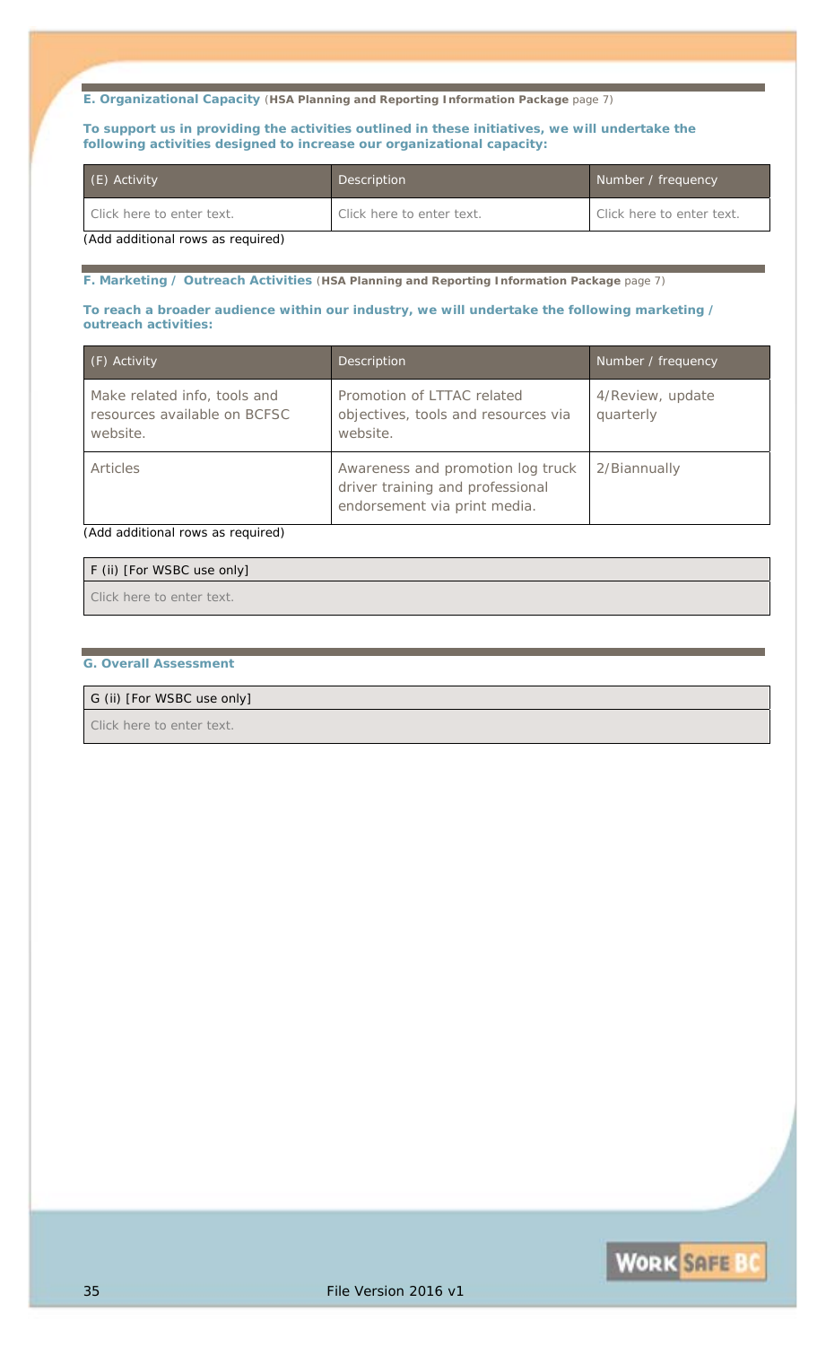**E. Organizational Capacity** (**HSA Planning and Reporting Information Package** page 7)

**To support us in providing the activities outlined in these initiatives, we will undertake the following activities designed to increase our organizational capacity:**

| (E) Activity | Description | Number / frequency |
|---|---|---|
| Click here to enter text. | Click here to enter text. | Click here to enter text. |

(Add additional rows as required)

**F. Marketing / Outreach Activities** (**HSA Planning and Reporting Information Package** page 7)

**To reach a broader audience within our industry, we will undertake the following marketing / outreach activities:**

| (F) Activity | Description | Number / frequency |
|---|---|---|
| Make related info, tools and resources available on BCFSC website. | Promotion of LTTAC related objectives, tools and resources via website. | 4/Review, update quarterly |
| Articles | Awareness and promotion log truck driver training and professional endorsement via print media. | 2/Biannually |

(Add additional rows as required)

| F (ii) [For WSBC use only] |
|---|
| Click here to enter text. |

**G. Overall Assessment**

| G (ii) [For WSBC use only] |
|---|
| Click here to enter text. |

File Version 2016 v1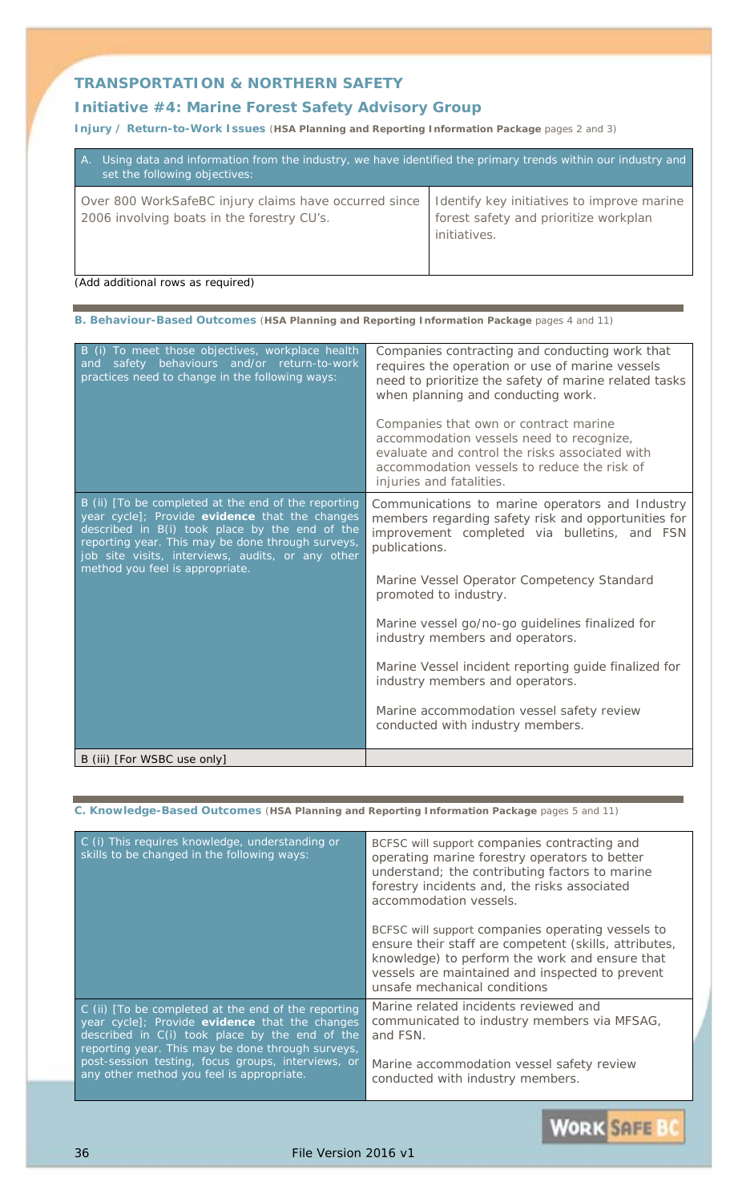## TRANSPORTATION & NORTHERN SAFETY

### Initiative #4: Marine Forest Safety Advisory Group

**Injury / Return-to-Work Issues** (**HSA Planning and Reporting Information Package** pages 2 and 3)

| A. Using data and information from the industry, we have identified the primary trends within our industry and set the following objectives: | |
|---|---|
| Over 800 WorkSafeBC injury claims have occurred since 2006 involving boats in the forestry CU's. | Identify key initiatives to improve marine forest safety and prioritize workplan initiatives. |

(Add additional rows as required)

**B. Behaviour-Based Outcomes** (**HSA Planning and Reporting Information Package** pages 4 and 11)

| | |
|---|---|
| B (i) To meet those objectives, workplace health and safety behaviours and/or return-to-work practices need to change in the following ways: | Companies contracting and conducting work that requires the operation or use of marine vessels need to prioritize the safety of marine related tasks when planning and conducting work.<br><br>Companies that own or contract marine accommodation vessels need to recognize, evaluate and control the risks associated with accommodation vessels to reduce the risk of injuries and fatalities. |
| B (ii) [To be completed at the end of the reporting year cycle]; Provide **evidence** that the changes described in B(i) took place by the end of the reporting year. This may be done through surveys, job site visits, interviews, audits, or any other method you feel is appropriate. | Communications to marine operators and Industry members regarding safety risk and opportunities for improvement completed via bulletins, and FSN publications.<br><br>Marine Vessel Operator Competency Standard promoted to industry.<br><br>Marine vessel go/no-go guidelines finalized for industry members and operators.<br><br>Marine Vessel incident reporting guide finalized for industry members and operators.<br><br>Marine accommodation vessel safety review conducted with industry members. |
| B (iii) [For WSBC use only] | |

**C. Knowledge-Based Outcomes** (**HSA Planning and Reporting Information Package** pages 5 and 11)

| | |
|---|---|
| C (i) This requires knowledge, understanding or skills to be changed in the following ways: | BCFSC will support companies contracting and operating marine forestry operators to better understand; the contributing factors to marine forestry incidents and, the risks associated accommodation vessels.<br><br>BCFSC will support companies operating vessels to ensure their staff are competent (skills, attributes, knowledge) to perform the work and ensure that vessels are maintained and inspected to prevent unsafe mechanical conditions |
| C (ii) [To be completed at the end of the reporting year cycle]; Provide **evidence** that the changes described in C(i) took place by the end of the reporting year. This may be done through surveys, post-session testing, focus groups, interviews, or any other method you feel is appropriate. | Marine related incidents reviewed and communicated to industry members via MFSAG, and FSN.<br><br>Marine accommodation vessel safety review conducted with industry members. |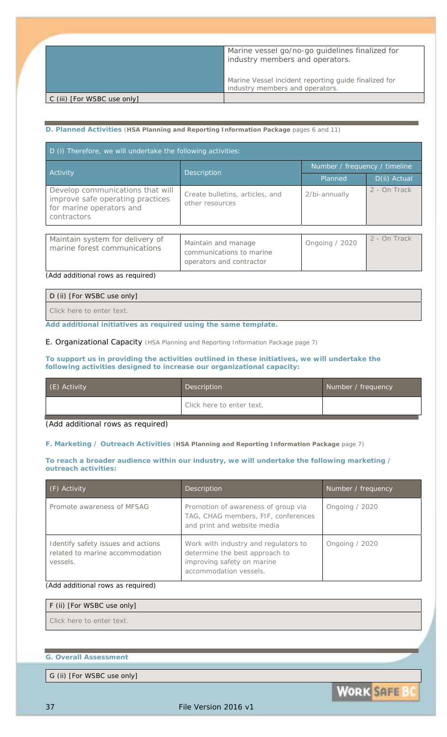| | Marine vessel go/no-go guidelines finalized for industry members and operators.<br><br>Marine Vessel incident reporting guide finalized for industry members and operators. |
|---|---|
| C (iii) [For WSBC use only] | |

**D. Planned Activities** (**HSA Planning and Reporting Information Package** pages 6 and 11)

| D (i) Therefore, we will undertake the following activities: | | | |
|---|---|---|---|
| Activity | Description | Number / frequency / timeline | |
| | | Planned | D(ii) Actual |
| Develop communications that will improve safe operating practices for marine operators and contractors | Create bulletins, articles, and other resources | 2/bi-annually | 2 - On Track |
| Maintain system for delivery of marine forest communications | Maintain and manage communications to marine operators and contractor | Ongoing / 2020 | 2 - On Track |

(Add additional rows as required)

| D (ii) [For WSBC use only] |
|---|
| Click here to enter text. |

**Add additional initiatives as required using the same template.**

E. Organizational Capacity (HSA Planning and Reporting Information Package page 7)

**To support us in providing the activities outlined in these initiatives, we will undertake the following activities designed to increase our organizational capacity:**

| (E) Activity | Description | Number / frequency |
|---|---|---|
| | Click here to enter text. | |

(Add additional rows as required)

**F. Marketing / Outreach Activities** (**HSA Planning and Reporting Information Package** page 7)

**To reach a broader audience within our industry, we will undertake the following marketing / outreach activities:**

| (F) Activity | Description | Number / frequency |
|---|---|---|
| Promote awareness of MFSAG | Promotion of awareness of group via TAG, CHAG members, FIF, conferences and print and website media | Ongoing / 2020 |
| Identify safety issues and actions related to marine accommodation vessels. | Work with industry and regulators to determine the best approach to improving safety on marine accommodation vessels. | Ongoing / 2020 |

(Add additional rows as required)

| F (ii) [For WSBC use only] |
|---|
| Click here to enter text. |

**G. Overall Assessment**

| G (ii) [For WSBC use only] |
|---|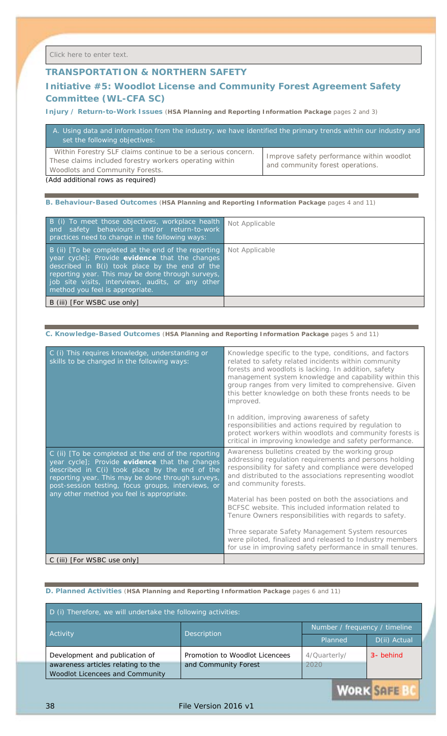Click here to enter text.

## TRANSPORTATION & NORTHERN SAFETY

## Initiative #5: Woodlot License and Community Forest Agreement Safety Committee (WL-CFA SC)

**Injury / Return-to-Work Issues** (**HSA Planning and Reporting Information Package** pages 2 and 3)

| A. Using data and information from the industry, we have identified the primary trends within our industry and set the following objectives: | |
|---|---|
| Within Forestry SLF claims continue to be a serious concern. These claims included forestry workers operating within Woodlots and Community Forests. | Improve safety performance within woodlot and community forest operations. |

(Add additional rows as required)

**B. Behaviour-Based Outcomes** (**HSA Planning and Reporting Information Package** pages 4 and 11)

| | |
|---|---|
| B (i) To meet those objectives, workplace health and safety behaviours and/or return-to-work practices need to change in the following ways: | Not Applicable |
| B (ii) [To be completed at the end of the reporting year cycle]; Provide **evidence** that the changes described in B(i) took place by the end of the reporting year. This may be done through surveys, job site visits, interviews, audits, or any other method you feel is appropriate. | Not Applicable |
| B (iii) [For WSBC use only] | |

**C. Knowledge-Based Outcomes** (**HSA Planning and Reporting Information Package** pages 5 and 11)

| | |
|---|---|
| C (i) This requires knowledge, understanding or skills to be changed in the following ways: | Knowledge specific to the type, conditions, and factors related to safety related incidents within community forests and woodlots is lacking. In addition, safety management system knowledge and capability within this group ranges from very limited to comprehensive. Given this better knowledge on both these fronts needs to be improved.<br><br>In addition, improving awareness of safety responsibilities and actions required by regulation to protect workers within woodlots and community forests is critical in improving knowledge and safety performance. |
| C (ii) [To be completed at the end of the reporting year cycle]; Provide **evidence** that the changes described in C(i) took place by the end of the reporting year. This may be done through surveys, post-session testing, focus groups, interviews, or any other method you feel is appropriate. | Awareness bulletins created by the working group addressing regulation requirements and persons holding responsibility for safety and compliance were developed and distributed to the associations representing woodlot and community forests.<br><br>Material has been posted on both the associations and BCFSC website. This included information related to Tenure Owners responsibilities with regards to safety.<br><br>Three separate Safety Management System resources were piloted, finalized and released to Industry members for use in improving safety performance in small tenures. |
| C (iii) [For WSBC use only] | |

**D. Planned Activities** (**HSA Planning and Reporting Information Package** pages 6 and 11)

| D (i) Therefore, we will undertake the following activities: | | | |
|---|---|---|---|
| Activity | Description | Number / frequency / timeline | |
| | | Planned | D(ii) Actual |
| Development and publication of awareness articles relating to the Woodlot Licencees and Community | Promotion to Woodlot Licencees and Community Forest | 4/Quarterly/ 2020 | 3- behind |

File Version 2016 v1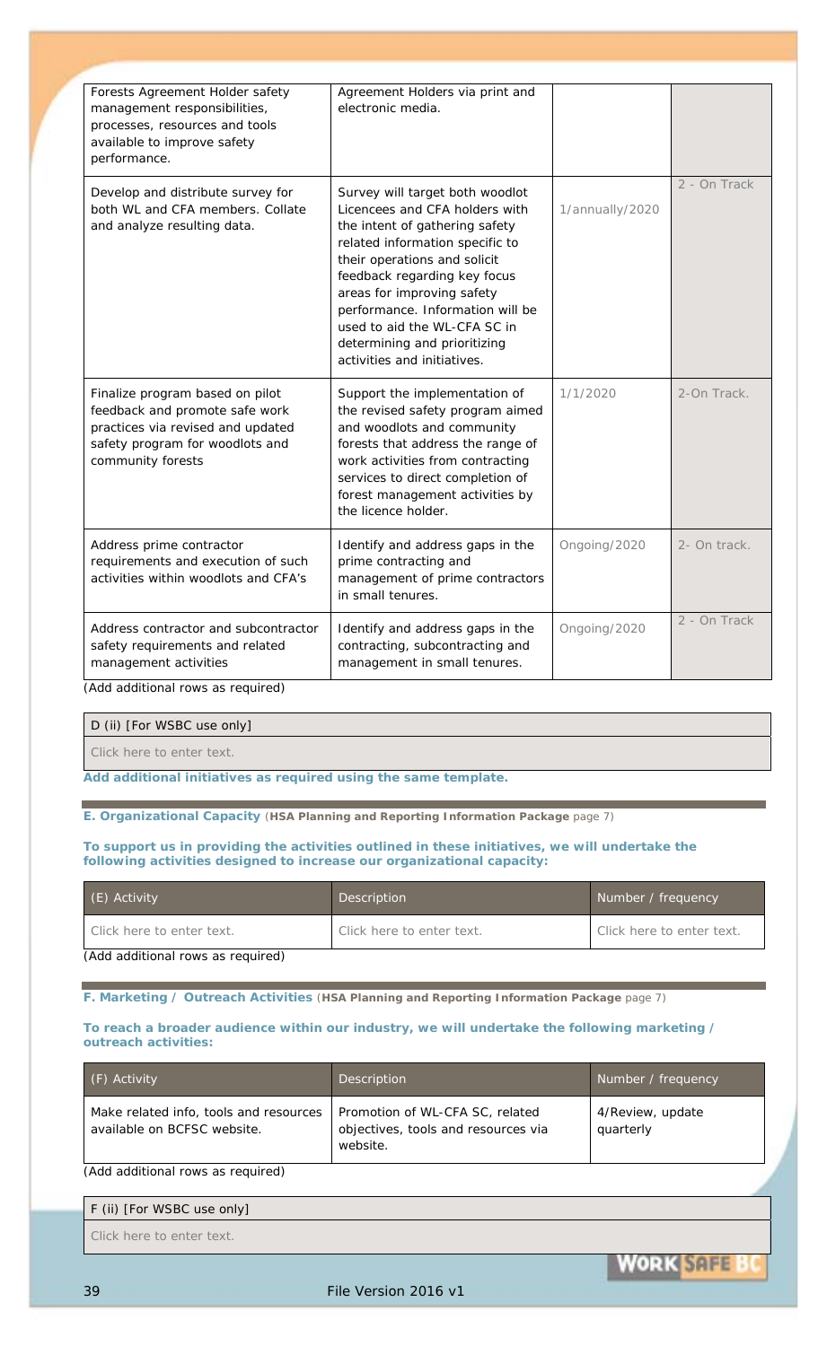| | | | |
|---|---|---|---|
| Forests Agreement Holder safety management responsibilities, processes, resources and tools available to improve safety performance. | Agreement Holders via print and electronic media. | | |
| Develop and distribute survey for both WL and CFA members. Collate and analyze resulting data. | Survey will target both woodlot Licencees and CFA holders with the intent of gathering safety related information specific to their operations and solicit feedback regarding key focus areas for improving safety performance. Information will be used to aid the WL-CFA SC in determining and prioritizing activities and initiatives. | 1/annually/2020 | 2 - On Track |
| Finalize program based on pilot feedback and promote safe work practices via revised and updated safety program for woodlots and community forests | Support the implementation of the revised safety program aimed and woodlots and community forests that address the range of work activities from contracting services to direct completion of forest management activities by the licence holder. | 1/1/2020 | 2-On Track. |
| Address prime contractor requirements and execution of such activities within woodlots and CFA's | Identify and address gaps in the prime contracting and management of prime contractors in small tenures. | Ongoing/2020 | 2- On track. |
| Address contractor and subcontractor safety requirements and related management activities | Identify and address gaps in the contracting, subcontracting and management in small tenures. | Ongoing/2020 | 2 - On Track |

(Add additional rows as required)

| D (ii) [For WSBC use only] |
|---|
| Click here to enter text. |

**Add additional initiatives as required using the same template.**

**E. Organizational Capacity** (**HSA Planning and Reporting Information Package** page 7)

**To support us in providing the activities outlined in these initiatives, we will undertake the following activities designed to increase our organizational capacity:**

| (E) Activity | Description | Number / frequency |
|---|---|---|
| Click here to enter text. | Click here to enter text. | Click here to enter text. |

(Add additional rows as required)

**F. Marketing / Outreach Activities** (**HSA Planning and Reporting Information Package** page 7)

**To reach a broader audience within our industry, we will undertake the following marketing / outreach activities:**

| (F) Activity | Description | Number / frequency |
|---|---|---|
| Make related info, tools and resources available on BCFSC website. | Promotion of WL-CFA SC, related objectives, tools and resources via website. | 4/Review, update quarterly |

(Add additional rows as required)

| F (ii) [For WSBC use only] |
|---|
| Click here to enter text. |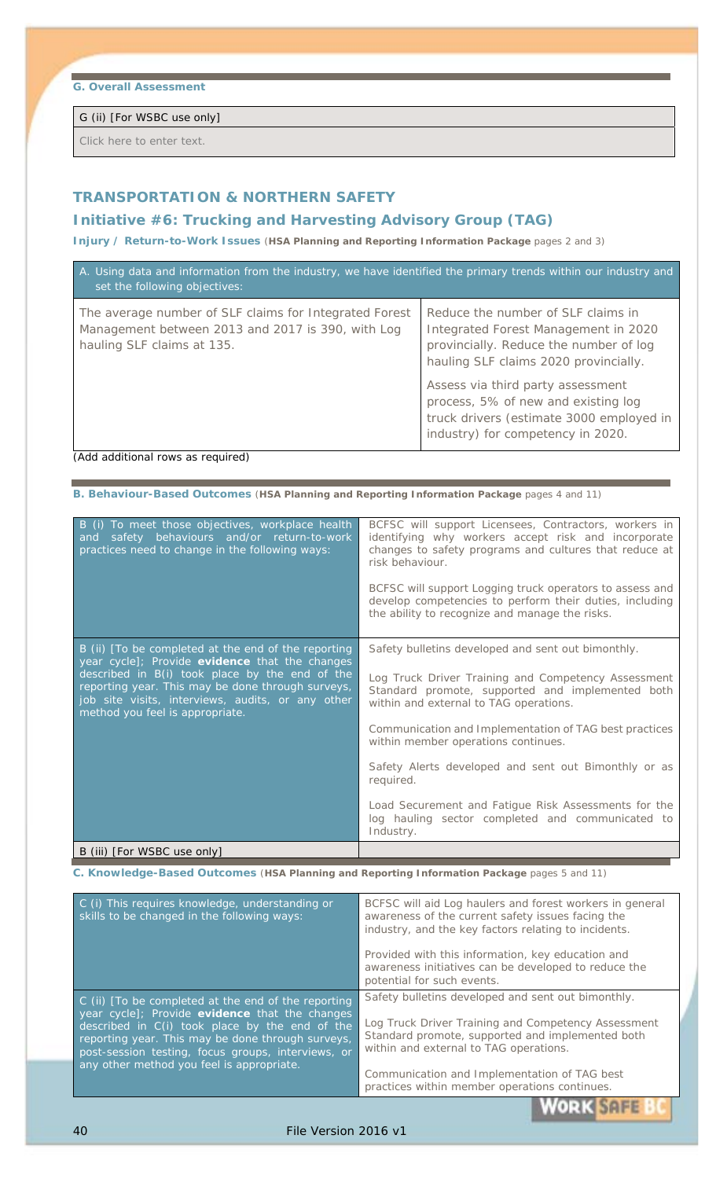**G. Overall Assessment**

| G (ii) [For WSBC use only] |
| --- |
| Click here to enter text. |

## TRANSPORTATION & NORTHERN SAFETY

### Initiative #6: Trucking and Harvesting Advisory Group (TAG)

**Injury / Return-to-Work Issues** (**HSA Planning and Reporting Information Package** pages 2 and 3)

| A. Using data and information from the industry, we have identified the primary trends within our industry and set the following objectives: | |
| --- | --- |
| The average number of SLF claims for Integrated Forest Management between 2013 and 2017 is 390, with Log hauling SLF claims at 135. | Reduce the number of SLF claims in Integrated Forest Management in 2020 provincially. Reduce the number of log hauling SLF claims 2020 provincially.<br><br>Assess via third party assessment process, 5% of new and existing log truck drivers (estimate 3000 employed in industry) for competency in 2020. |

(Add additional rows as required)

**B. Behaviour-Based Outcomes** (**HSA Planning and Reporting Information Package** pages 4 and 11)

| | |
| --- | --- |
| B (i) To meet those objectives, workplace health and safety behaviours and/or return-to-work practices need to change in the following ways: | BCFSC will support Licensees, Contractors, workers in identifying why workers accept risk and incorporate changes to safety programs and cultures that reduce at risk behaviour.<br><br>BCFSC will support Logging truck operators to assess and develop competencies to perform their duties, including the ability to recognize and manage the risks. |
| B (ii) [To be completed at the end of the reporting year cycle]; Provide **evidence** that the changes described in B(i) took place by the end of the reporting year. This may be done through surveys, job site visits, interviews, audits, or any other method you feel is appropriate. | Safety bulletins developed and sent out bimonthly.<br><br>Log Truck Driver Training and Competency Assessment Standard promote, supported and implemented both within and external to TAG operations.<br><br>Communication and Implementation of TAG best practices within member operations continues.<br><br>Safety Alerts developed and sent out Bimonthly or as required.<br><br>Load Securement and Fatigue Risk Assessments for the log hauling sector completed and communicated to Industry. |
| B (iii) [For WSBC use only] | |

**C. Knowledge-Based Outcomes** (**HSA Planning and Reporting Information Package** pages 5 and 11)

| | |
| --- | --- |
| C (i) This requires knowledge, understanding or skills to be changed in the following ways: | BCFSC will aid Log haulers and forest workers in general awareness of the current safety issues facing the industry, and the key factors relating to incidents.<br><br>Provided with this information, key education and awareness initiatives can be developed to reduce the potential for such events. |
| C (ii) [To be completed at the end of the reporting year cycle]; Provide **evidence** that the changes described in C(i) took place by the end of the reporting year. This may be done through surveys, post-session testing, focus groups, interviews, or any other method you feel is appropriate. | Safety bulletins developed and sent out bimonthly.<br><br>Log Truck Driver Training and Competency Assessment Standard promote, supported and implemented both within and external to TAG operations.<br><br>Communication and Implementation of TAG best practices within member operations continues. |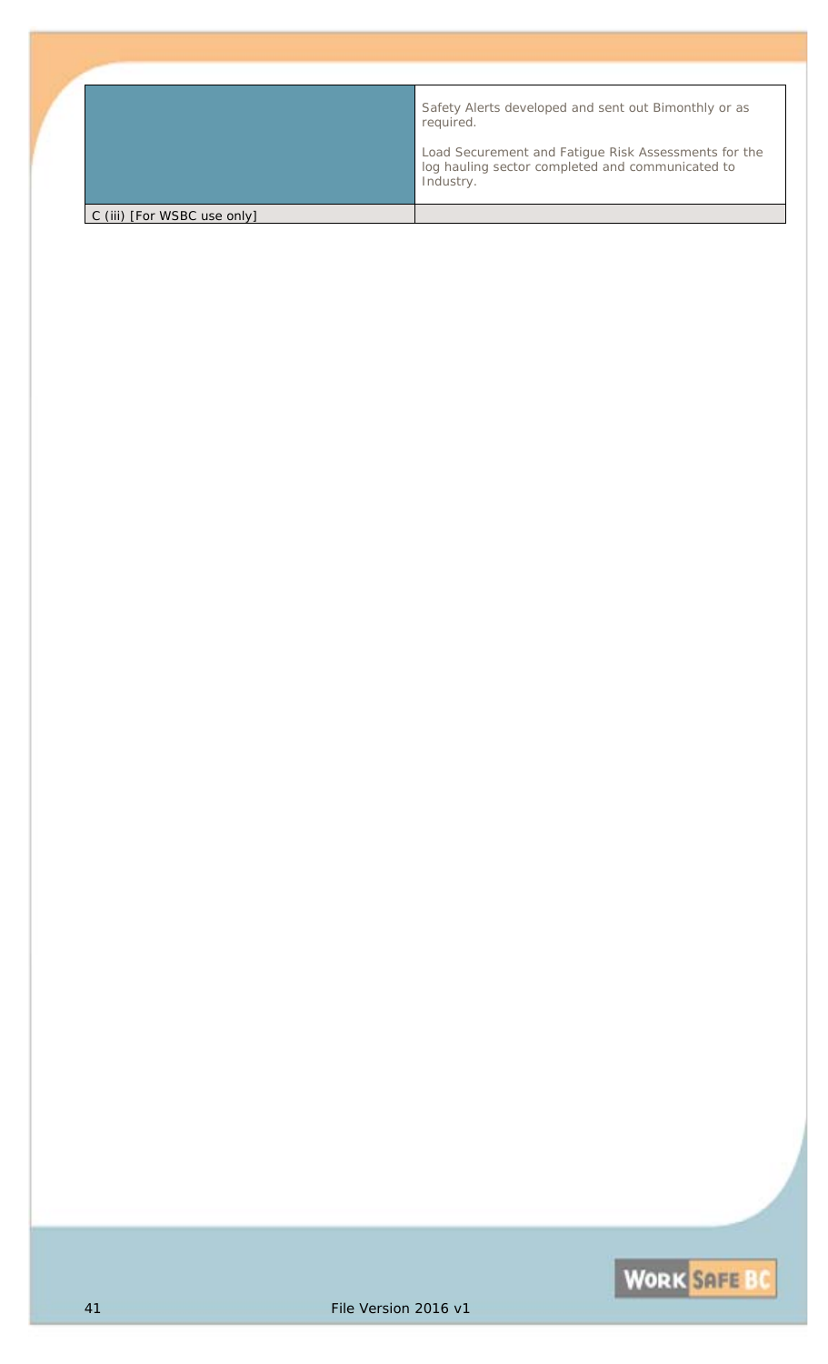| | |
|---|---|
| | Safety Alerts developed and sent out Bimonthly or as required.<br><br>Load Securement and Fatigue Risk Assessments for the log hauling sector completed and communicated to Industry. |
| C (iii) [For WSBC use only] | |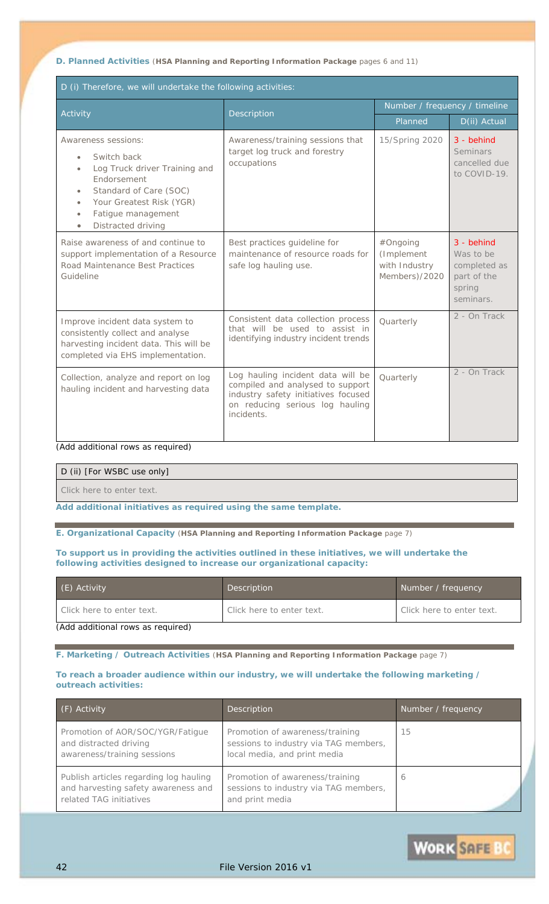**D. Planned Activities** (**HSA Planning and Reporting Information Package** pages 6 and 11)

| D (i) Therefore, we will undertake the following activities: | | | |
|---|---|---|---|
| Activity | Description | Number / frequency / timeline | |
| | | Planned | D(ii) Actual |
| Awareness sessions:<br>• Switch back<br>• Log Truck driver Training and Endorsement<br>• Standard of Care (SOC)<br>• Your Greatest Risk (YGR)<br>• Fatigue management<br>• Distracted driving | Awareness/training sessions that target log truck and forestry occupations | 15/Spring 2020 | 3 - behind<br>Seminars cancelled due to COVID-19. |
| Raise awareness of and continue to support implementation of a Resource Road Maintenance Best Practices Guideline | Best practices guideline for maintenance of resource roads for safe log hauling use. | #Ongoing (Implement with Industry Members)/2020 | 3 - behind<br>Was to be completed as part of the spring seminars. |
| Improve incident data system to consistently collect and analyse harvesting incident data. This will be completed via EHS implementation. | Consistent data collection process that will be used to assist in identifying industry incident trends | Quarterly | 2 - On Track |
| Collection, analyze and report on log hauling incident and harvesting data | Log hauling incident data will be compiled and analysed to support industry safety initiatives focused on reducing serious log hauling incidents. | Quarterly | 2 - On Track |

(Add additional rows as required)

| D (ii) [For WSBC use only] |
|---|
| Click here to enter text. |

**Add additional initiatives as required using the same template.**

**E. Organizational Capacity** (**HSA Planning and Reporting Information Package** page 7)

**To support us in providing the activities outlined in these initiatives, we will undertake the following activities designed to increase our organizational capacity:**

| (E) Activity | Description | Number / frequency |
|---|---|---|
| Click here to enter text. | Click here to enter text. | Click here to enter text. |

(Add additional rows as required)

**F. Marketing / Outreach Activities** (**HSA Planning and Reporting Information Package** page 7)

**To reach a broader audience within our industry, we will undertake the following marketing / outreach activities:**

| (F) Activity | Description | Number / frequency |
|---|---|---|
| Promotion of AOR/SOC/YGR/Fatigue and distracted driving awareness/training sessions | Promotion of awareness/training sessions to industry via TAG members, local media, and print media | 15 |
| Publish articles regarding log hauling and harvesting safety awareness and related TAG initiatives | Promotion of awareness/training sessions to industry via TAG members, and print media | 6 |

File Version 2016 v1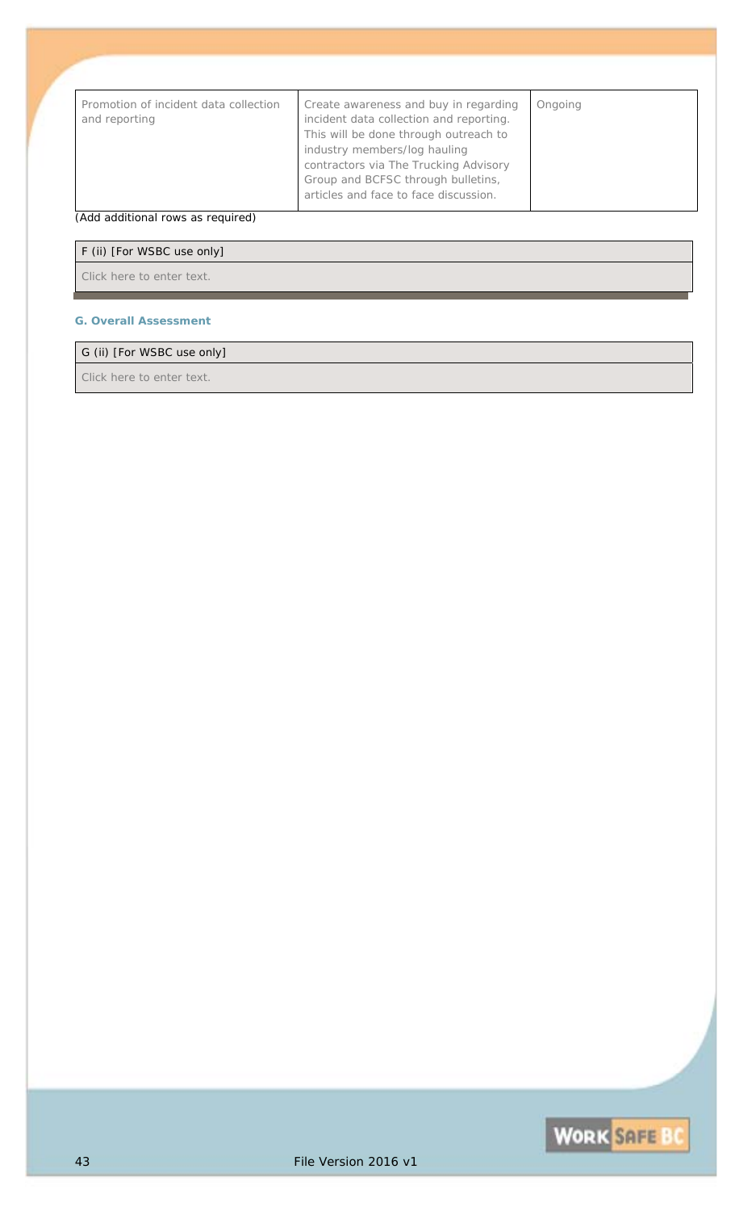| | | |
|---|---|---|
| Promotion of incident data collection and reporting | Create awareness and buy in regarding incident data collection and reporting. This will be done through outreach to industry members/log hauling contractors via The Trucking Advisory Group and BCFSC through bulletins, articles and face to face discussion. | Ongoing |

(Add additional rows as required)

| F (ii) [For WSBC use only] |
|---|
| Click here to enter text. |

**G. Overall Assessment**

| G (ii) [For WSBC use only] |
|---|
| Click here to enter text. |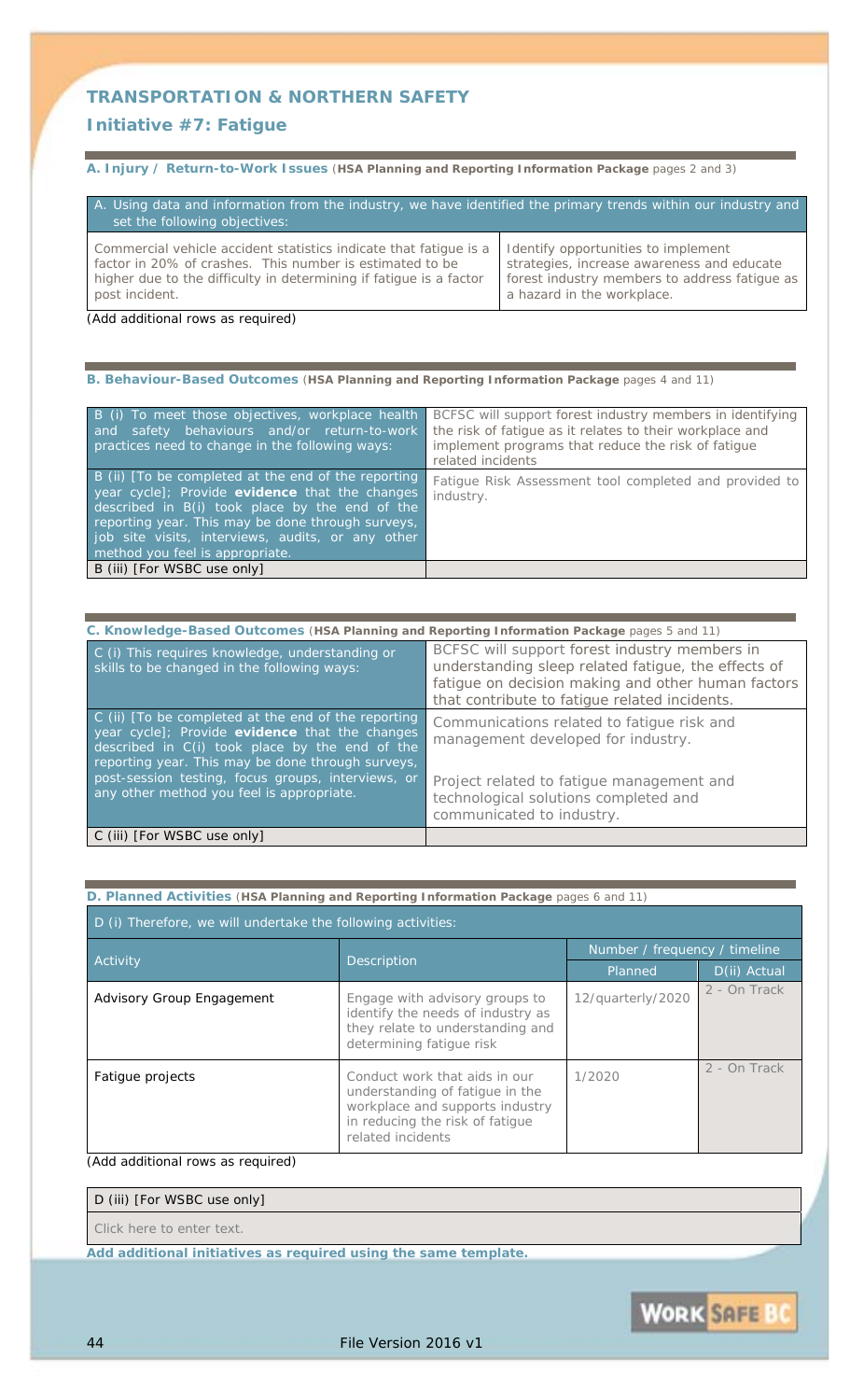## TRANSPORTATION & NORTHERN SAFETY

### Initiative #7: Fatigue

**A. Injury / Return-to-Work Issues** (**HSA Planning and Reporting Information Package** pages 2 and 3)

| A. Using data and information from the industry, we have identified the primary trends within our industry and set the following objectives: | |
|---|---|
| Commercial vehicle accident statistics indicate that fatigue is a factor in 20% of crashes. This number is estimated to be higher due to the difficulty in determining if fatigue is a factor post incident. | Identify opportunities to implement strategies, increase awareness and educate forest industry members to address fatigue as a hazard in the workplace. |

(Add additional rows as required)

**B. Behaviour-Based Outcomes** (**HSA Planning and Reporting Information Package** pages 4 and 11)

| | |
|---|---|
| B (i) To meet those objectives, workplace health and safety behaviours and/or return-to-work practices need to change in the following ways: | BCFSC will support forest industry members in identifying the risk of fatigue as it relates to their workplace and implement programs that reduce the risk of fatigue related incidents |
| B (ii) [To be completed at the end of the reporting year cycle]; Provide **evidence** that the changes described in B(i) took place by the end of the reporting year. This may be done through surveys, job site visits, interviews, audits, or any other method you feel is appropriate. | Fatigue Risk Assessment tool completed and provided to industry. |
| B (iii) [For WSBC use only] | |

**C. Knowledge-Based Outcomes** (**HSA Planning and Reporting Information Package** pages 5 and 11)

| | |
|---|---|
| C (i) This requires knowledge, understanding or skills to be changed in the following ways: | BCFSC will support forest industry members in understanding sleep related fatigue, the effects of fatigue on decision making and other human factors that contribute to fatigue related incidents. |
| C (ii) [To be completed at the end of the reporting year cycle]; Provide **evidence** that the changes described in C(i) took place by the end of the reporting year. This may be done through surveys, post-session testing, focus groups, interviews, or any other method you feel is appropriate. | Communications related to fatigue risk and management developed for industry.<br><br>Project related to fatigue management and technological solutions completed and communicated to industry. |
| C (iii) [For WSBC use only] | |

**D. Planned Activities** (**HSA Planning and Reporting Information Package** pages 6 and 11)

D (i) Therefore, we will undertake the following activities:

| Activity | Description | Number / frequency / timeline | |
|---|---|---|---|
| | | Planned | D(ii) Actual |
| Advisory Group Engagement | Engage with advisory groups to identify the needs of industry as they relate to understanding and determining fatigue risk | 12/quarterly/2020 | 2 - On Track |
| Fatigue projects | Conduct work that aids in our understanding of fatigue in the workplace and supports industry in reducing the risk of fatigue related incidents | 1/2020 | 2 - On Track |

(Add additional rows as required)

| D (iii) [For WSBC use only] |
|---|
| Click here to enter text. |

**Add additional initiatives as required using the same template.**

File Version 2016 v1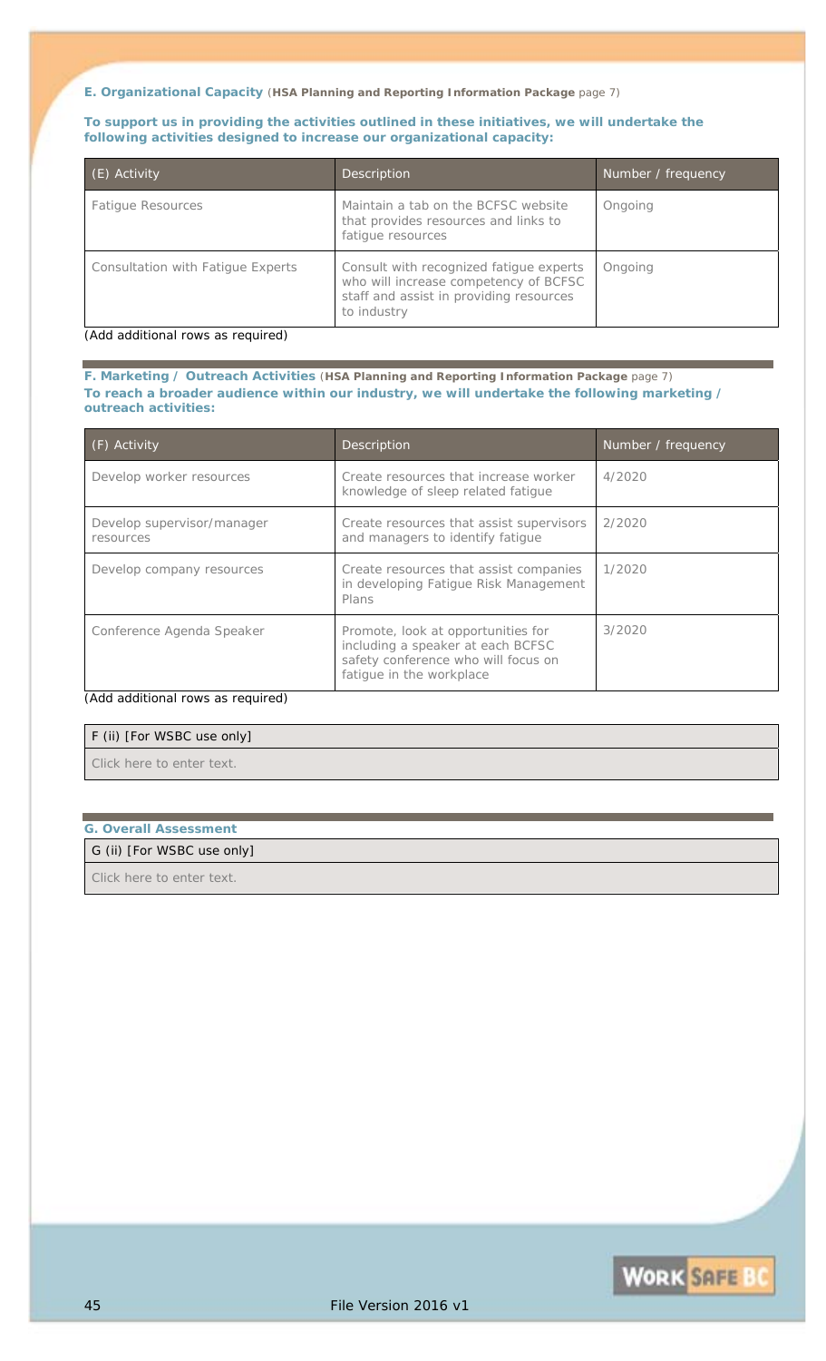**E. Organizational Capacity** (**HSA Planning and Reporting Information Package** page 7)

**To support us in providing the activities outlined in these initiatives, we will undertake the following activities designed to increase our organizational capacity:**

| (E) Activity | Description | Number / frequency |
|---|---|---|
| Fatigue Resources | Maintain a tab on the BCFSC website that provides resources and links to fatigue resources | Ongoing |
| Consultation with Fatigue Experts | Consult with recognized fatigue experts who will increase competency of BCFSC staff and assist in providing resources to industry | Ongoing |

(Add additional rows as required)

**F. Marketing / Outreach Activities** (**HSA Planning and Reporting Information Package** page 7)

**To reach a broader audience within our industry, we will undertake the following marketing / outreach activities:**

| (F) Activity | Description | Number / frequency |
|---|---|---|
| Develop worker resources | Create resources that increase worker knowledge of sleep related fatigue | 4/2020 |
| Develop supervisor/manager resources | Create resources that assist supervisors and managers to identify fatigue | 2/2020 |
| Develop company resources | Create resources that assist companies in developing Fatigue Risk Management Plans | 1/2020 |
| Conference Agenda Speaker | Promote, look at opportunities for including a speaker at each BCFSC safety conference who will focus on fatigue in the workplace | 3/2020 |

(Add additional rows as required)

| F (ii) [For WSBC use only] |
|---|
| Click here to enter text. |

**G. Overall Assessment**

| G (ii) [For WSBC use only] |
|---|
| Click here to enter text. |

File Version 2016 v1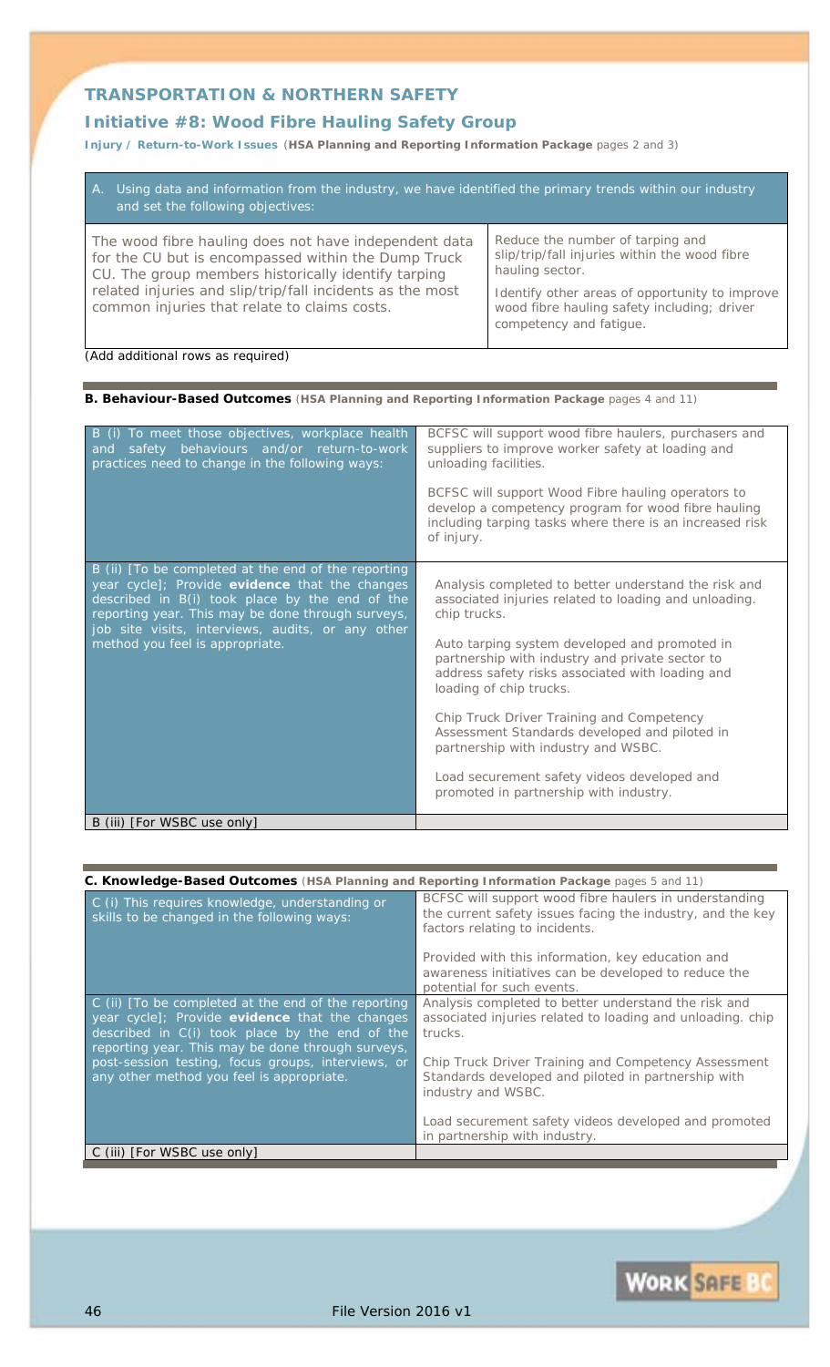## TRANSPORTATION & NORTHERN SAFETY

### Initiative #8: Wood Fibre Hauling Safety Group

**Injury / Return-to-Work Issues** (**HSA Planning and Reporting Information Package** pages 2 and 3)

| A. Using data and information from the industry, we have identified the primary trends within our industry and set the following objectives: | |
|---|---|
| The wood fibre hauling does not have independent data for the CU but is encompassed within the Dump Truck CU. The group members historically identify tarping related injuries and slip/trip/fall incidents as the most common injuries that relate to claims costs. | Reduce the number of tarping and slip/trip/fall injuries within the wood fibre hauling sector.<br><br>Identify other areas of opportunity to improve wood fibre hauling safety including; driver competency and fatigue. |

(Add additional rows as required)

**B. Behaviour-Based Outcomes** (**HSA Planning and Reporting Information Package** pages 4 and 11)

| | |
|---|---|
| B (i) To meet those objectives, workplace health and safety behaviours and/or return-to-work practices need to change in the following ways: | BCFSC will support wood fibre haulers, purchasers and suppliers to improve worker safety at loading and unloading facilities.<br><br>BCFSC will support Wood Fibre hauling operators to develop a competency program for wood fibre hauling including tarping tasks where there is an increased risk of injury. |
| B (ii) [To be completed at the end of the reporting year cycle]; Provide **evidence** that the changes described in B(i) took place by the end of the reporting year. This may be done through surveys, job site visits, interviews, audits, or any other method you feel is appropriate. | Analysis completed to better understand the risk and associated injuries related to loading and unloading. chip trucks.<br><br>Auto tarping system developed and promoted in partnership with industry and private sector to address safety risks associated with loading and loading of chip trucks.<br><br>Chip Truck Driver Training and Competency Assessment Standards developed and piloted in partnership with industry and WSBC.<br><br>Load securement safety videos developed and promoted in partnership with industry. |
| B (iii) [For WSBC use only] | |

**C. Knowledge-Based Outcomes** (**HSA Planning and Reporting Information Package** pages 5 and 11)

| | |
|---|---|
| C (i) This requires knowledge, understanding or skills to be changed in the following ways: | BCFSC will support wood fibre haulers in understanding the current safety issues facing the industry, and the key factors relating to incidents.<br><br>Provided with this information, key education and awareness initiatives can be developed to reduce the potential for such events. |
| C (ii) [To be completed at the end of the reporting year cycle]; Provide **evidence** that the changes described in C(i) took place by the end of the reporting year. This may be done through surveys, post-session testing, focus groups, interviews, or any other method you feel is appropriate. | Analysis completed to better understand the risk and associated injuries related to loading and unloading. chip trucks.<br><br>Chip Truck Driver Training and Competency Assessment Standards developed and piloted in partnership with industry and WSBC.<br><br>Load securement safety videos developed and promoted in partnership with industry. |
| C (iii) [For WSBC use only] | |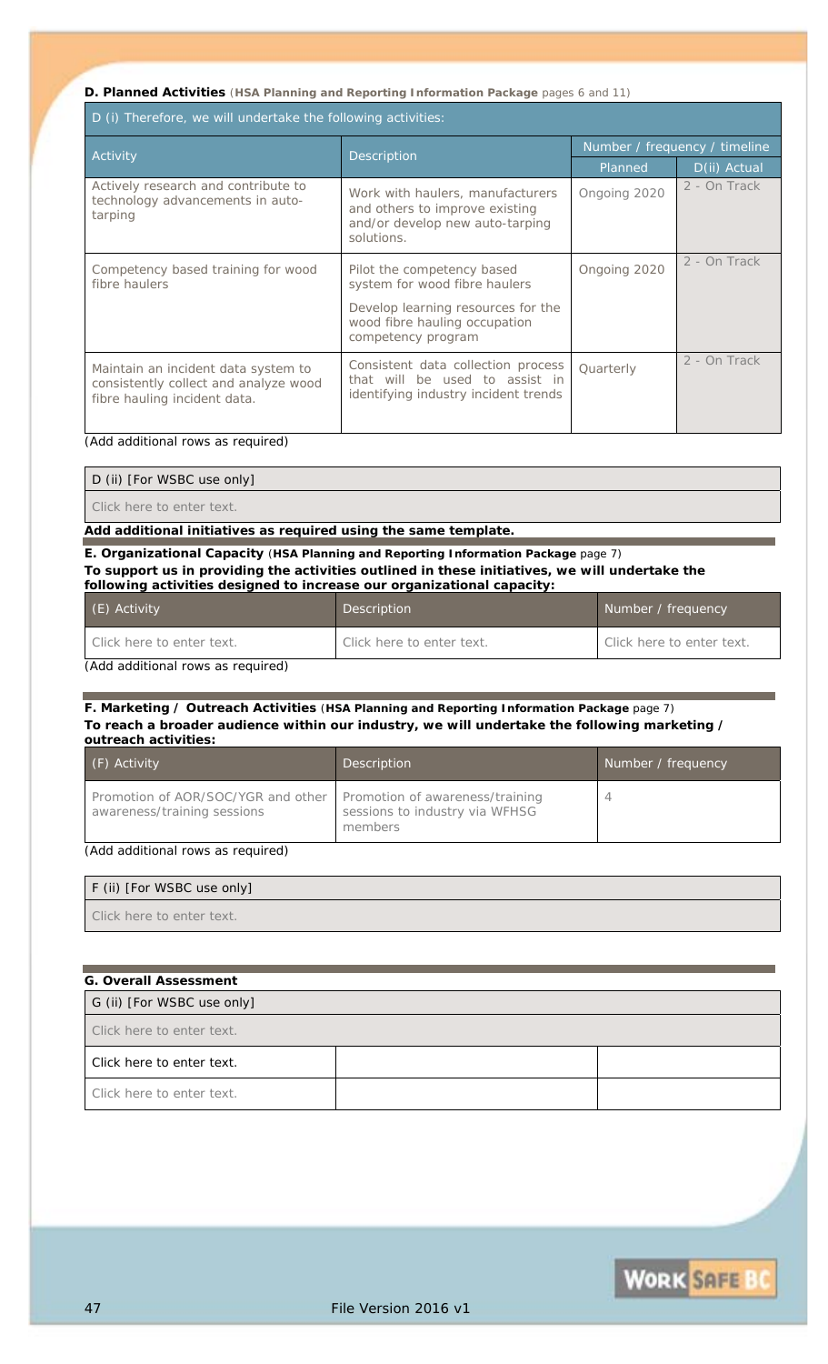**D. Planned Activities** (**HSA Planning and Reporting Information Package** pages 6 and 11)

| D (i) Therefore, we will undertake the following activities: | | | |
|---|---|---|---|
| Activity | Description | Number / frequency / timeline | |
| | | Planned | D(ii) Actual |
| Actively research and contribute to technology advancements in auto-tarping | Work with haulers, manufacturers and others to improve existing and/or develop new auto-tarping solutions. | Ongoing 2020 | 2 - On Track |
| Competency based training for wood fibre haulers | Pilot the competency based system for wood fibre haulers<br><br>Develop learning resources for the wood fibre hauling occupation competency program | Ongoing 2020 | 2 - On Track |
| Maintain an incident data system to consistently collect and analyze wood fibre hauling incident data. | Consistent data collection process that will be used to assist in identifying industry incident trends | Quarterly | 2 - On Track |

(Add additional rows as required)

| D (ii) [For WSBC use only] |
|---|
| Click here to enter text. |

**Add additional initiatives as required using the same template.**

**E. Organizational Capacity** (**HSA Planning and Reporting Information Package** page 7)
**To support us in providing the activities outlined in these initiatives, we will undertake the following activities designed to increase our organizational capacity:**

| (E) Activity | Description | Number / frequency |
|---|---|---|
| Click here to enter text. | Click here to enter text. | Click here to enter text. |

(Add additional rows as required)

**F. Marketing / Outreach Activities** (**HSA Planning and Reporting Information Package** page 7)
**To reach a broader audience within our industry, we will undertake the following marketing / outreach activities:**

| (F) Activity | Description | Number / frequency |
|---|---|---|
| Promotion of AOR/SOC/YGR and other awareness/training sessions | Promotion of awareness/training sessions to industry via WFHSG members | 4 |

(Add additional rows as required)

| F (ii) [For WSBC use only] |
|---|
| Click here to enter text. |

**G. Overall Assessment**

| G (ii) [For WSBC use only] | | |
|---|---|---|
| Click here to enter text. | | |
| Click here to enter text. | | |
| Click here to enter text. | | |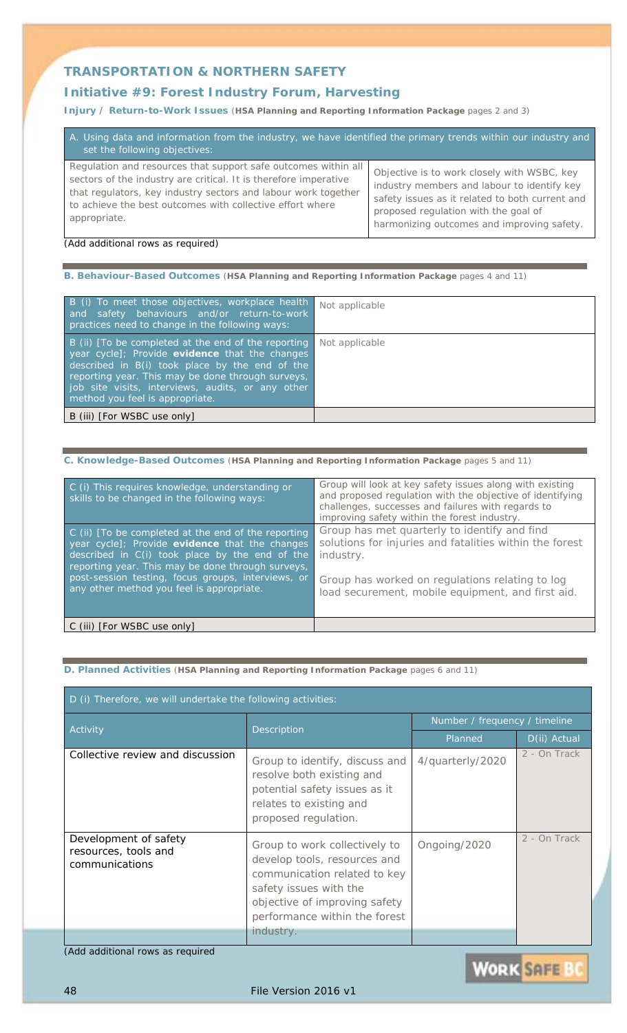## TRANSPORTATION & NORTHERN SAFETY

### Initiative #9: Forest Industry Forum, Harvesting

**Injury / Return-to-Work Issues** (**HSA Planning and Reporting Information Package** pages 2 and 3)

| A. Using data and information from the industry, we have identified the primary trends within our industry and set the following objectives: | |
|---|---|
| Regulation and resources that support safe outcomes within all sectors of the industry are critical. It is therefore imperative that regulators, key industry sectors and labour work together to achieve the best outcomes with collective effort where appropriate. | Objective is to work closely with WSBC, key industry members and labour to identify key safety issues as it related to both current and proposed regulation with the goal of harmonizing outcomes and improving safety. |

(Add additional rows as required)

**B. Behaviour-Based Outcomes** (**HSA Planning and Reporting Information Package** pages 4 and 11)

| | |
|---|---|
| B (i) To meet those objectives, workplace health and safety behaviours and/or return-to-work practices need to change in the following ways: | Not applicable |
| B (ii) [To be completed at the end of the reporting year cycle]; Provide **evidence** that the changes described in B(i) took place by the end of the reporting year. This may be done through surveys, job site visits, interviews, audits, or any other method you feel is appropriate. | Not applicable |
| B (iii) [For WSBC use only] | |

**C. Knowledge-Based Outcomes** (**HSA Planning and Reporting Information Package** pages 5 and 11)

| | |
|---|---|
| C (i) This requires knowledge, understanding or skills to be changed in the following ways: | Group will look at key safety issues along with existing and proposed regulation with the objective of identifying challenges, successes and failures with regards to improving safety within the forest industry. |
| C (ii) [To be completed at the end of the reporting year cycle]; Provide **evidence** that the changes described in C(i) took place by the end of the reporting year. This may be done through surveys, post-session testing, focus groups, interviews, or any other method you feel is appropriate. | Group has met quarterly to identify and find solutions for injuries and fatalities within the forest industry.<br><br>Group has worked on regulations relating to log load securement, mobile equipment, and first aid. |
| C (iii) [For WSBC use only] | |

**D. Planned Activities** (**HSA Planning and Reporting Information Package** pages 6 and 11)

| D (i) Therefore, we will undertake the following activities: | | | |
|---|---|---|---|
| Activity | Description | Number / frequency / timeline | |
| | | Planned | D(ii) Actual |
| Collective review and discussion | Group to identify, discuss and resolve both existing and potential safety issues as it relates to existing and proposed regulation. | 4/quarterly/2020 | 2 - On Track |
| Development of safety resources, tools and communications | Group to work collectively to develop tools, resources and communication related to key safety issues with the objective of improving safety performance within the forest industry. | Ongoing/2020 | 2 - On Track |

(Add additional rows as required

File Version 2016 v1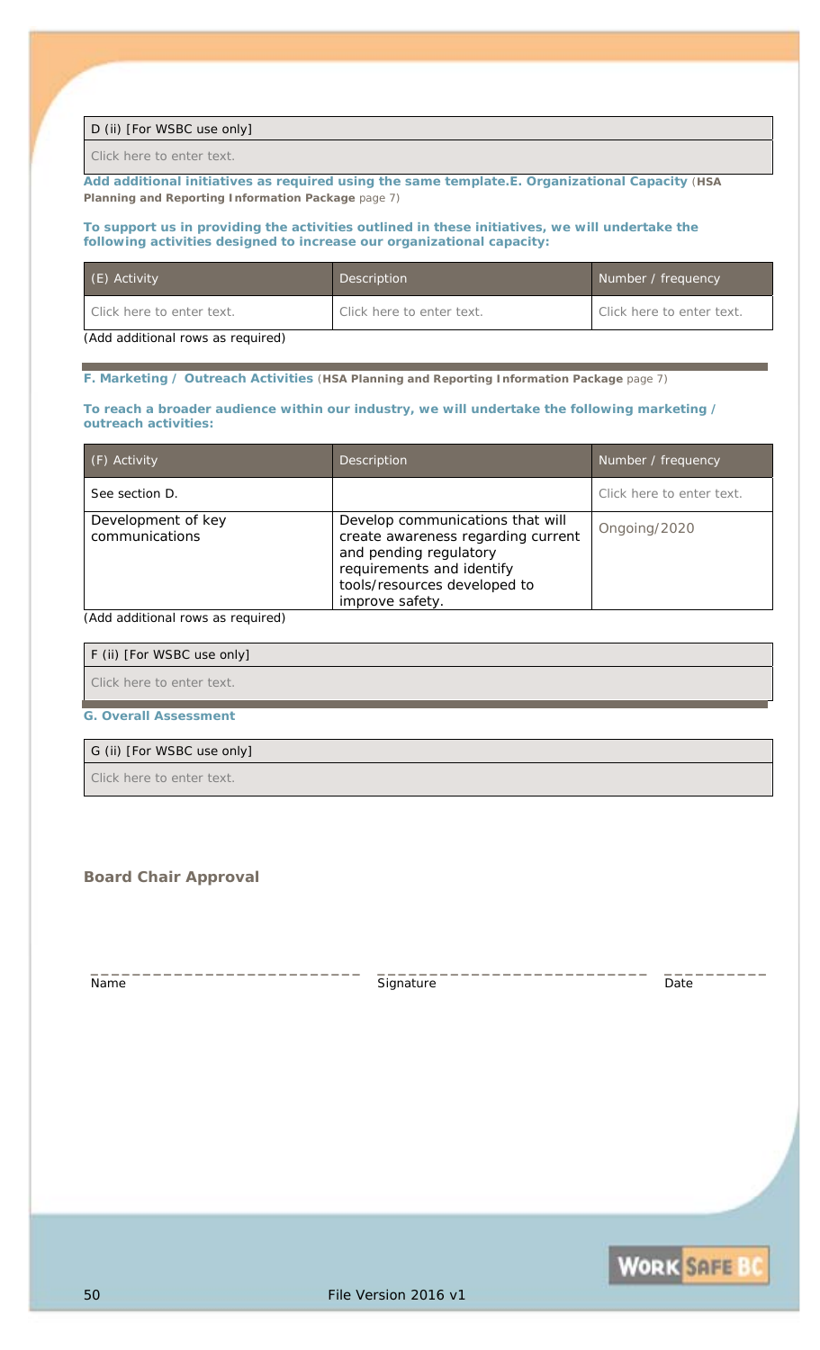| D (ii) [For WSBC use only] |
| --- |
| Click here to enter text. |

**Add additional initiatives as required using the same template.**

**E. Organizational Capacity** (**HSA Planning and Reporting Information Package** page 7)

**To support us in providing the activities outlined in these initiatives, we will undertake the following activities designed to increase our organizational capacity:**

| (E) Activity | Description | Number / frequency |
| --- | --- | --- |
| Click here to enter text. | Click here to enter text. | Click here to enter text. |

(Add additional rows as required)

**F. Marketing / Outreach Activities** (**HSA Planning and Reporting Information Package** page 7)

**To reach a broader audience within our industry, we will undertake the following marketing / outreach activities:**

| (F) Activity | Description | Number / frequency |
| --- | --- | --- |
| See section D. | | Click here to enter text. |
| Development of key communications | Develop communications that will create awareness regarding current and pending regulatory requirements and identify tools/resources developed to improve safety. | Ongoing/2020 |

(Add additional rows as required)

| F (ii) [For WSBC use only] |
| --- |
| Click here to enter text. |

**G. Overall Assessment**

| G (ii) [For WSBC use only] |
| --- |
| Click here to enter text. |

**Board Chair Approval**

| ________________________ | ________________________ | __________ |
| --- | --- | --- |
| Name | Signature | Date |

File Version 2016 v1